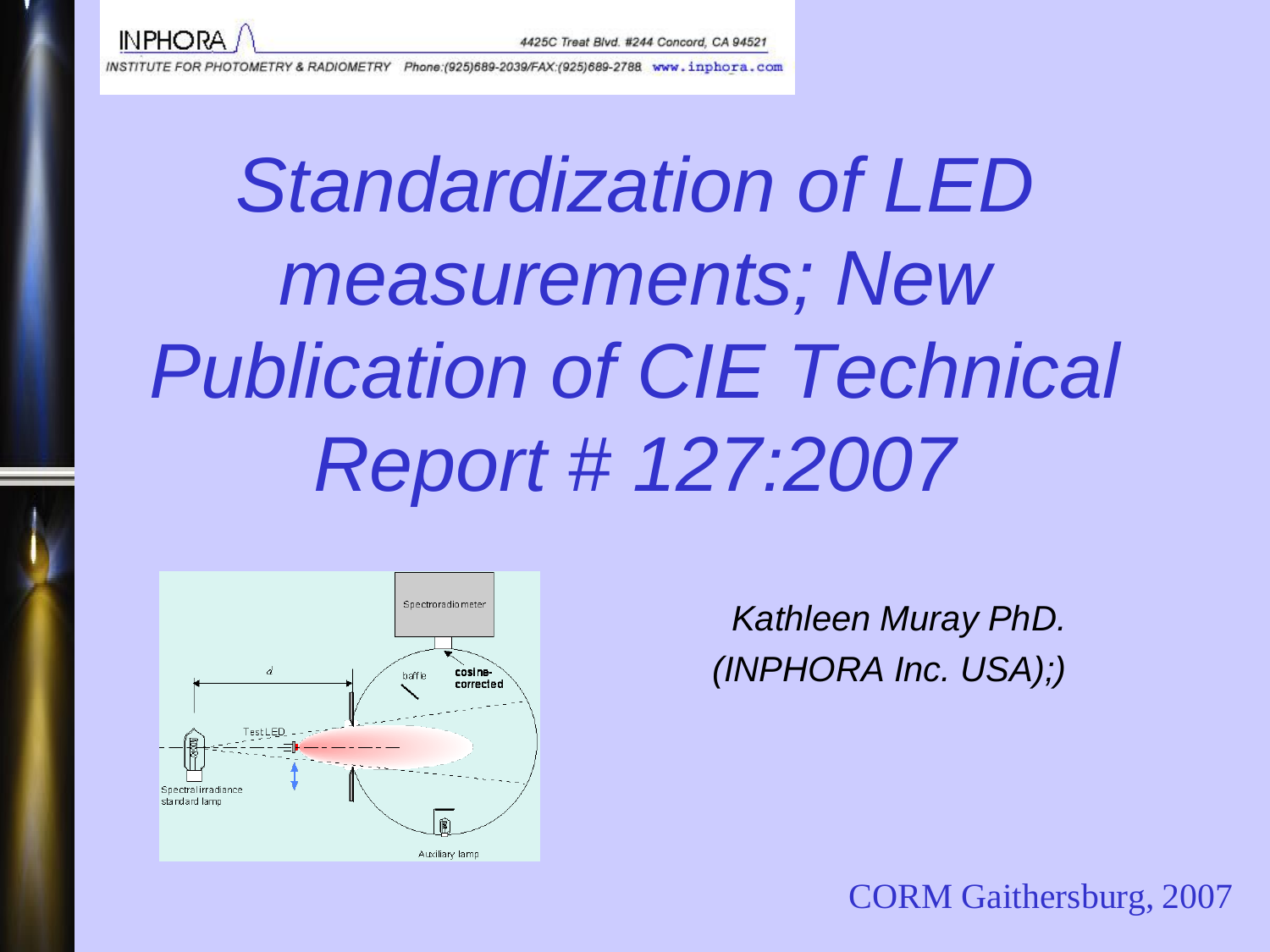INPHORA — INSTITUTE FOR PHOTOMETRY & RADIOMETRY — 4425C Treat Blvd. #244 Concord, CA 94521 — Phone:(925)689-2039/FAX:(925)689-2788 www.inphora.com

# *Standardization of LED measurements; New Publication of CIE Technical Report # 127:2007*

*Kathleen Muray PhD.*
*(INPHORA Inc. USA);)*

CORM Gaithersburg, 2007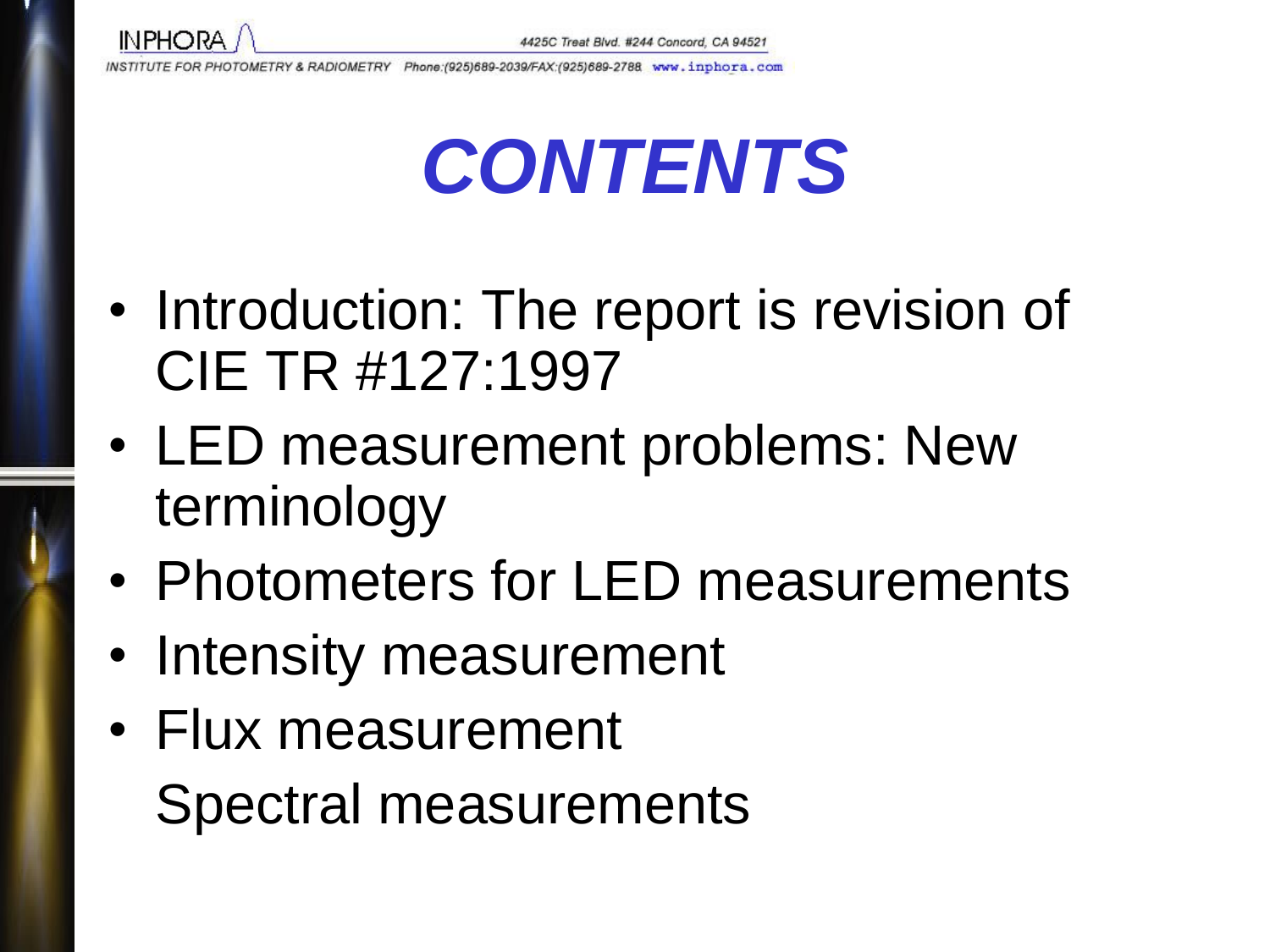# CONTENTS

- Introduction: The report is revision of CIE TR #127:1997
- LED measurement problems: New terminology
- Photometers for LED measurements
- Intensity measurement
- Flux measurement

  Spectral measurements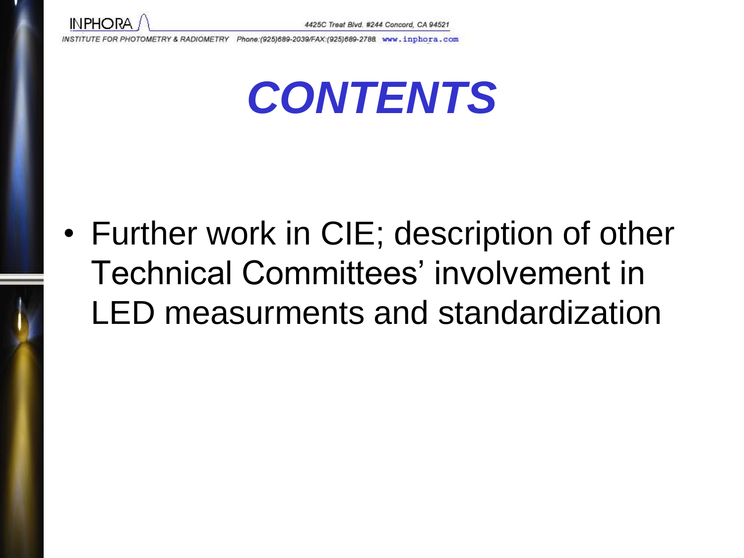# CONTENTS

- Further work in CIE; description of other Technical Committees' involvement in LED measurments and standardization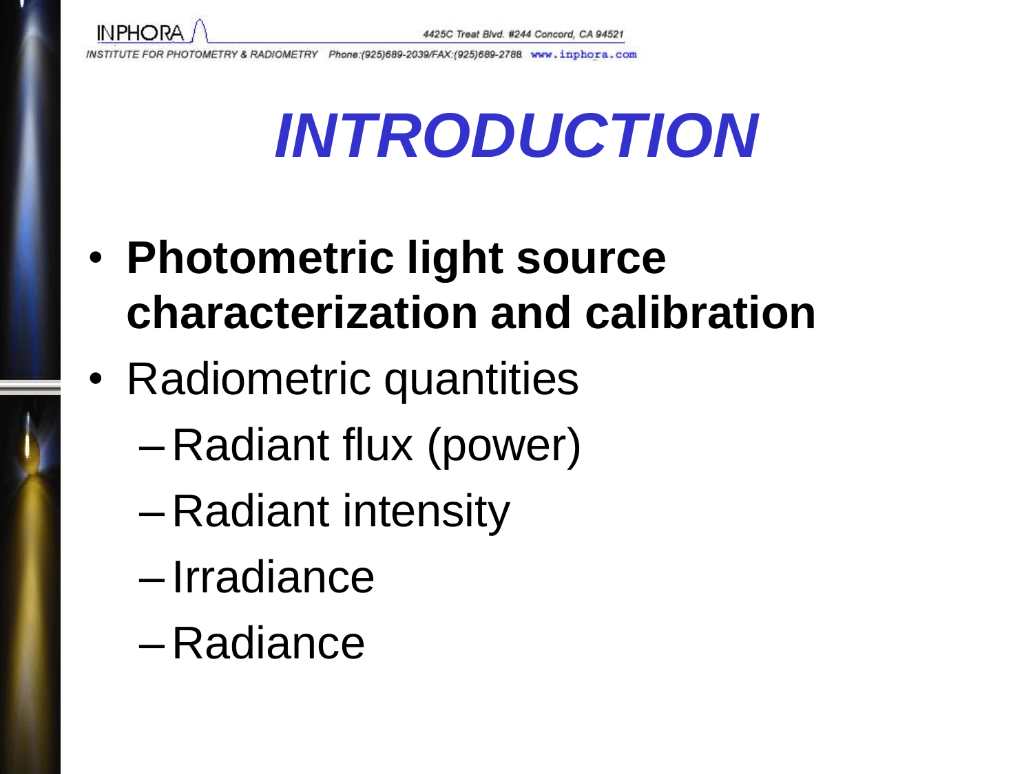# *INTRODUCTION*

- **Photometric light source characterization and calibration**
- Radiometric quantities
  - Radiant flux (power)
  - Radiant intensity
  - Irradiance
  - Radiance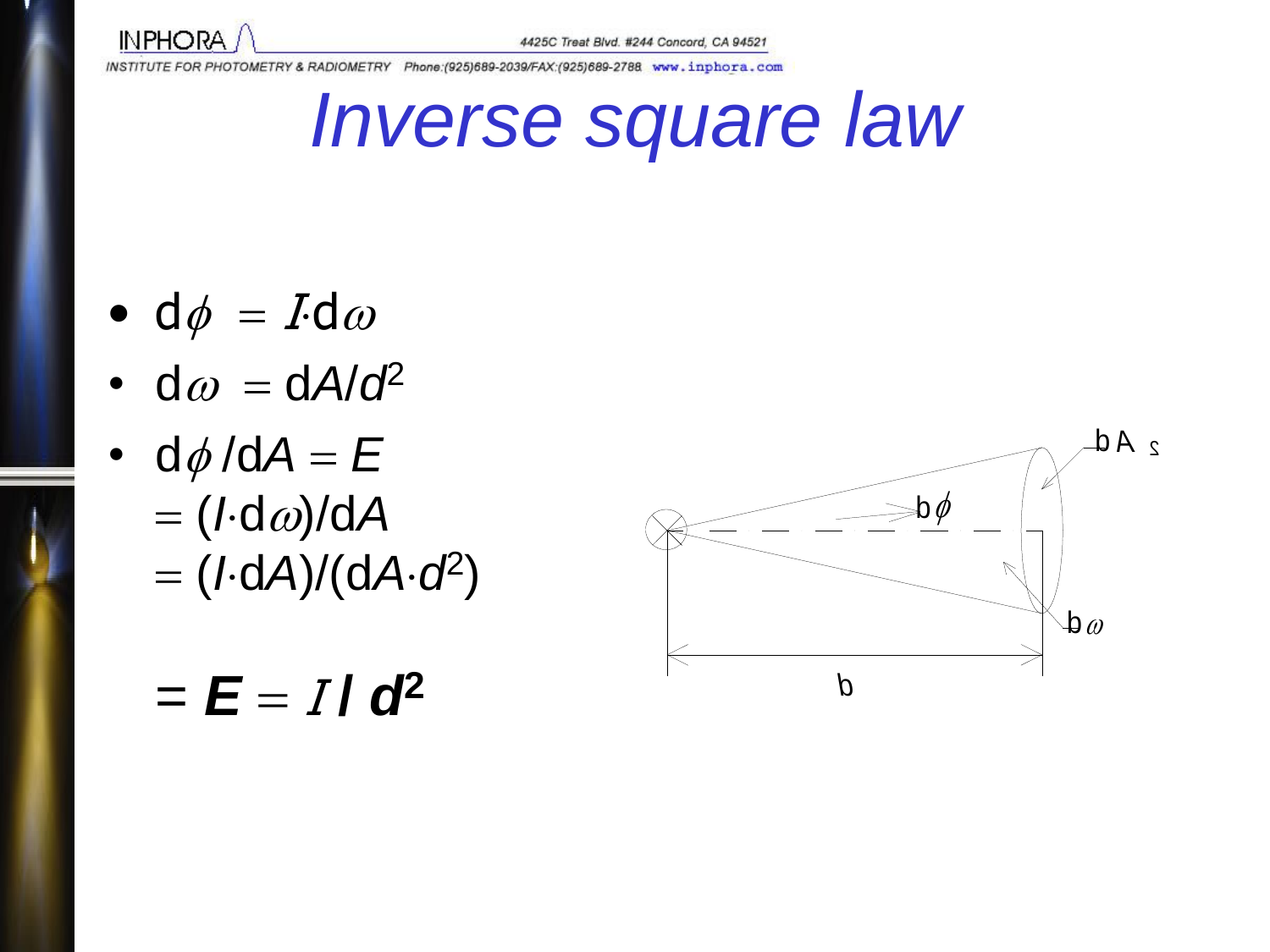# Inverse square law

- $d\phi = I \cdot d\omega$
- $d\omega = dA/d^2$
- $d\phi / dA = E$
  $= (I \cdot d\omega)/dA$
  $= (I \cdot dA)/(dA \cdot d^2)$

  $= \boldsymbol{E} = I \,/\, \boldsymbol{d^2}$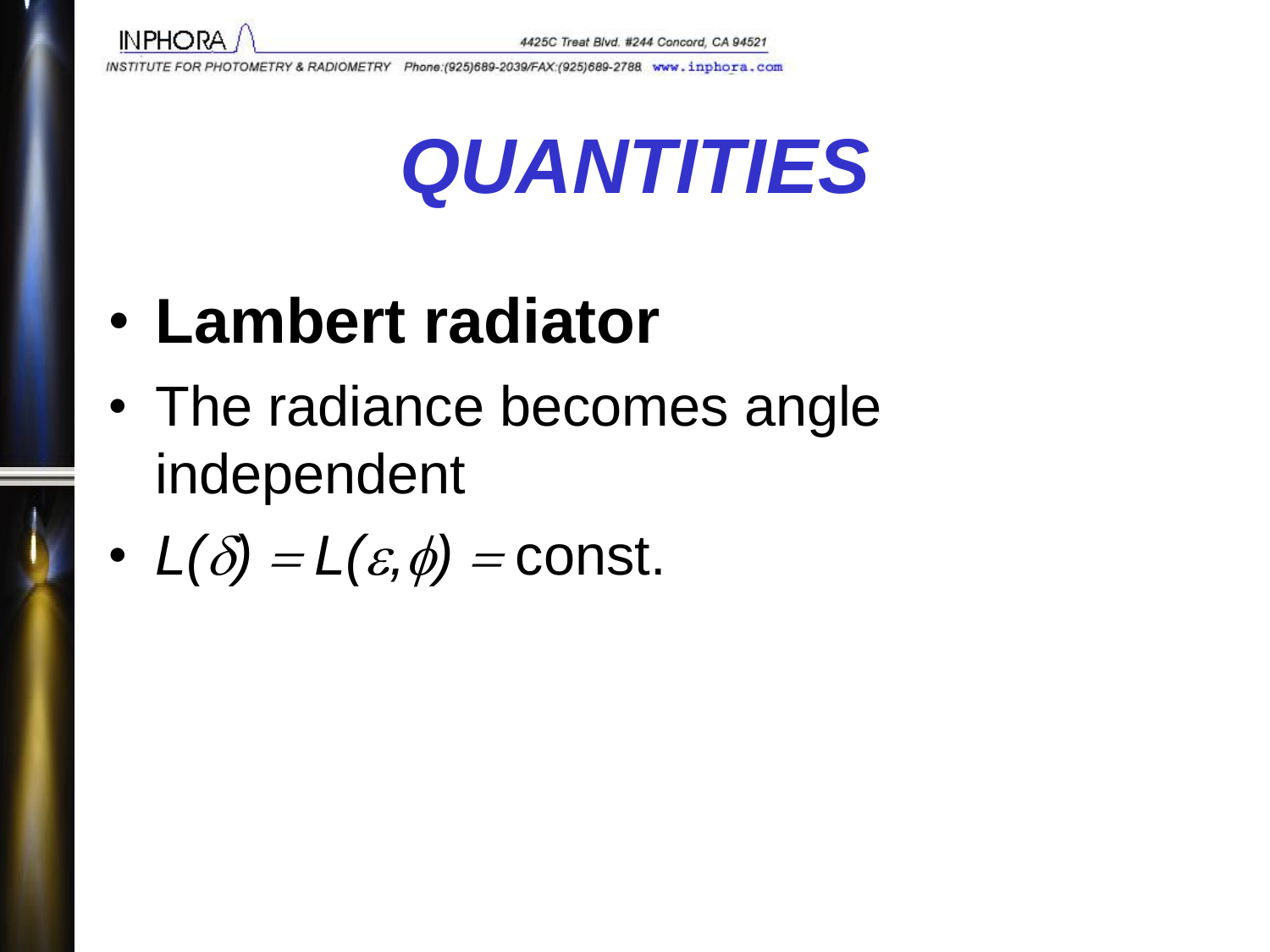# QUANTITIES

- **Lambert radiator**
- The radiance becomes angle independent
- $L(\delta) = L(\varepsilon, \phi) = \text{const.}$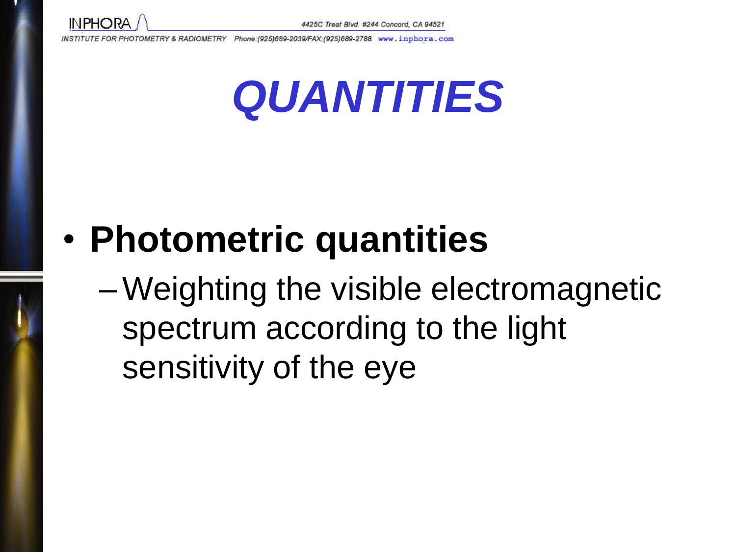# QUANTITIES

- **Photometric quantities**
  - Weighting the visible electromagnetic spectrum according to the light sensitivity of the eye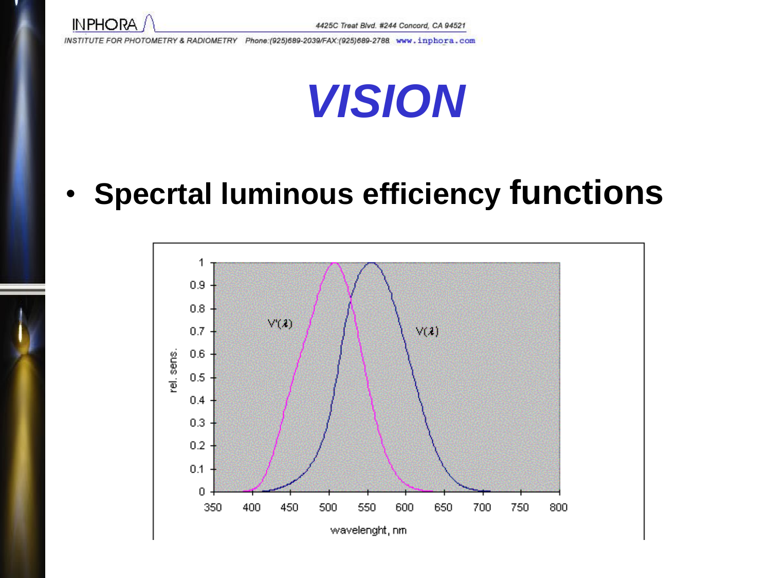# *VISION*

- **Specrtal luminous efficiency functions**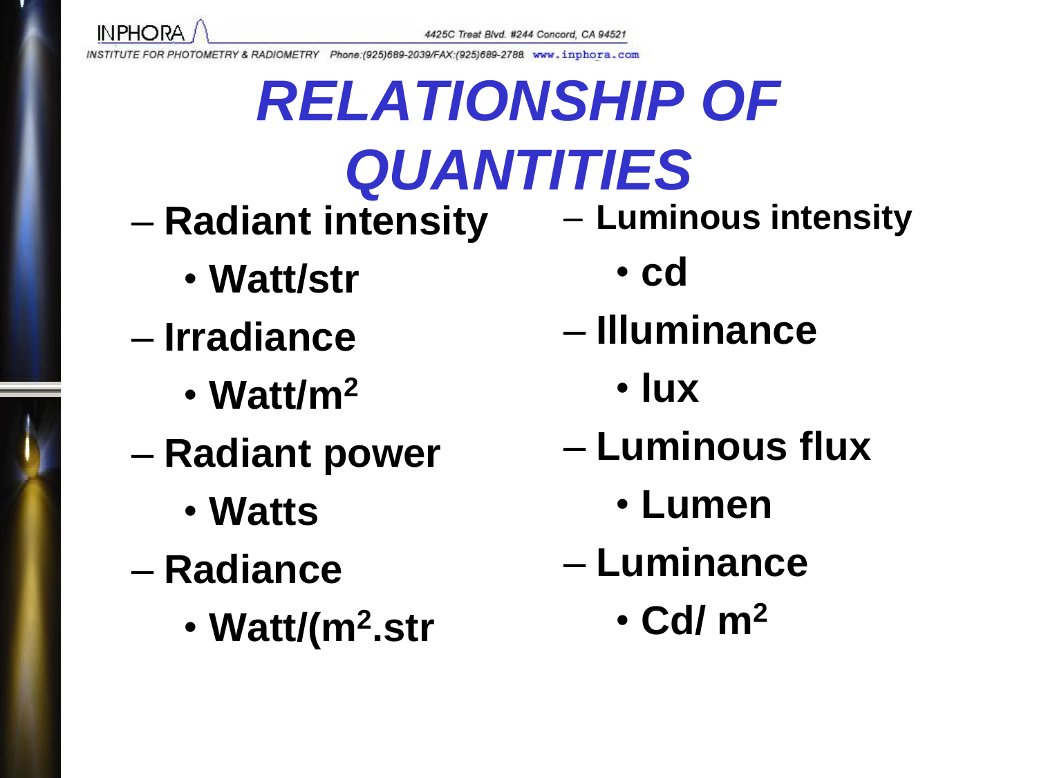# RELATIONSHIP OF QUANTITIES

- Radiant intensity
  - Watt/str
- Irradiance
  - Watt/$m^2$
- Radiant power
  - Watts
- Radiance
  - Watt/($m^2$.str

- Luminous intensity
  - cd
- Illuminance
  - lux
- Luminous flux
  - Lumen
- Luminance
  - Cd/ $m^2$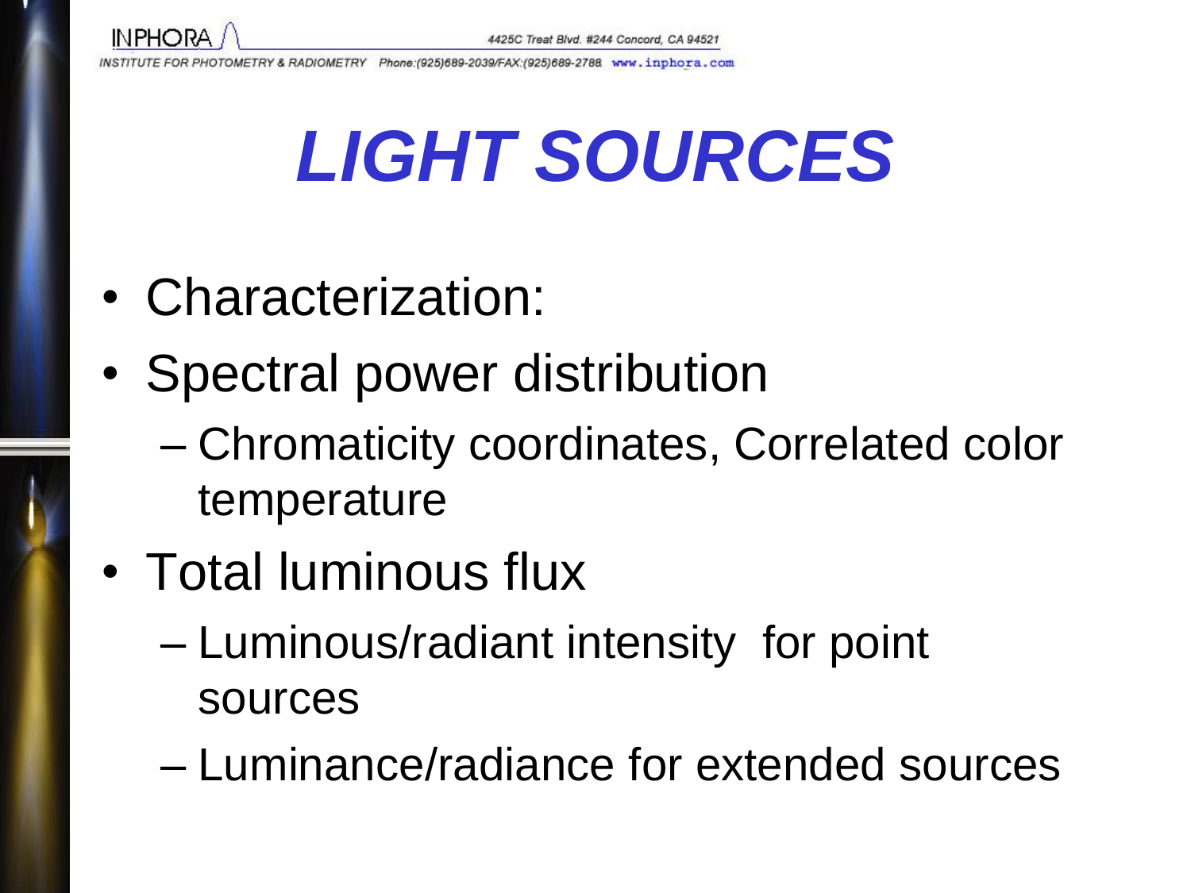# *LIGHT SOURCES*

- Characterization:
- Spectral power distribution
  - Chromaticity coordinates, Correlated color temperature
- Total luminous flux
  - Luminous/radiant intensity for point sources
  - Luminance/radiance for extended sources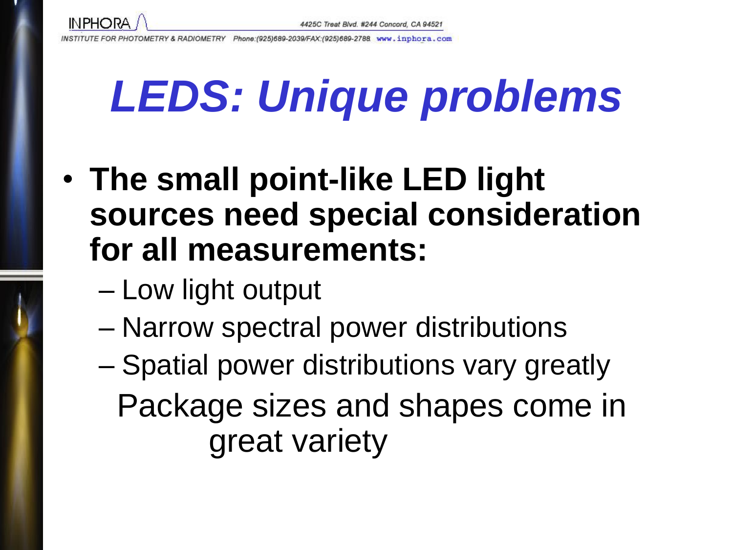# *LEDS: Unique problems*

- **The small point-like LED light sources need special consideration for all measurements:**
  - Low light output
  - Narrow spectral power distributions
  - Spatial power distributions vary greatly

    Package sizes and shapes come in great variety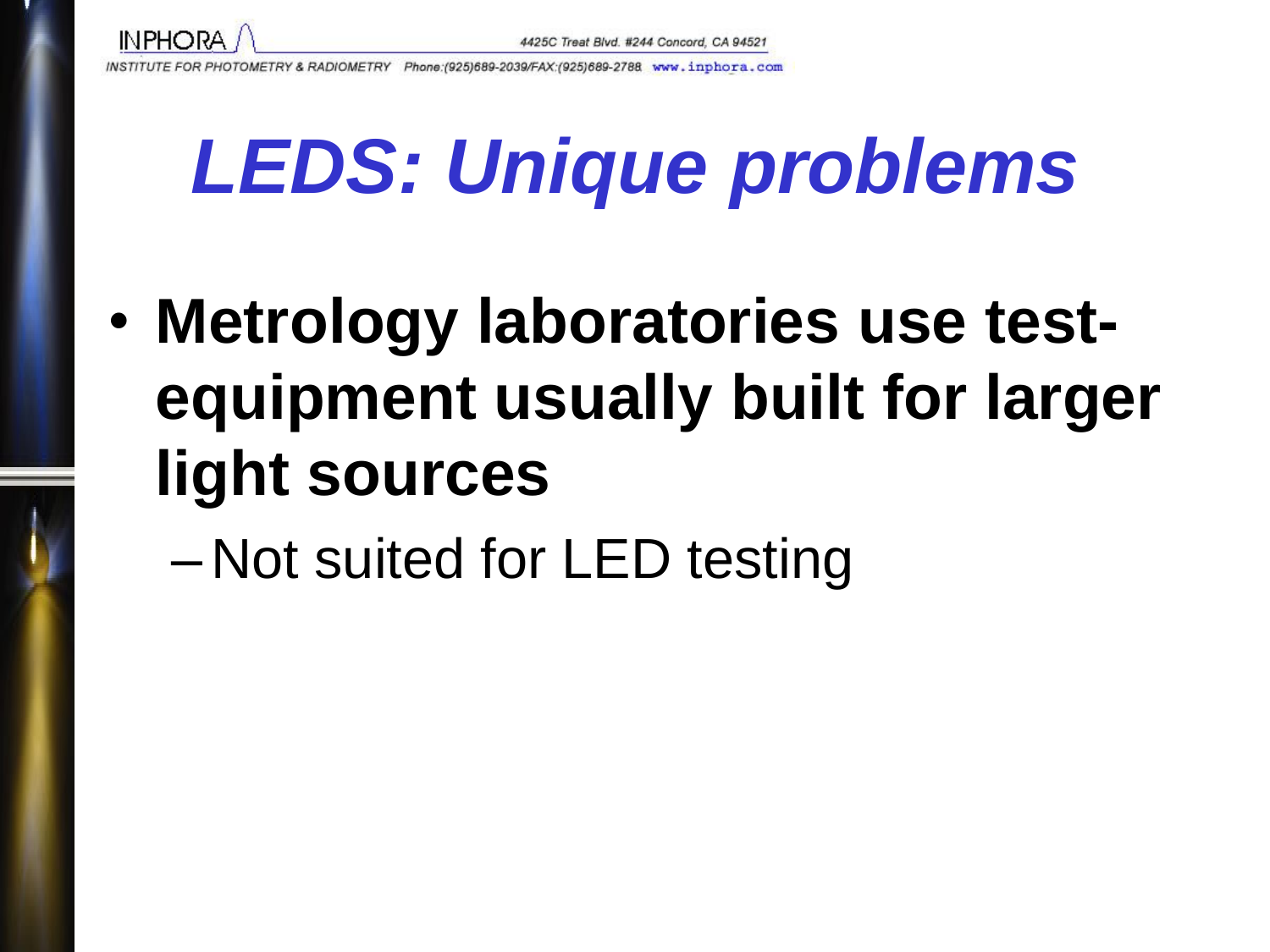# *LEDS: Unique problems*

- **Metrology laboratories use test-equipment usually built for larger light sources**
  - Not suited for LED testing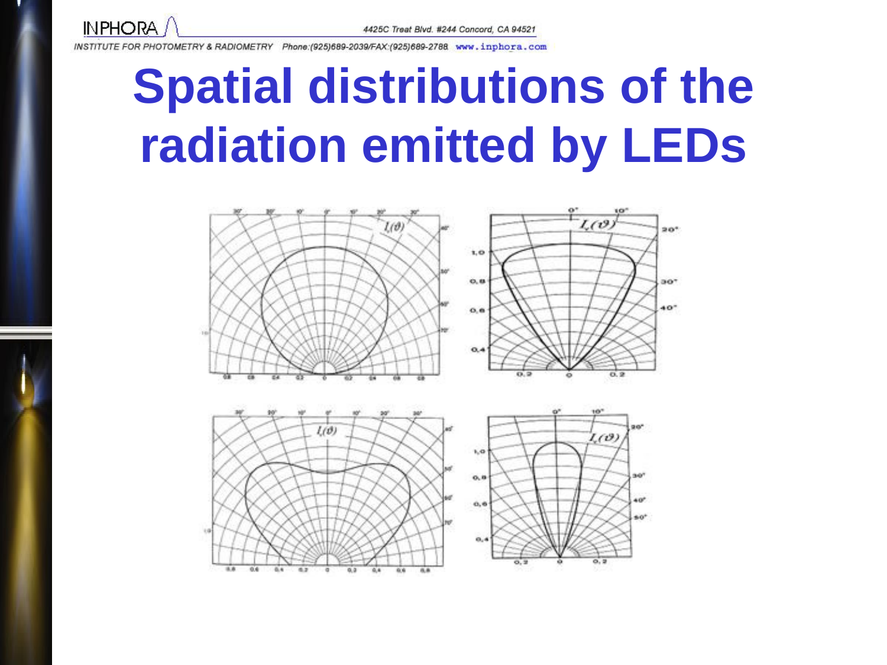# Spatial distributions of the radiation emitted by LEDs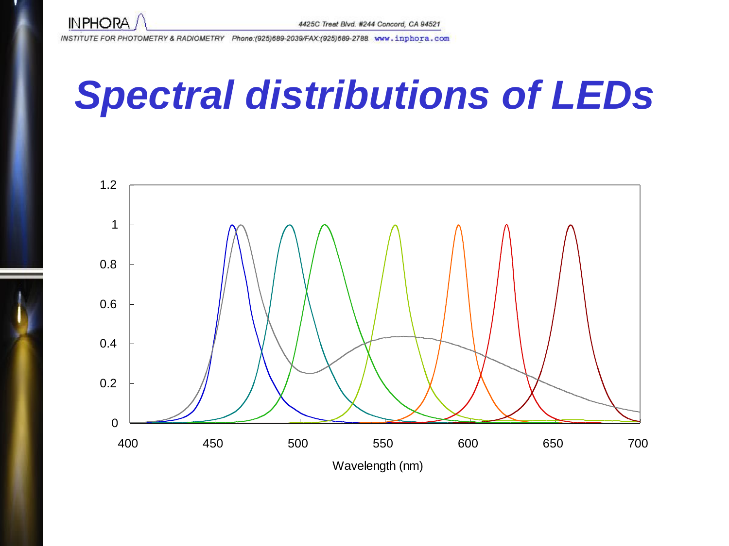# Spectral distributions of LEDs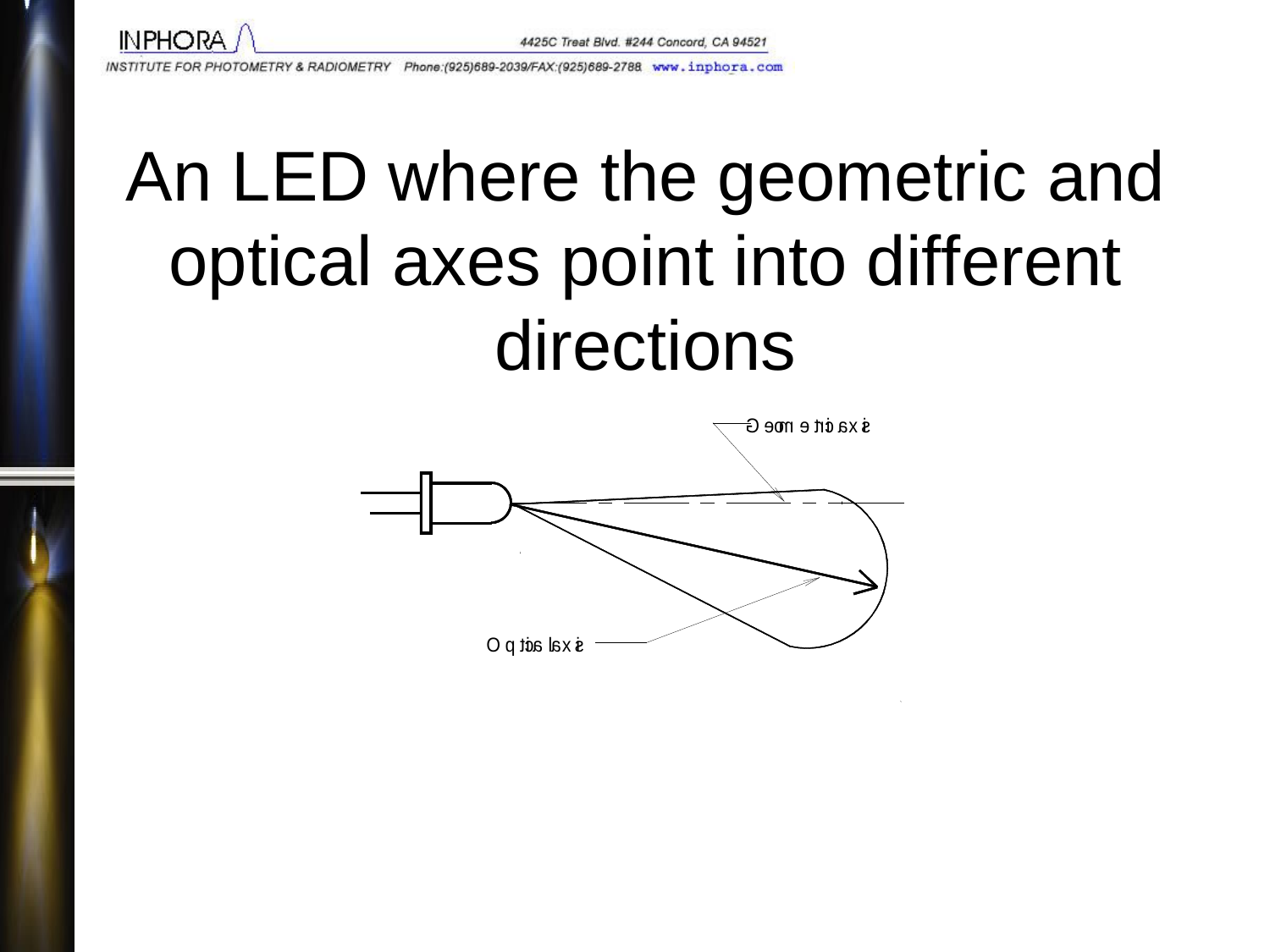# An LED where the geometric and optical axes point into different directions

Geometric axis

Optical axis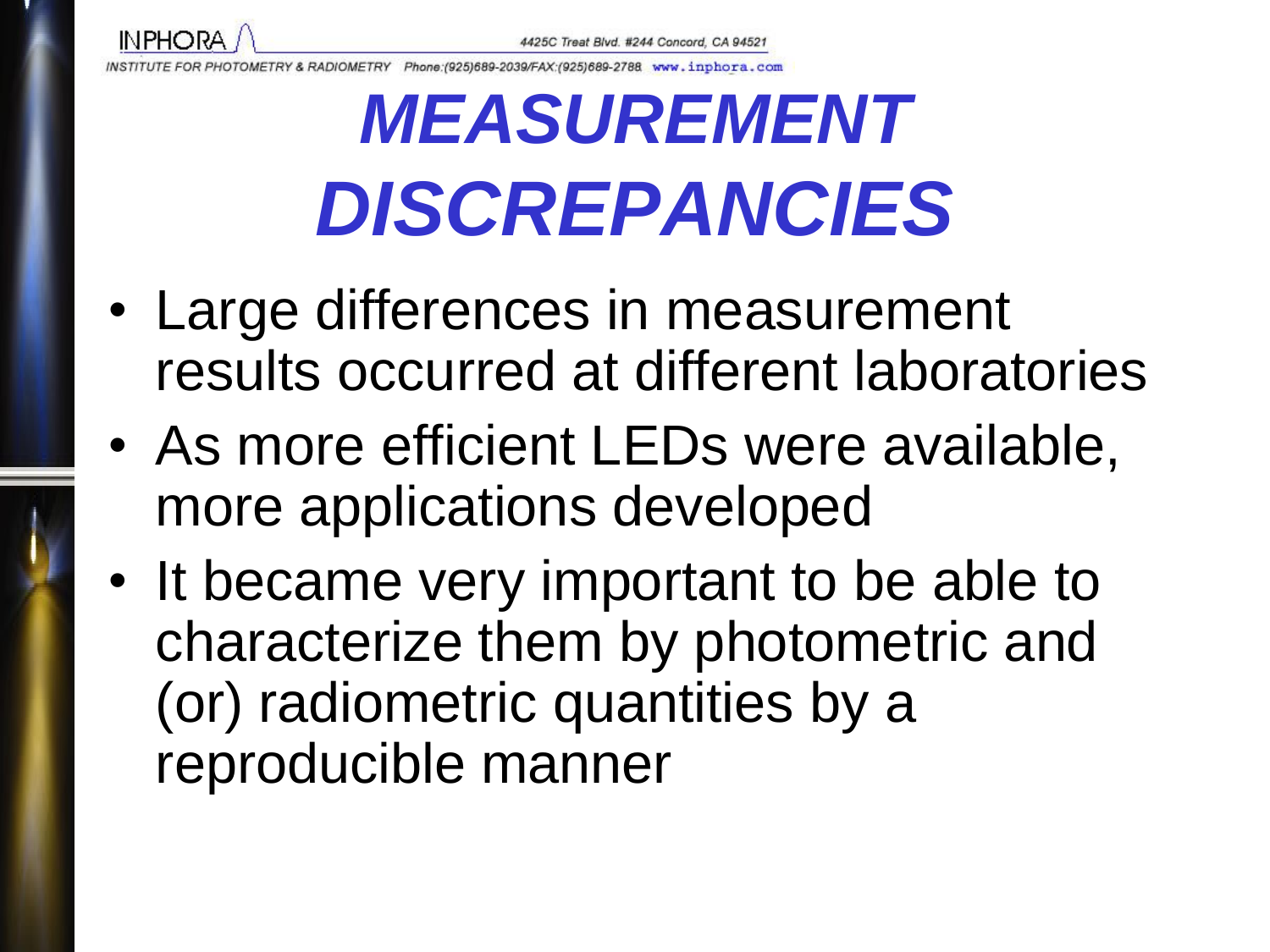# *MEASUREMENT DISCREPANCIES*

- Large differences in measurement results occurred at different laboratories
- As more efficient LEDs were available, more applications developed
- It became very important to be able to characterize them by photometric and (or) radiometric quantities by a reproducible manner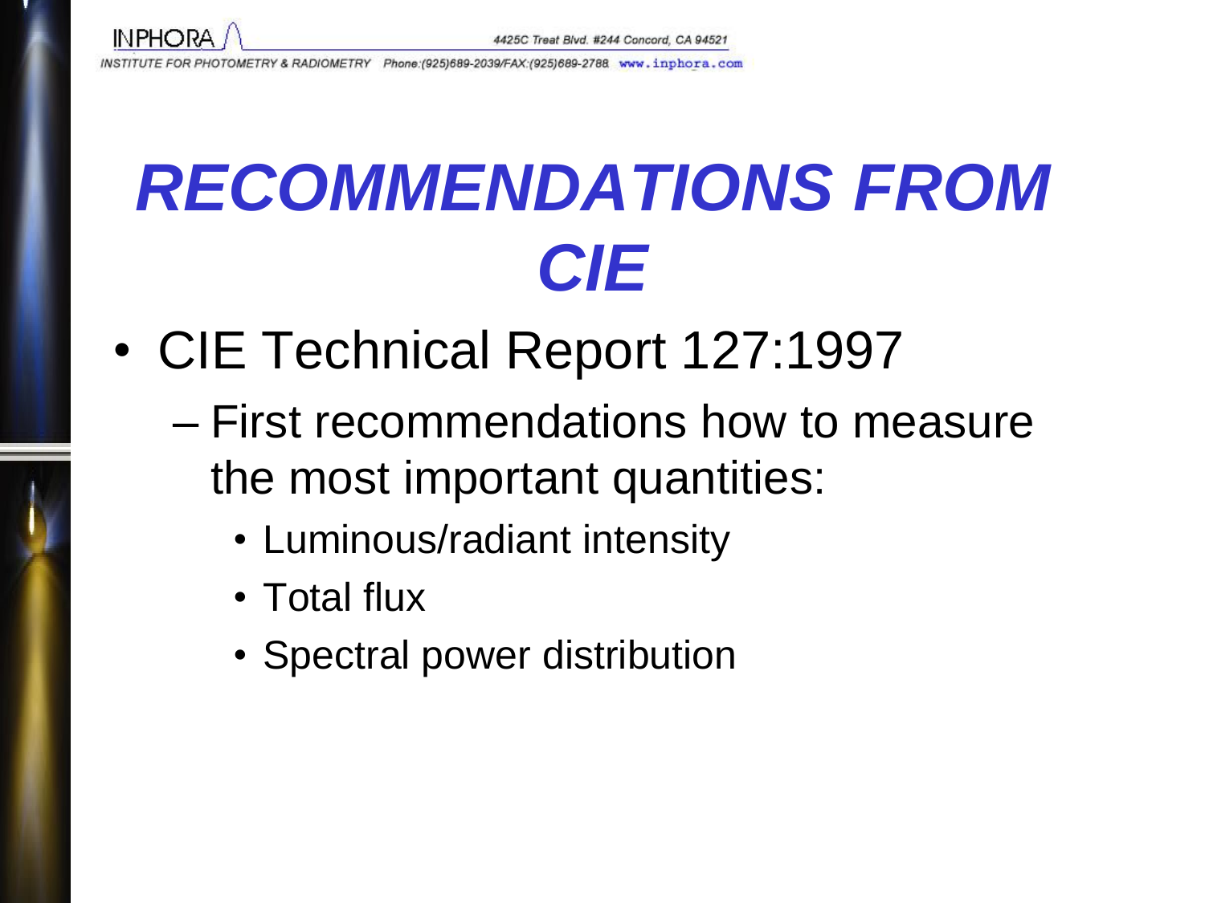# RECOMMENDATIONS FROM CIE

- CIE Technical Report 127:1997
  - First recommendations how to measure the most important quantities:
    - Luminous/radiant intensity
    - Total flux
    - Spectral power distribution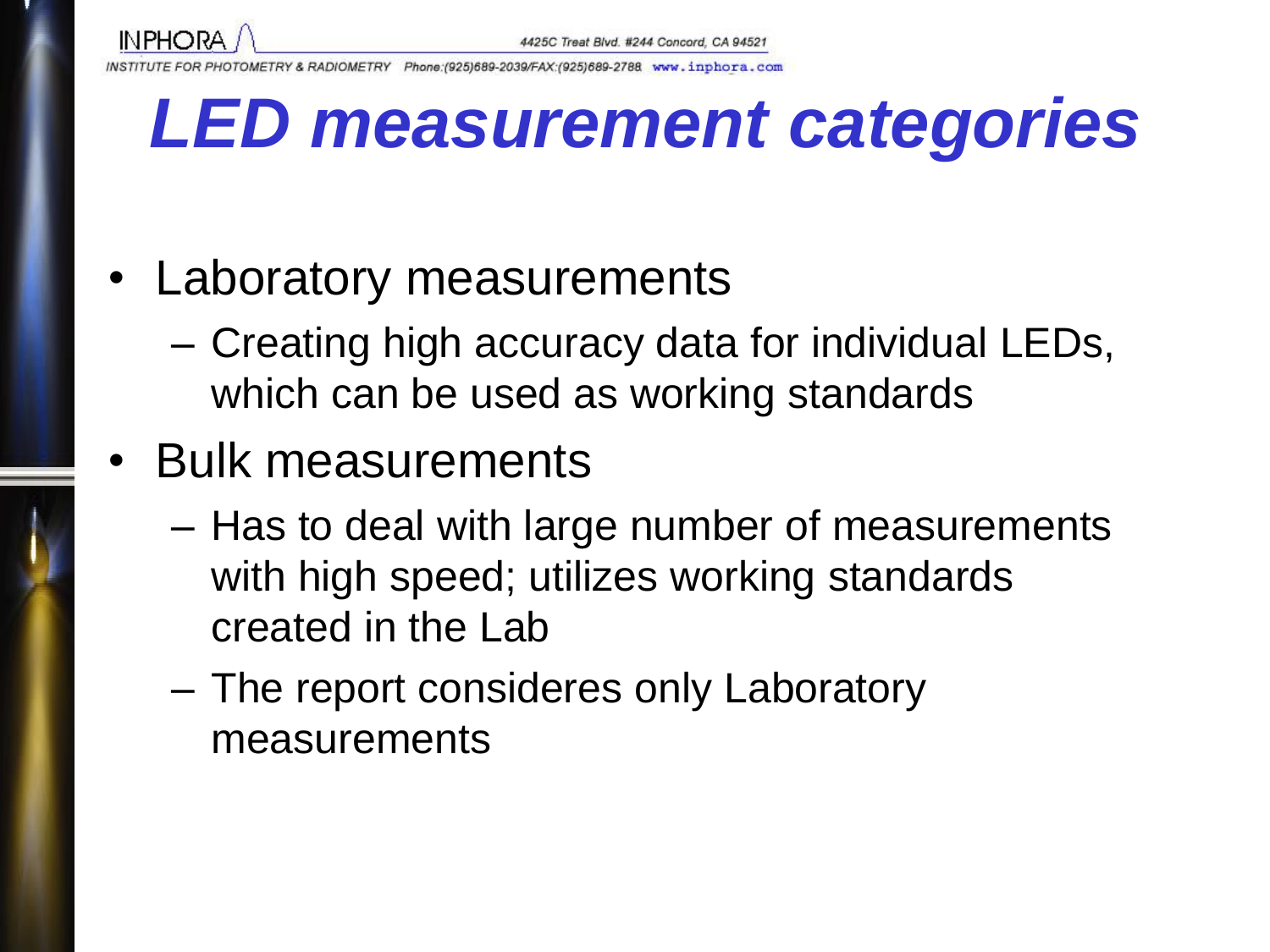# LED measurement categories

- Laboratory measurements
  - Creating high accuracy data for individual LEDs, which can be used as working standards
- Bulk measurements
  - Has to deal with large number of measurements with high speed; utilizes working standards created in the Lab
  - The report consideres only Laboratory measurements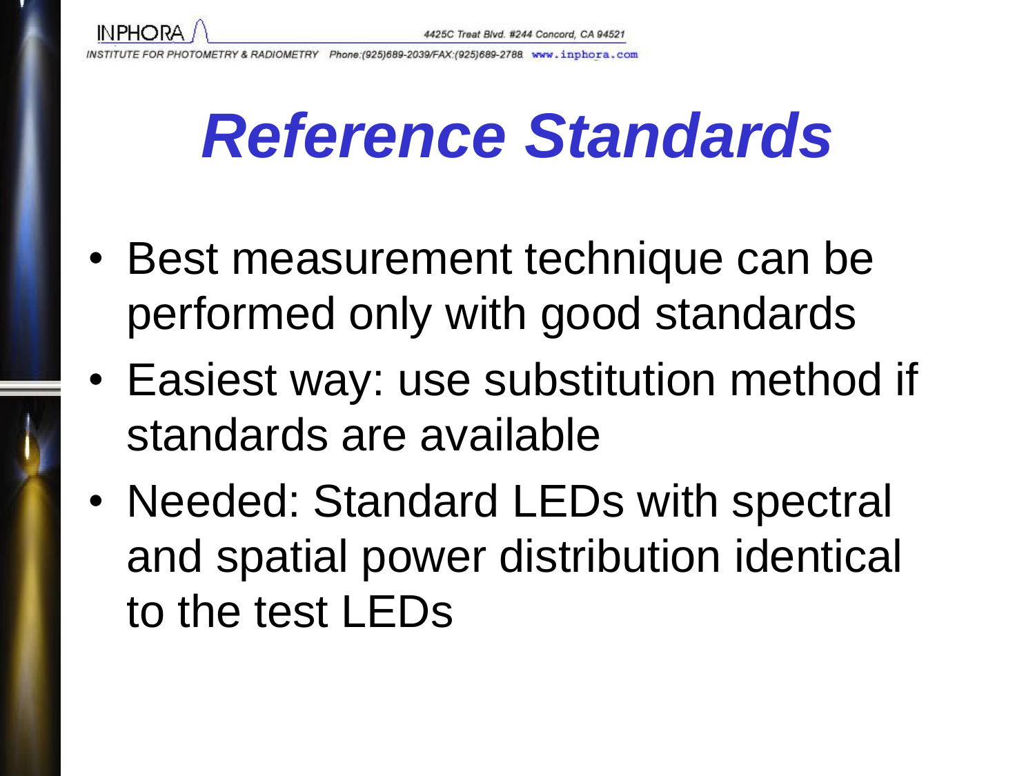# Reference Standards

- Best measurement technique can be performed only with good standards
- Easiest way: use substitution method if standards are available
- Needed: Standard LEDs with spectral and spatial power distribution identical to the test LEDs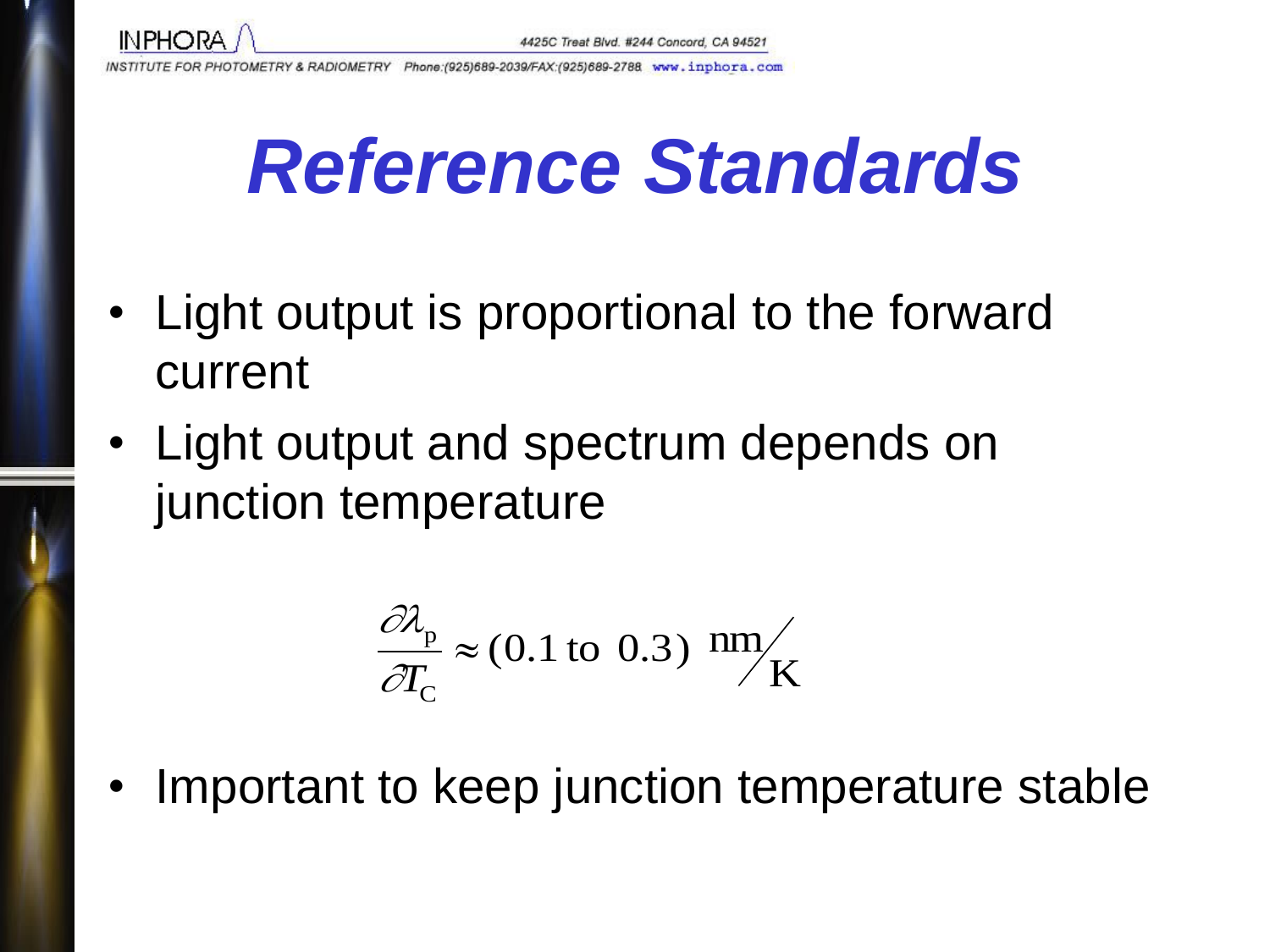# Reference Standards

- Light output is proportional to the forward current
- Light output and spectrum depends on junction temperature

$$\frac{\partial \lambda_{\mathrm{p}}}{\partial T_{\mathrm{C}}} \approx (0.1 \text{ to } 0.3)\ \mathrm{nm}/\mathrm{K}$$

- Important to keep junction temperature stable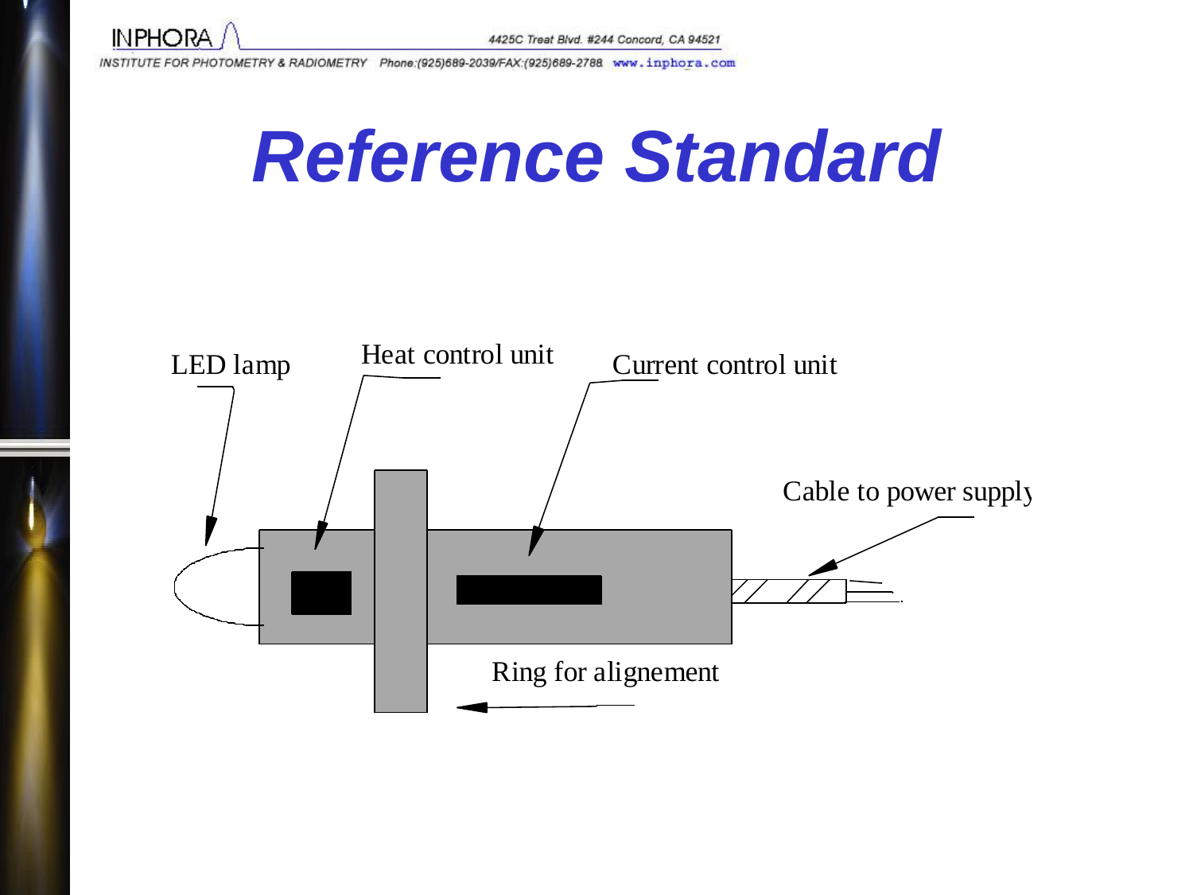# Reference Standard

LED lamp

Heat control unit

Current control unit

Cable to power supply

Ring for alignement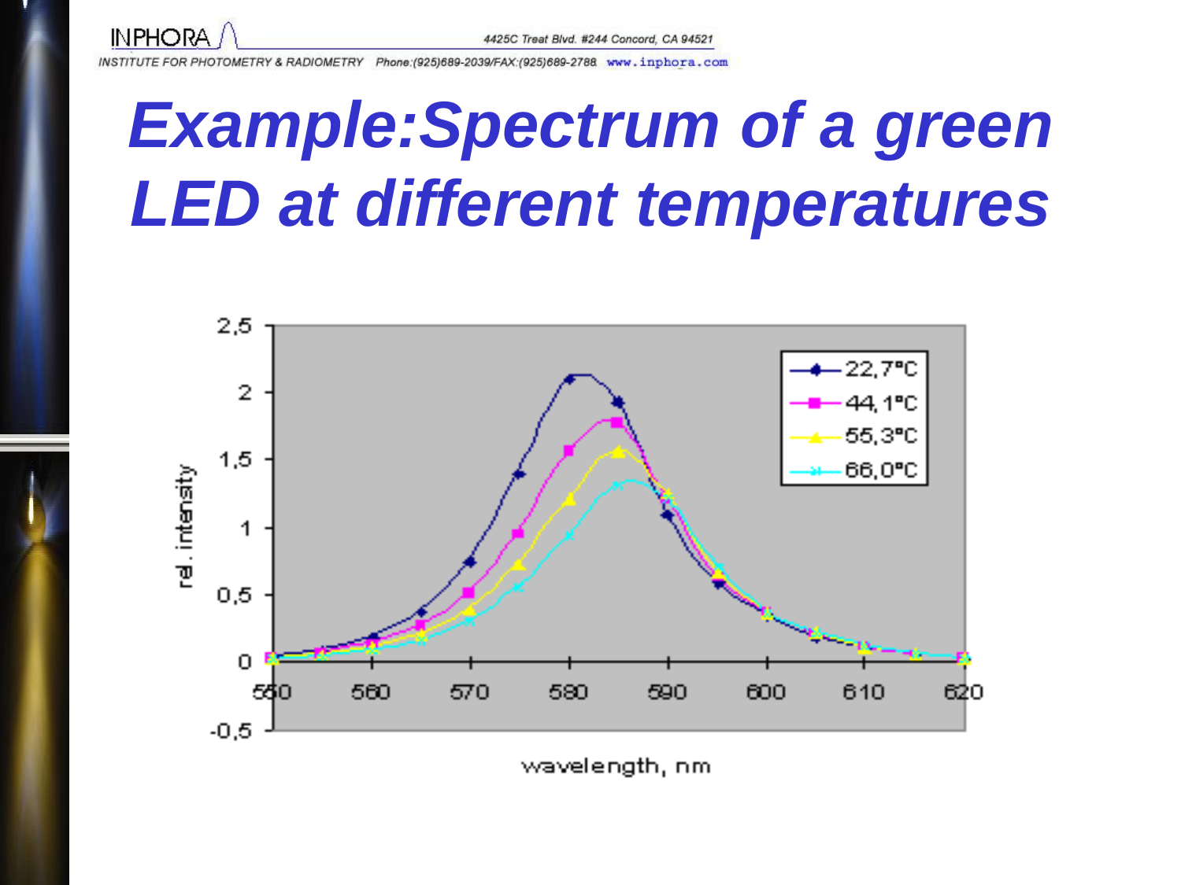# Example:Spectrum of a green LED at different temperatures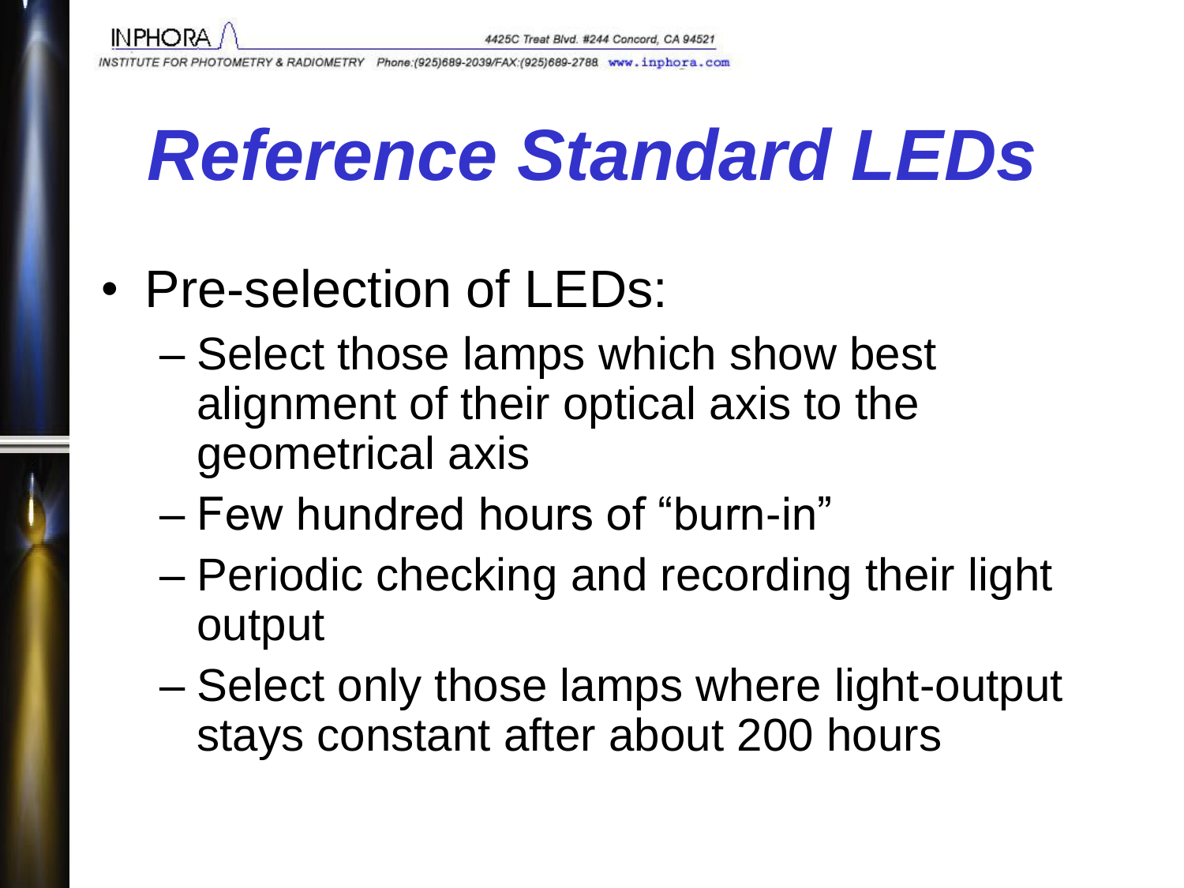# *Reference Standard LEDs*

- Pre-selection of LEDs:
  - Select those lamps which show best alignment of their optical axis to the geometrical axis
  - Few hundred hours of “burn-in”
  - Periodic checking and recording their light output
  - Select only those lamps where light-output stays constant after about 200 hours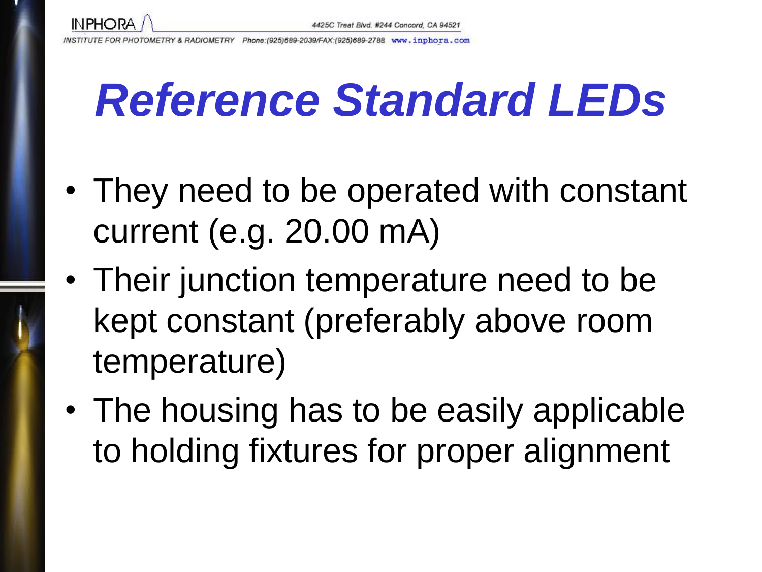# Reference Standard LEDs

- They need to be operated with constant current (e.g. 20.00 mA)
- Their junction temperature need to be kept constant (preferably above room temperature)
- The housing has to be easily applicable to holding fixtures for proper alignment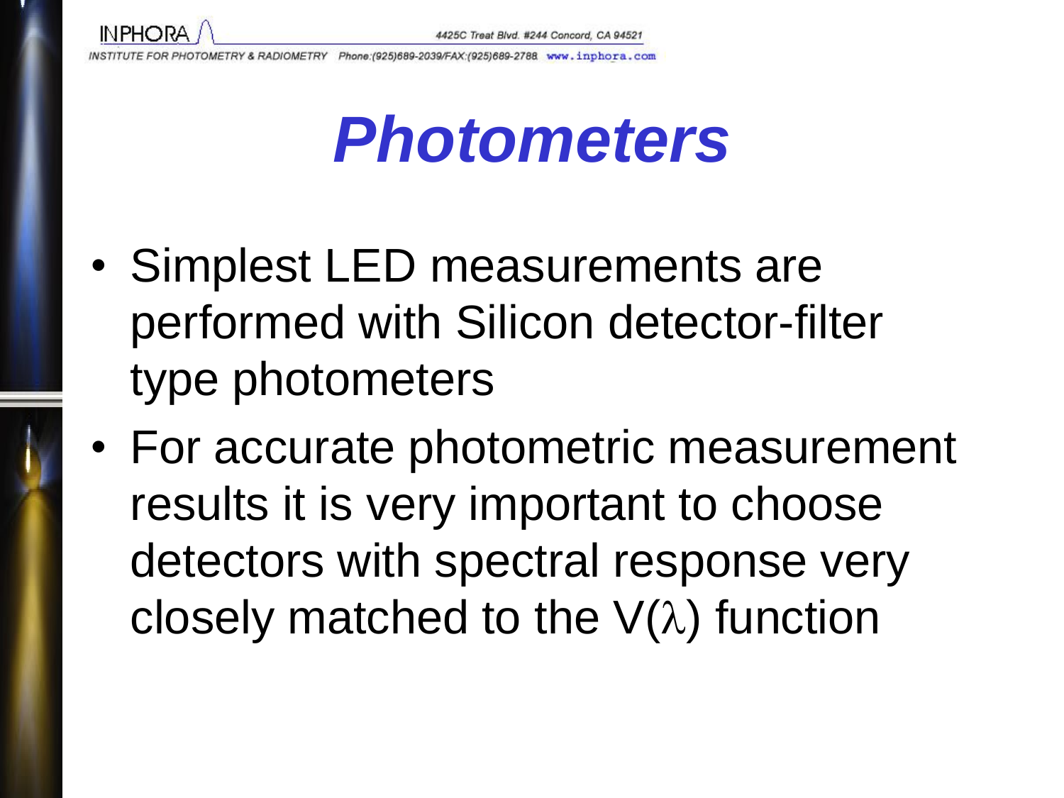# Photometers

- Simplest LED measurements are performed with Silicon detector-filter type photometers
- For accurate photometric measurement results it is very important to choose detectors with spectral response very closely matched to the V($\lambda$) function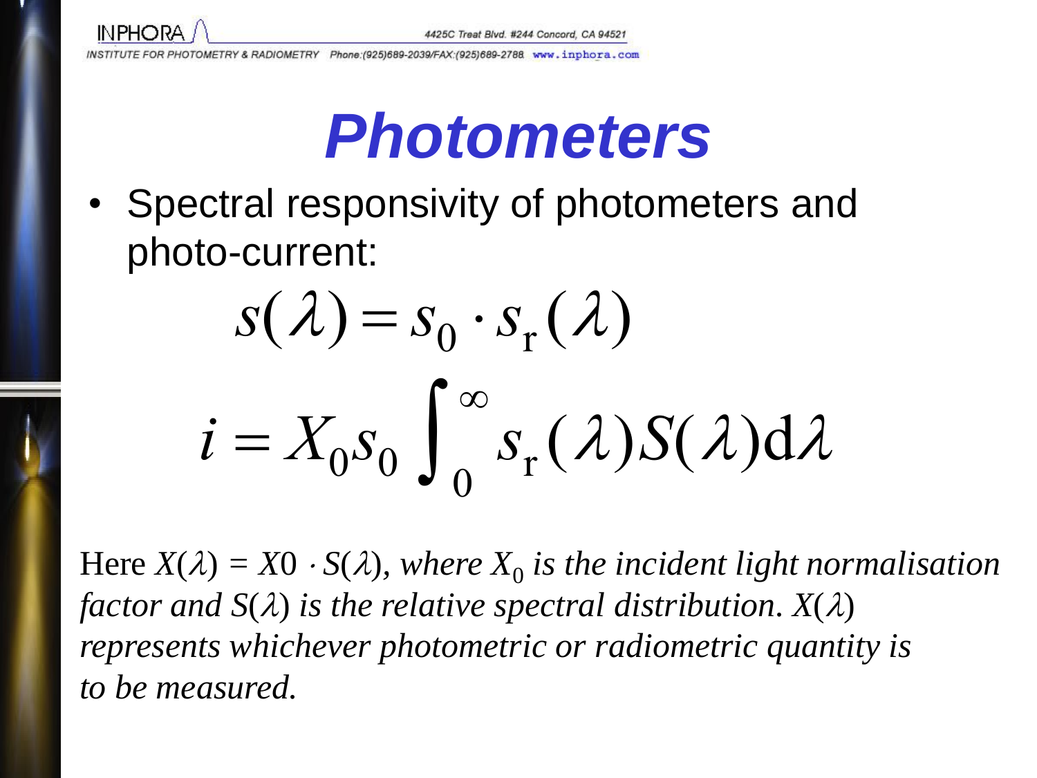# Photometers

- Spectral responsivity of photometers and photo-current:

$$s(\lambda) = s_0 \cdot s_{\mathrm{r}}(\lambda)$$

$$i = X_0 s_0 \int_0^\infty s_{\mathrm{r}}(\lambda) S(\lambda) \mathrm{d}\lambda$$

Here $X(\lambda) = X0 \cdot S(\lambda)$, *where* $X_0$ *is the incident light normalisation factor and* $S(\lambda)$ *is the relative spectral distribution.* $X(\lambda)$ *represents whichever photometric or radiometric quantity is to be measured.*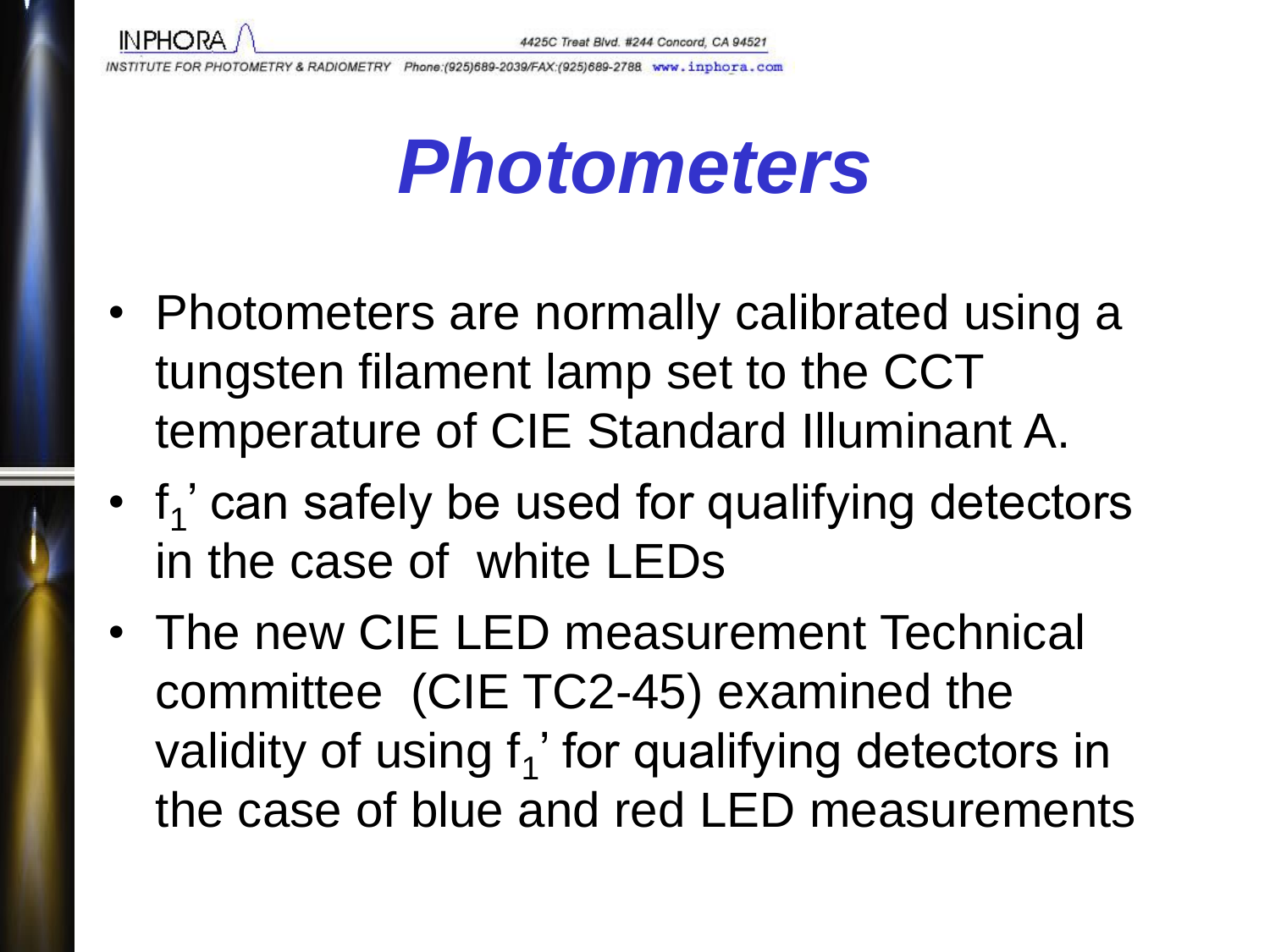# Photometers

- Photometers are normally calibrated using a tungsten filament lamp set to the CCT temperature of CIE Standard Illuminant A.
- $f_1'$ can safely be used for qualifying detectors in the case of white LEDs
- The new CIE LED measurement Technical committee (CIE TC2-45) examined the validity of using $f_1'$ for qualifying detectors in the case of blue and red LED measurements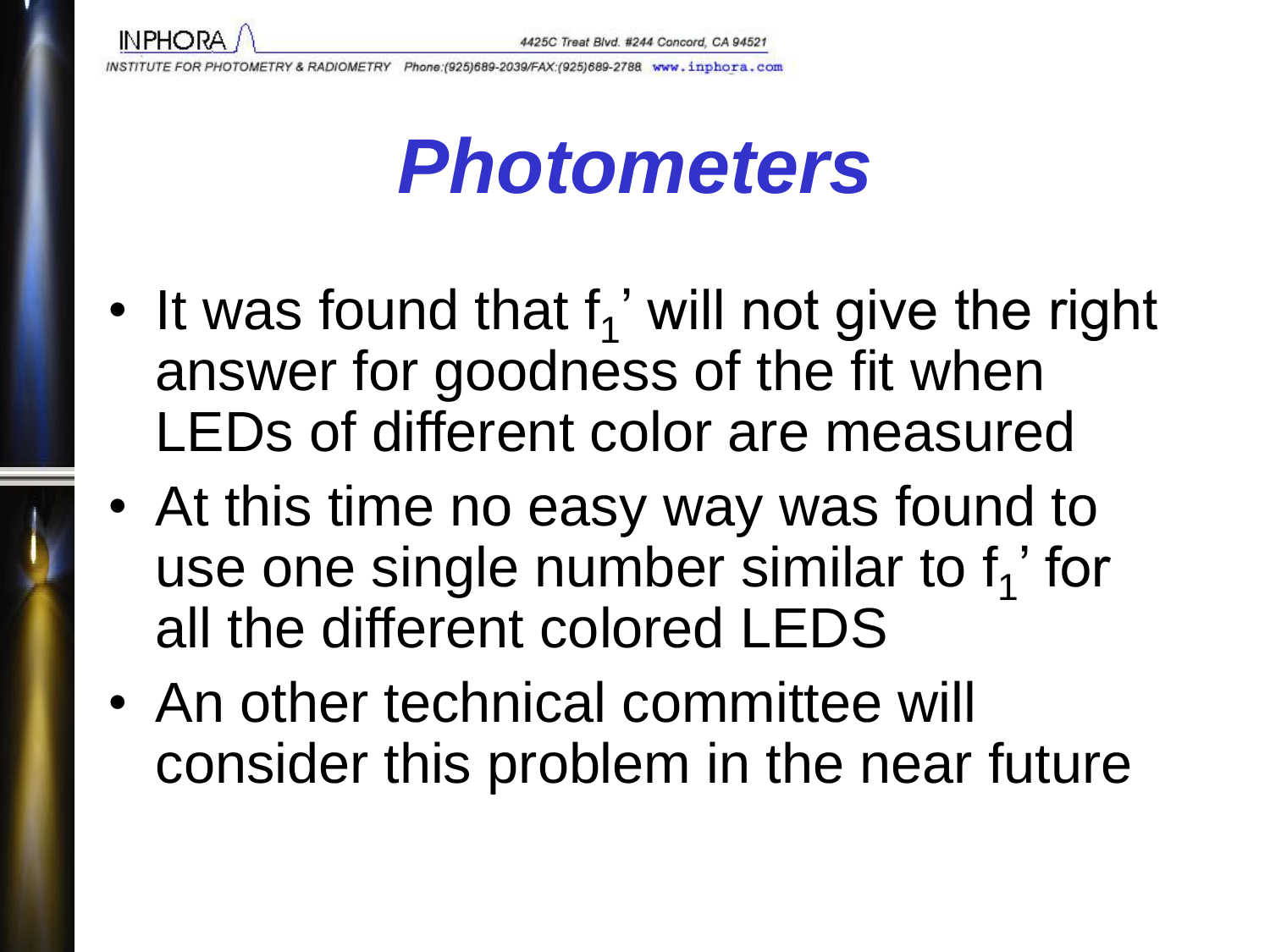# Photometers

- It was found that $f_1$' will not give the right answer for goodness of the fit when LEDs of different color are measured
- At this time no easy way was found to use one single number similar to $f_1$' for all the different colored LEDS
- An other technical committee will consider this problem in the near future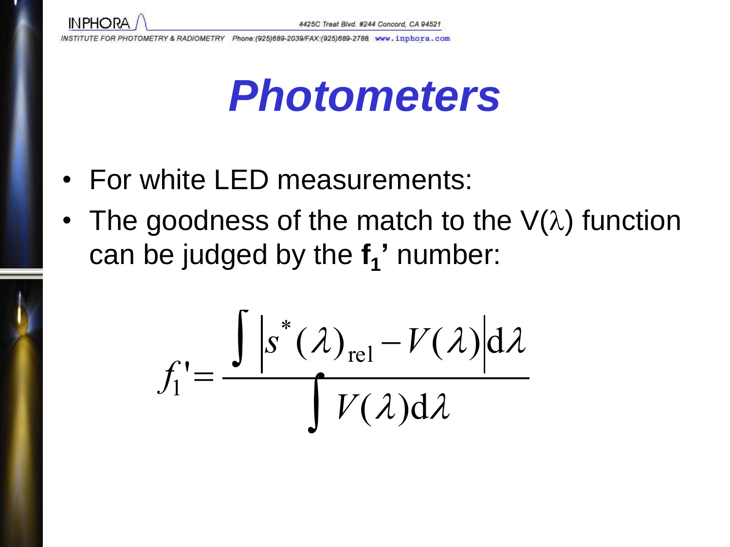# Photometers

- For white LED measurements:
- The goodness of the match to the V(λ) function can be judged by the $\mathbf{f_1}$**'** number:

$$f_1' = \frac{\int \left| s^*(\lambda)_{\mathrm{rel}} - V(\lambda) \right| \mathrm{d}\lambda}{\int V(\lambda) \mathrm{d}\lambda}$$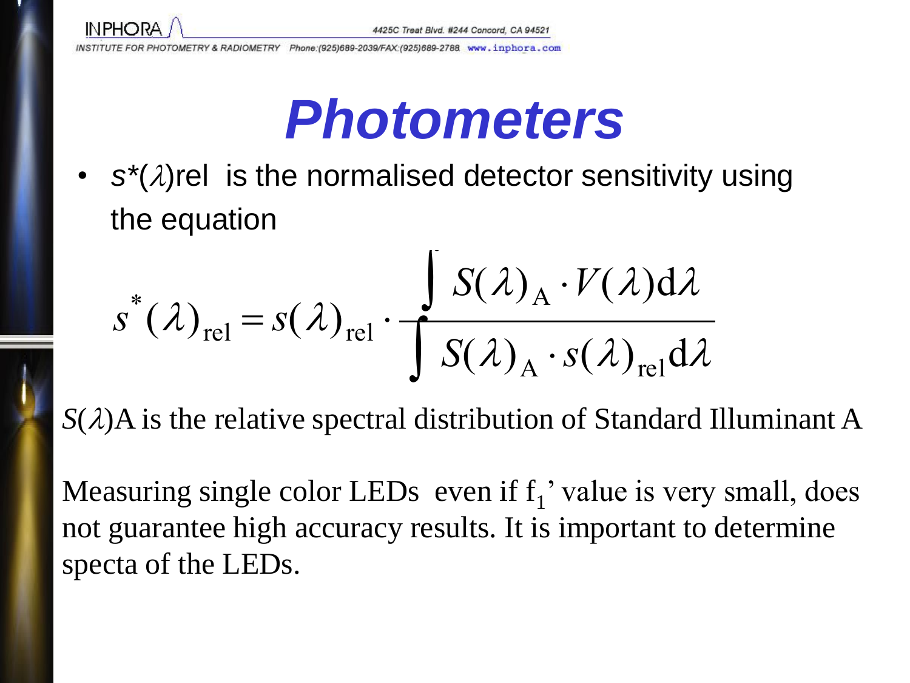# Photometers

- $s^*(\lambda)_{rel}$ is the normalised detector sensitivity using the equation

$$s^*(\lambda)_{\mathrm{rel}} = s(\lambda)_{\mathrm{rel}} \cdot \frac{\int S(\lambda)_{\mathrm{A}} \cdot V(\lambda)\mathrm{d}\lambda}{\int S(\lambda)_{\mathrm{A}} \cdot s(\lambda)_{\mathrm{rel}}\mathrm{d}\lambda}$$

$S(\lambda)_A$ is the relative spectral distribution of Standard Illuminant A

Measuring single color LEDs even if $f_1$' value is very small, does not guarantee high accuracy results. It is important to determine specta of the LEDs.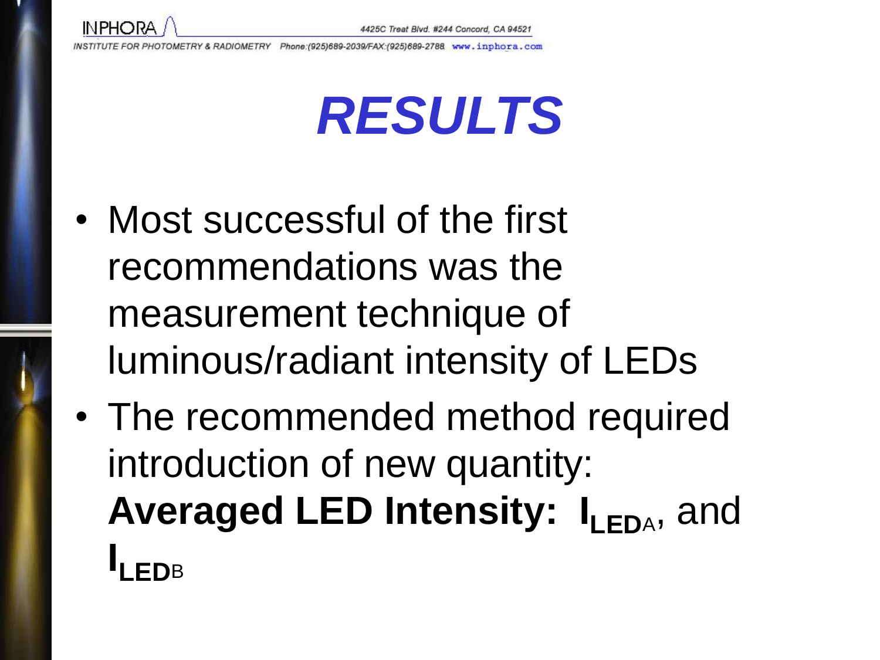# RESULTS

- Most successful of the first recommendations was the measurement technique of luminous/radiant intensity of LEDs
- The recommended method required introduction of new quantity: **Averaged LED Intensity:** $\mathbf{I}_{\mathbf{LED}\mathrm{A}}$, and $\mathbf{I}_{\mathbf{LED}\mathrm{B}}$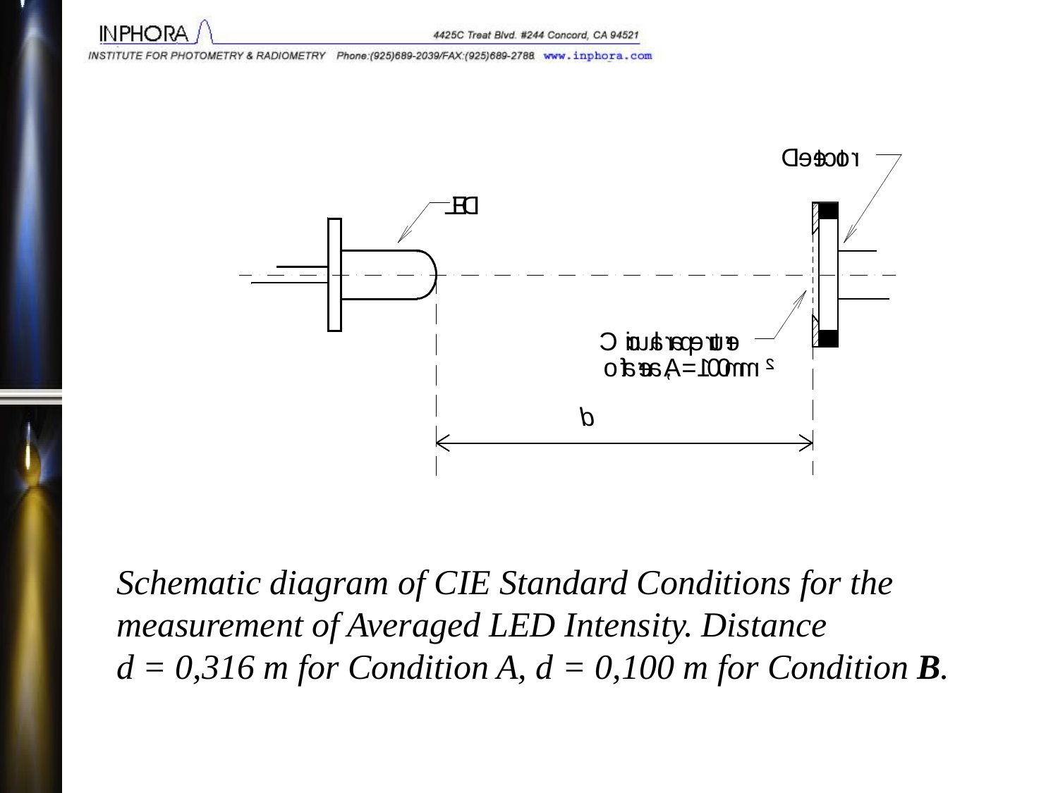*Schematic diagram of CIE Standard Conditions for the measurement of Averaged LED Intensity. Distance d = 0,316 m for Condition A, d = 0,100 m for Condition* ***B****.*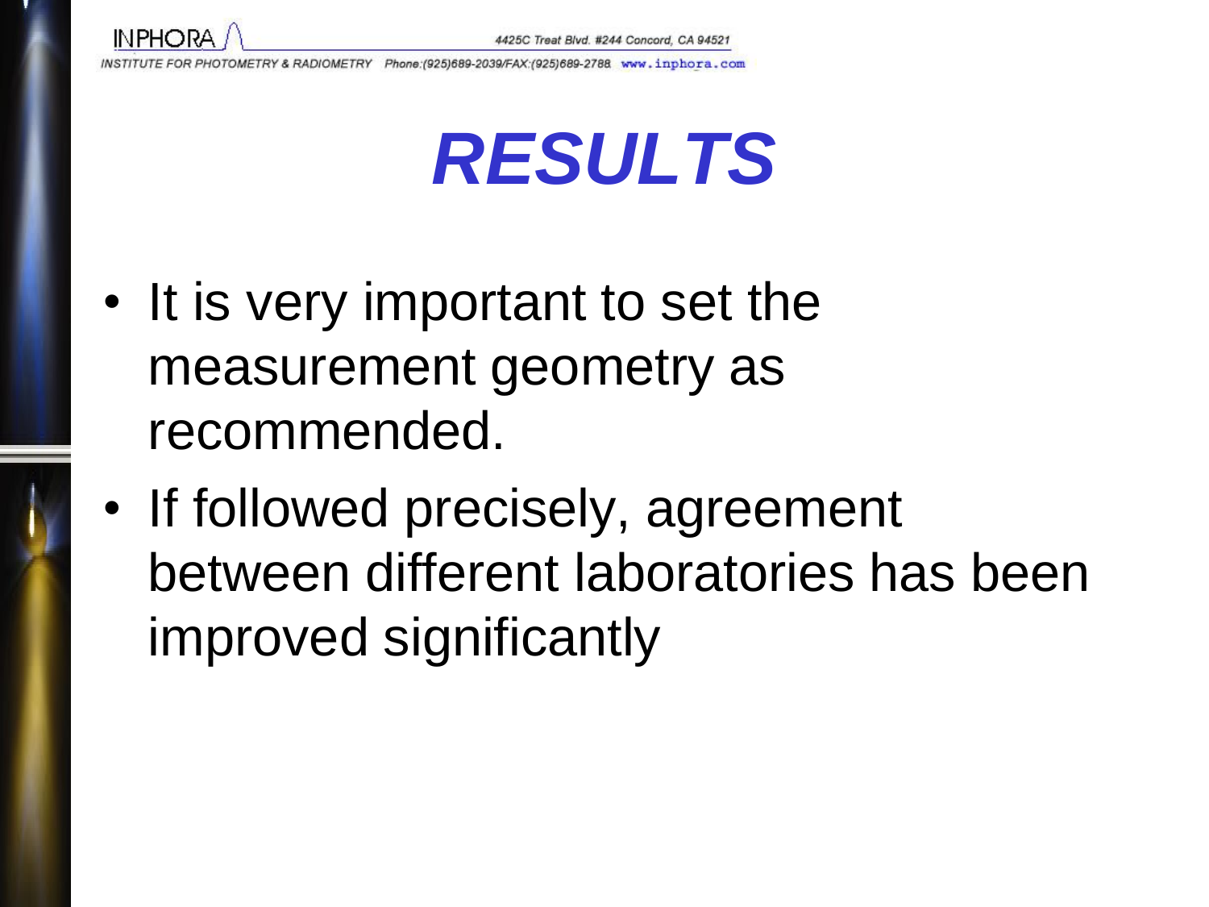# *RESULTS*

- It is very important to set the measurement geometry as recommended.
- If followed precisely, agreement between different laboratories has been improved significantly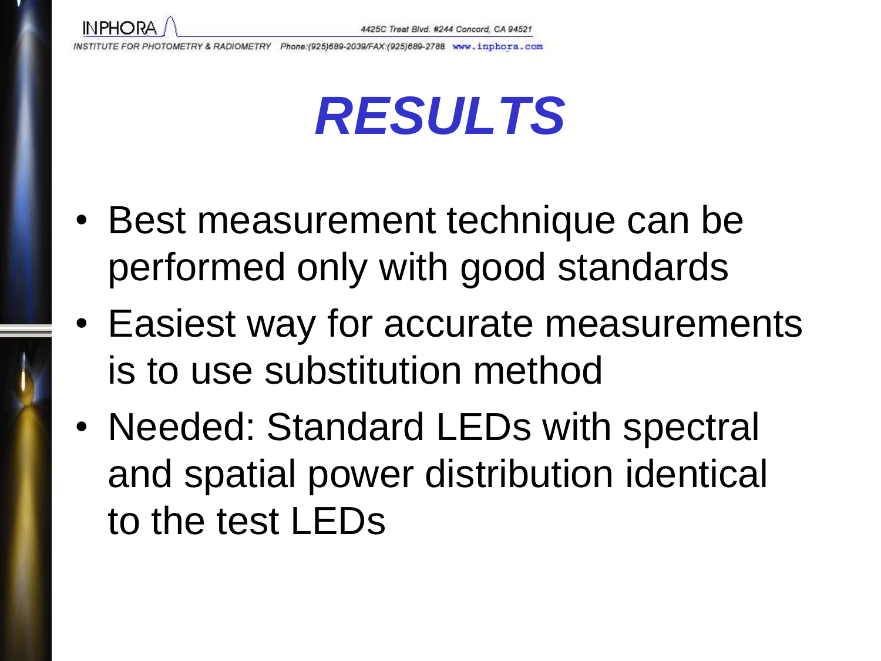# RESULTS

- Best measurement technique can be performed only with good standards
- Easiest way for accurate measurements is to use substitution method
- Needed: Standard LEDs with spectral and spatial power distribution identical to the test LEDs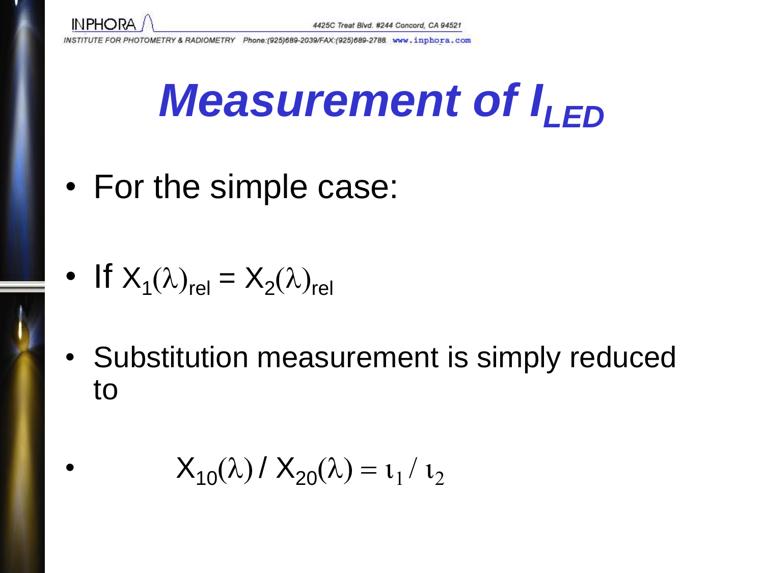# Measurement of $I_{LED}$

- For the simple case:
- If $X_1(\lambda)_{rel} = X_2(\lambda)_{rel}$
- Substitution measurement is simply reduced to
- $X_{10}(\lambda) / X_{20}(\lambda) = \iota_1 / \iota_2$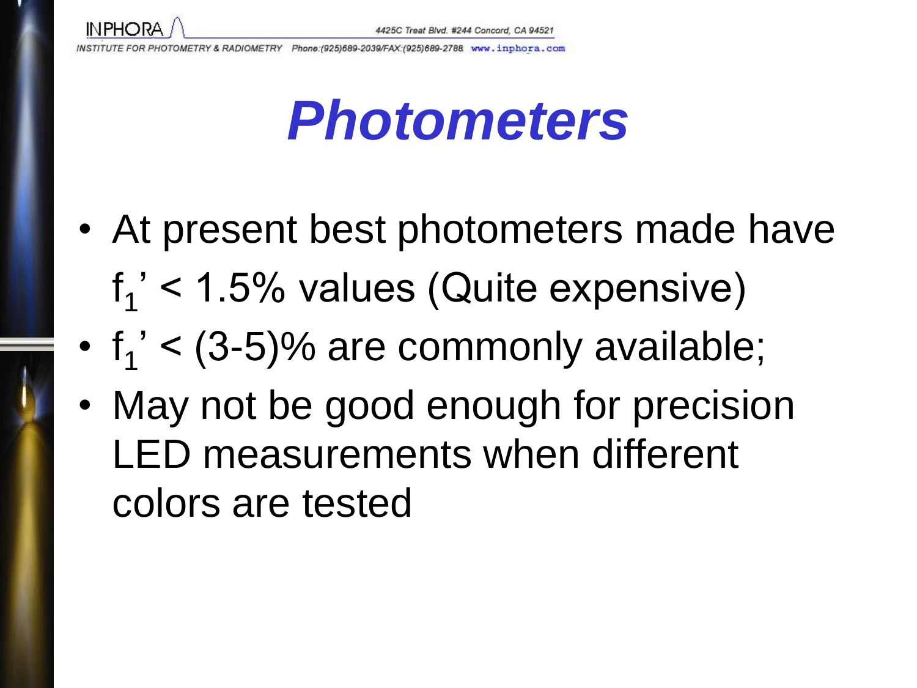# *Photometers*

- At present best photometers made have $f_1' < 1.5\%$ values (Quite expensive)
- $f_1' < (3\text{-}5)\%$ are commonly available;
- May not be good enough for precision LED measurements when different colors are tested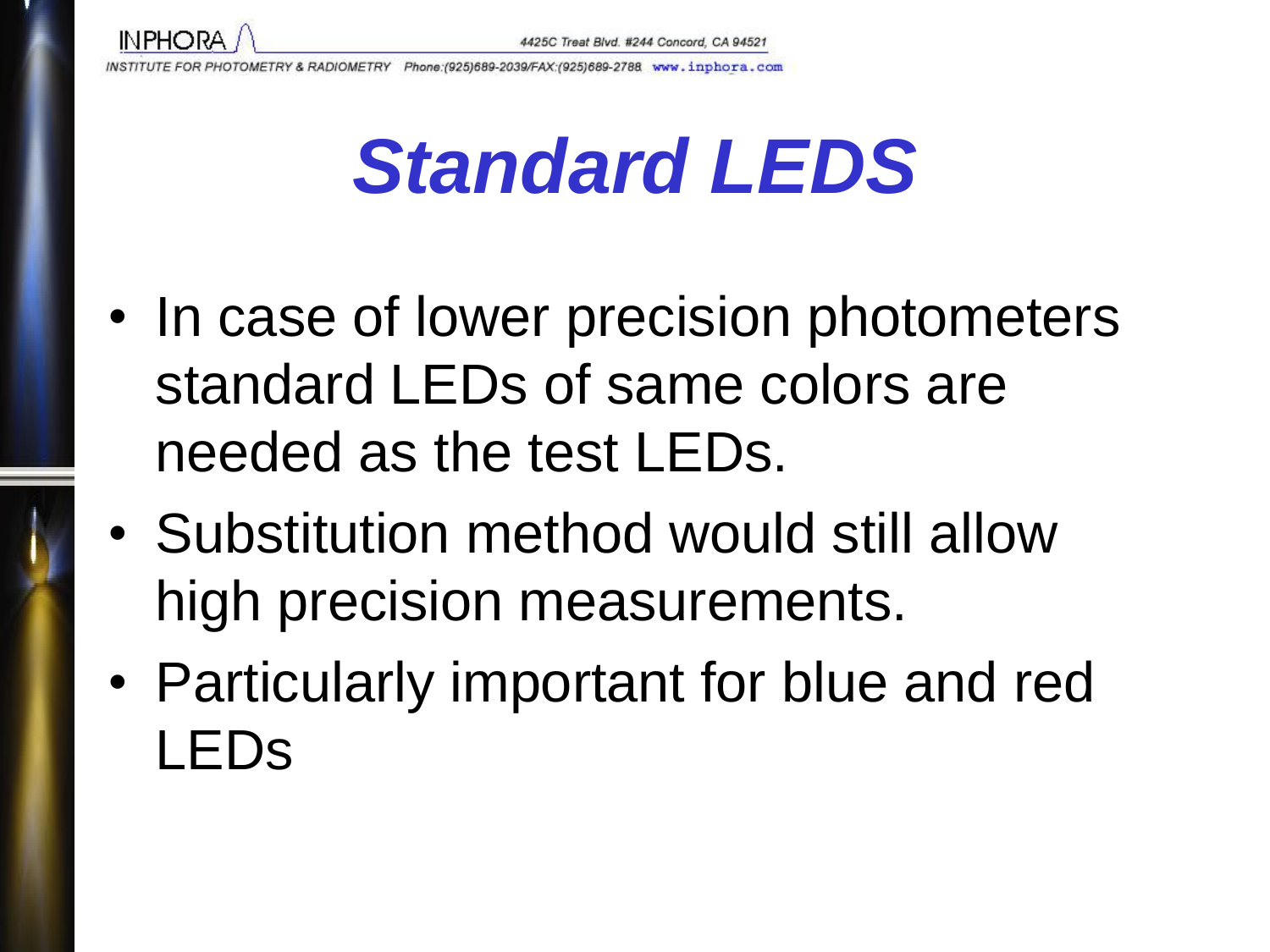# Standard LEDS

- In case of lower precision photometers standard LEDs of same colors are needed as the test LEDs.
- Substitution method would still allow high precision measurements.
- Particularly important for blue and red LEDs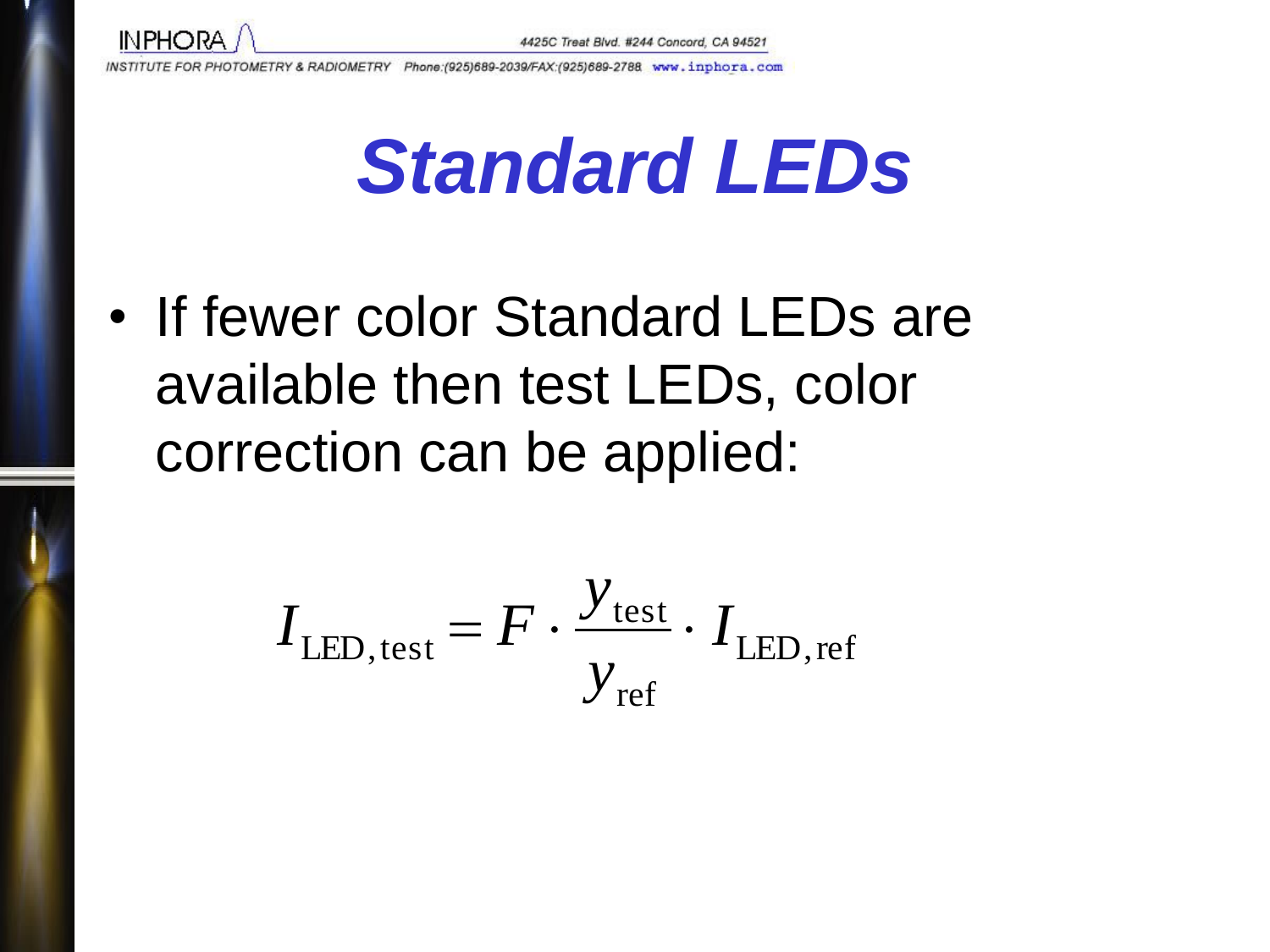# Standard LEDs

- If fewer color Standard LEDs are available then test LEDs, color correction can be applied:

$$I_{\mathrm{LED,\,test}} = F \cdot \frac{y_{\mathrm{test}}}{y_{\mathrm{ref}}} \cdot I_{\mathrm{LED,\,ref}}$$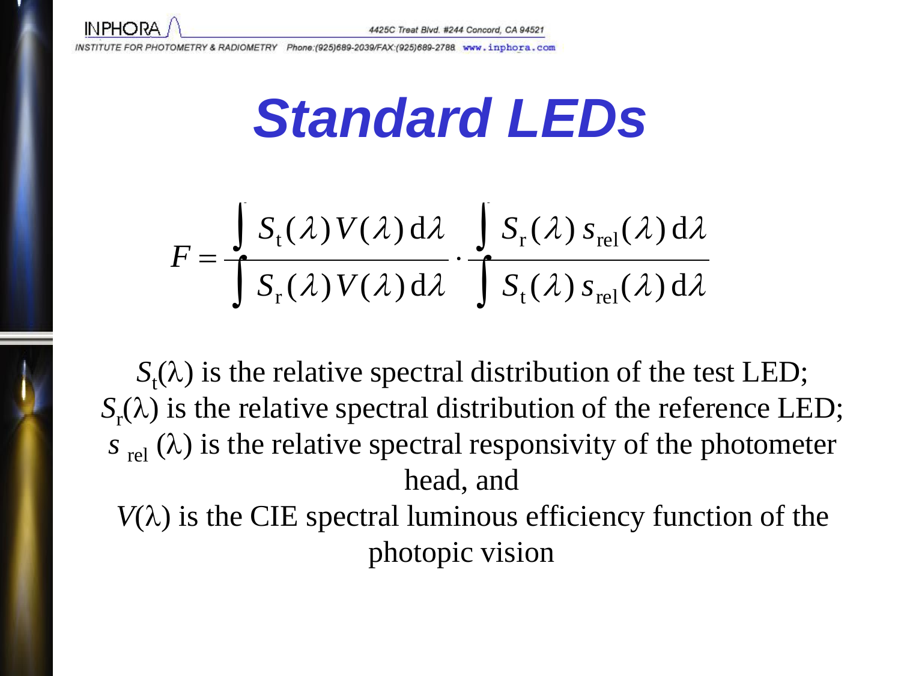# Standard LEDs

$$F = \frac{\int S_t(\lambda) V(\lambda) \, d\lambda}{\int S_r(\lambda) V(\lambda) \, d\lambda} \cdot \frac{\int S_r(\lambda) \, s_{rel}(\lambda) \, d\lambda}{\int S_t(\lambda) \, s_{rel}(\lambda) \, d\lambda}$$

$S_t(\lambda)$ is the relative spectral distribution of the test LED;
$S_r(\lambda)$ is the relative spectral distribution of the reference LED;
$s_{rel}(\lambda)$ is the relative spectral responsivity of the photometer head, and
$V(\lambda)$ is the CIE spectral luminous efficiency function of the photopic vision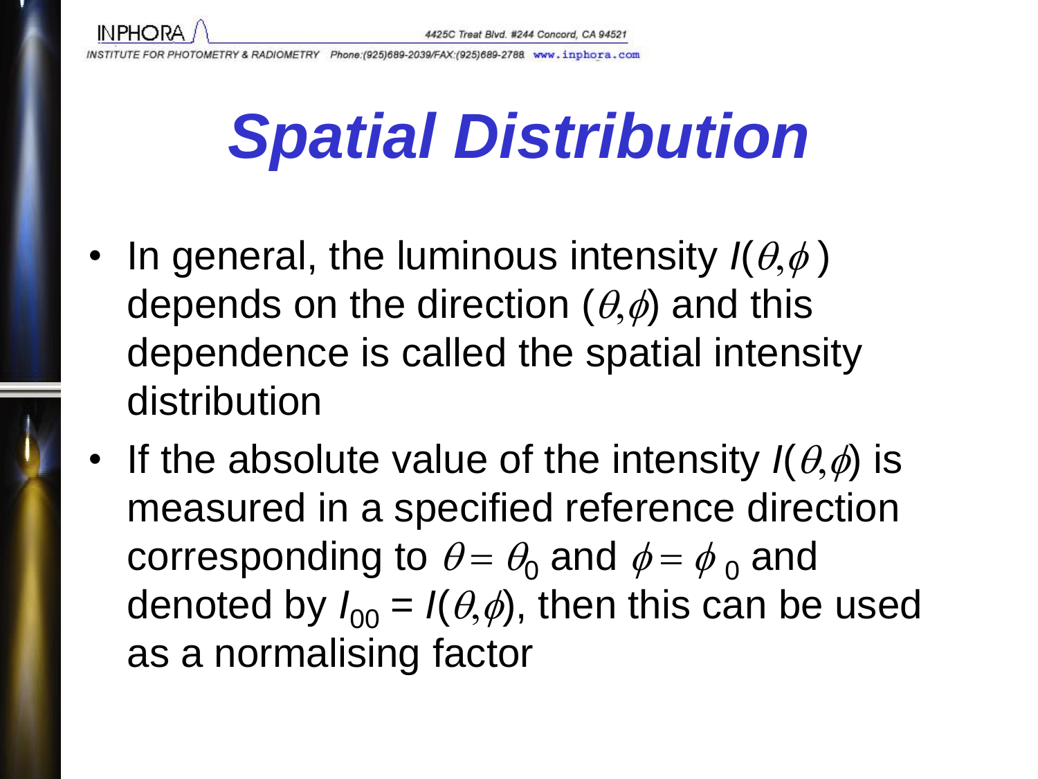# Spatial Distribution

- In general, the luminous intensity $I(\theta,\phi)$ depends on the direction $(\theta,\phi)$ and this dependence is called the spatial intensity distribution
- If the absolute value of the intensity $I(\theta,\phi)$ is measured in a specified reference direction corresponding to $\theta = \theta_0$ and $\phi = \phi_0$ and denoted by $I_{00} = I(\theta,\phi)$, then this can be used as a normalising factor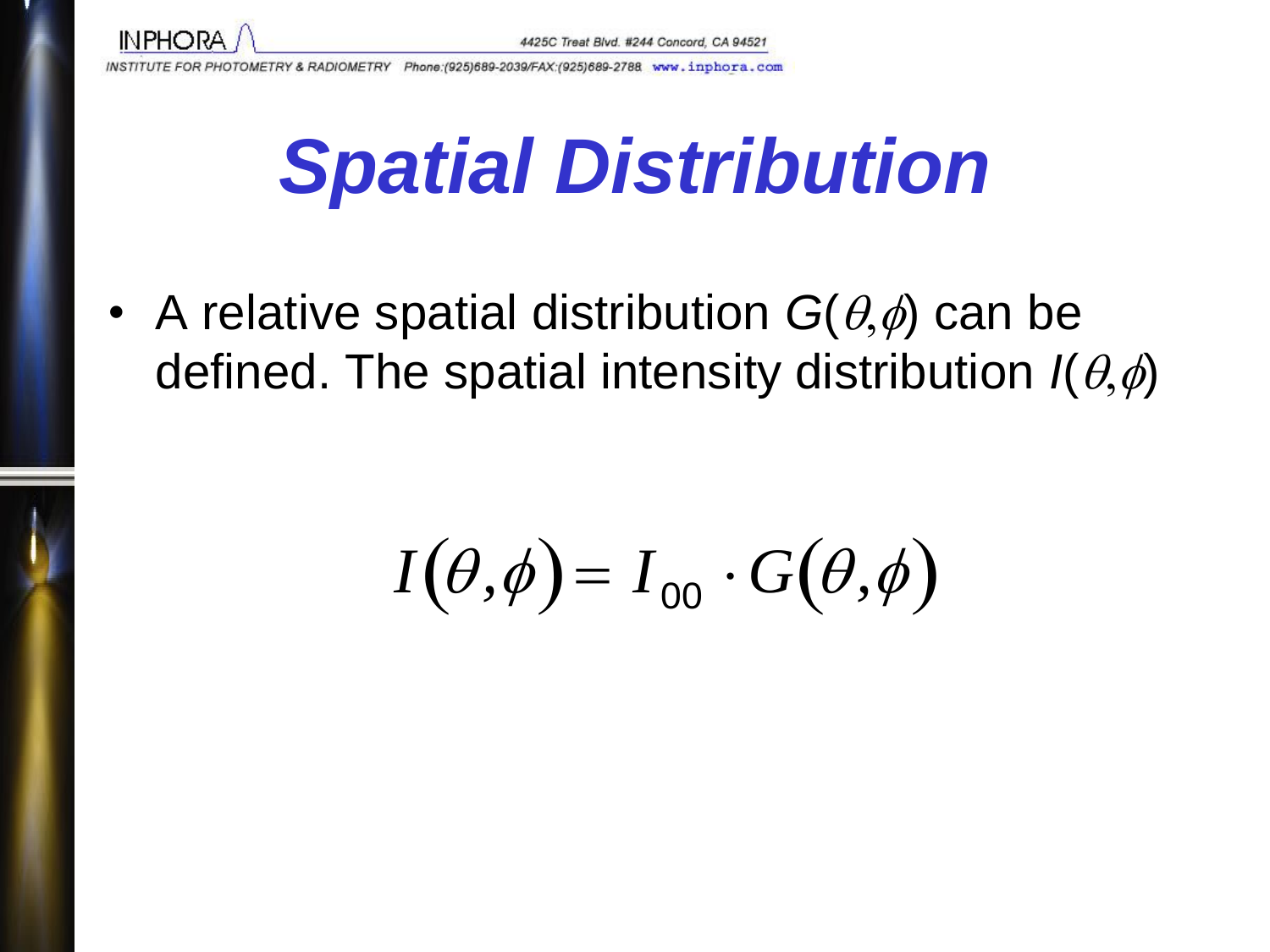# Spatial Distribution

- A relative spatial distribution $G(\theta,\phi)$ can be defined. The spatial intensity distribution $I(\theta,\phi)$

$$I(\theta,\phi) = I_{00} \cdot G(\theta,\phi)$$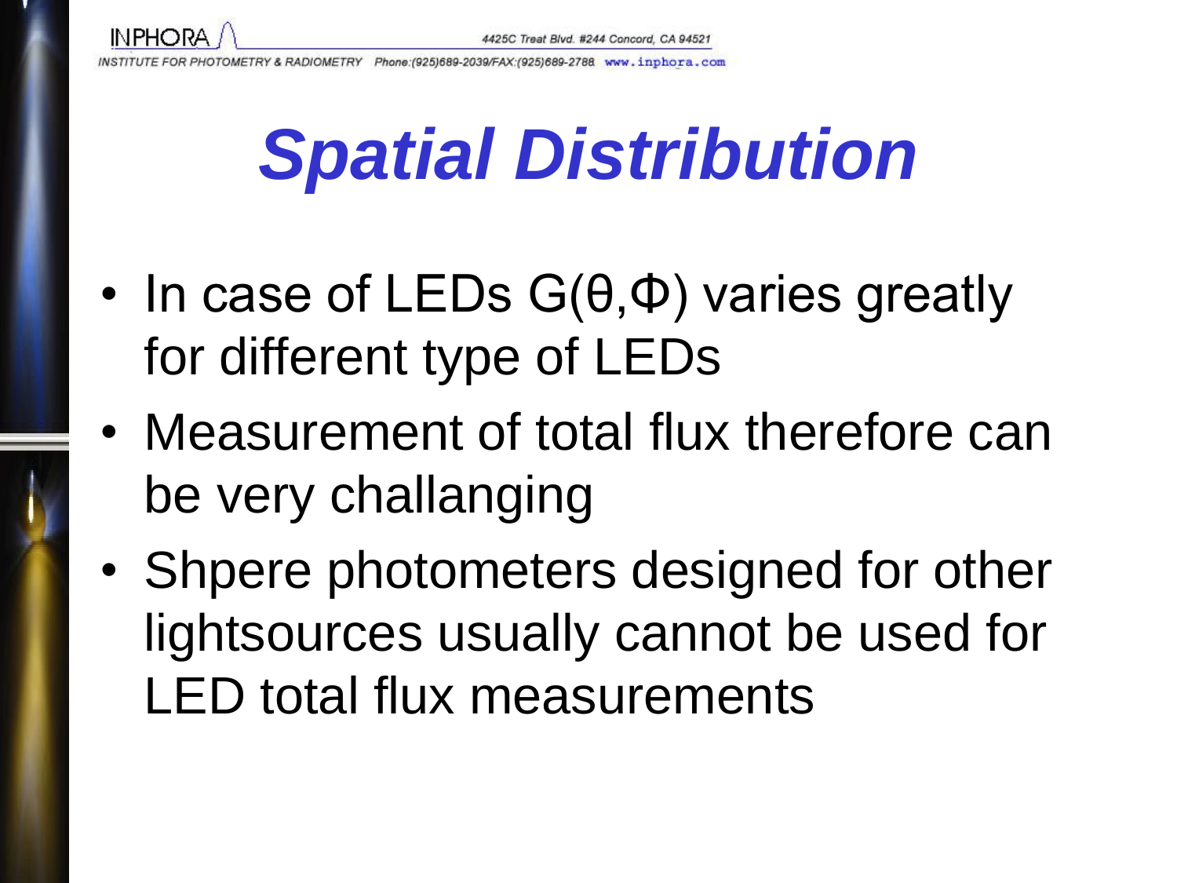# *Spatial Distribution*

- In case of LEDs $G(\theta,\Phi)$ varies greatly for different type of LEDs
- Measurement of total flux therefore can be very challanging
- Shpere photometers designed for other lightsources usually cannot be used for LED total flux measurements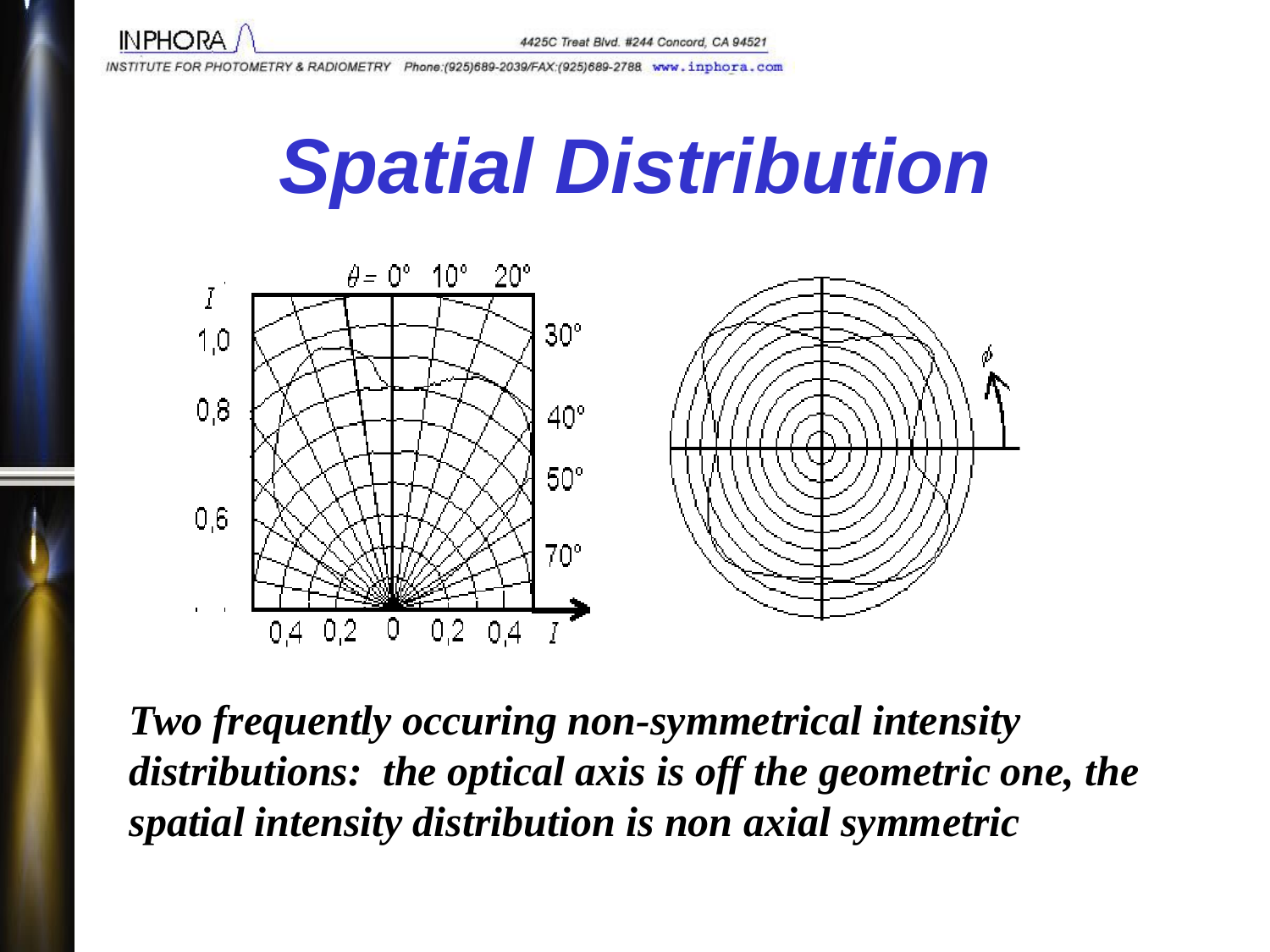# Spatial Distribution

*Two frequently occuring non-symmetrical intensity distributions: the optical axis is off the geometric one, the spatial intensity distribution is non axial symmetric*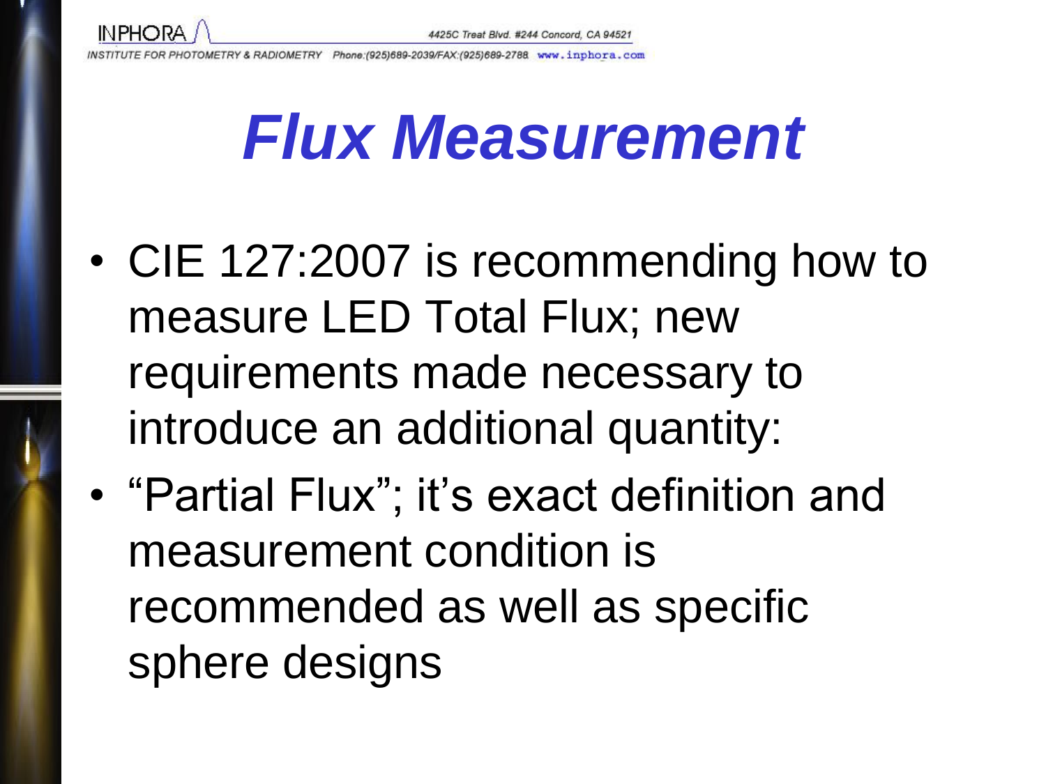# *Flux Measurement*

- CIE 127:2007 is recommending how to measure LED Total Flux; new requirements made necessary to introduce an additional quantity:
- “Partial Flux”; it’s exact definition and measurement condition is recommended as well as specific sphere designs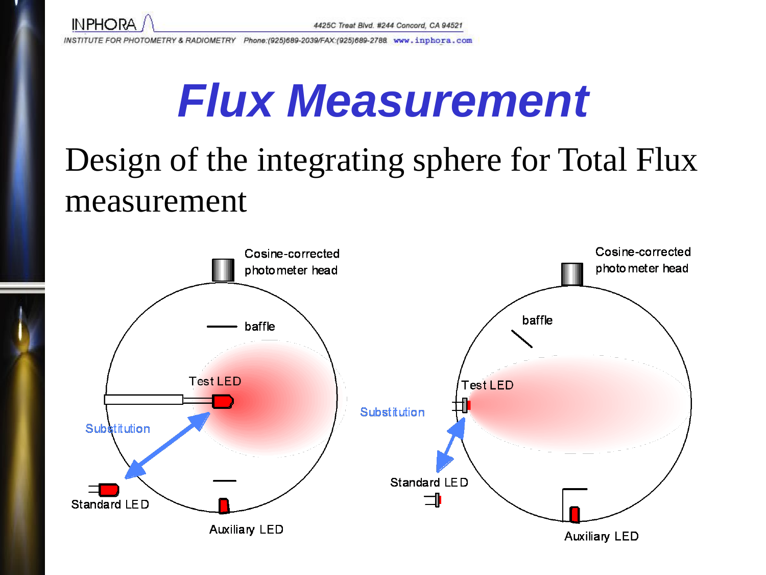# Flux Measurement

Design of the integrating sphere for Total Flux measurement

Cosine-corrected photometer head

baffle

Test LED

Substitution

Standard LED

Auxiliary LED

Cosine-corrected photometer head

baffle

Test LED

Substitution

Standard LED

Auxiliary LED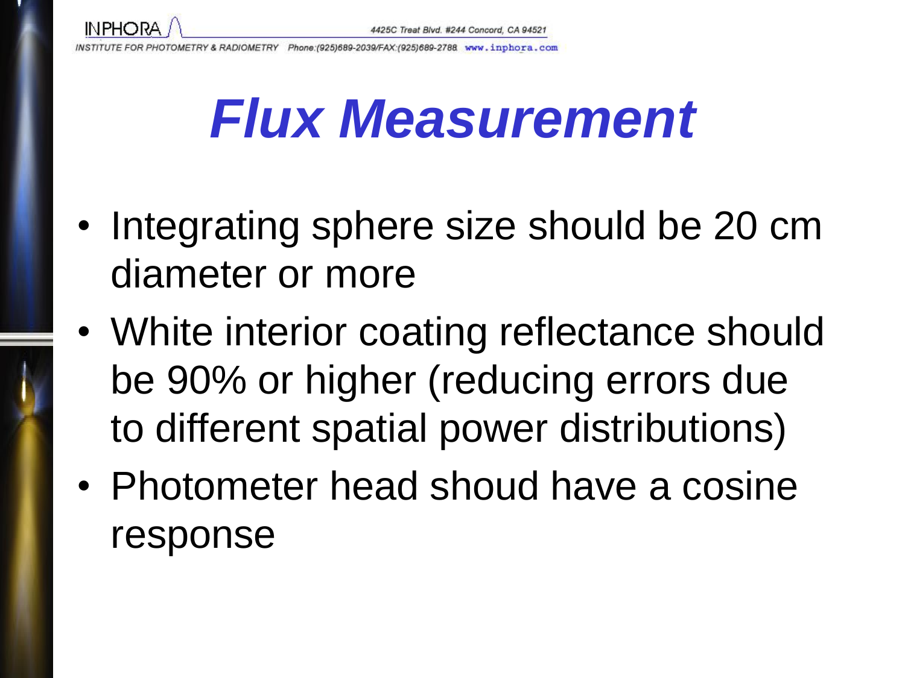# *Flux Measurement*

- Integrating sphere size should be 20 cm diameter or more
- White interior coating reflectance should be 90% or higher (reducing errors due to different spatial power distributions)
- Photometer head shoud have a cosine response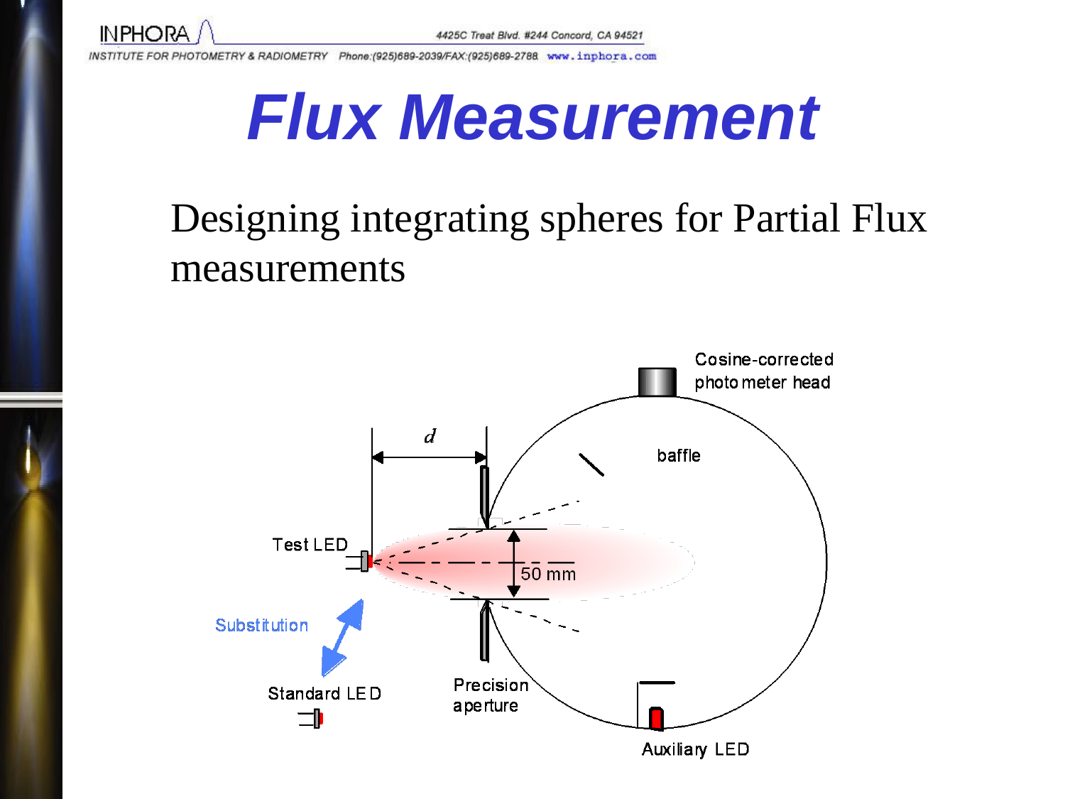# Flux Measurement

Designing integrating spheres for Partial Flux measurements

Cosine-corrected photometer head

baffle

$d$

Test LED

50 mm

Substitution

Standard LED

Precision aperture

Auxiliary LED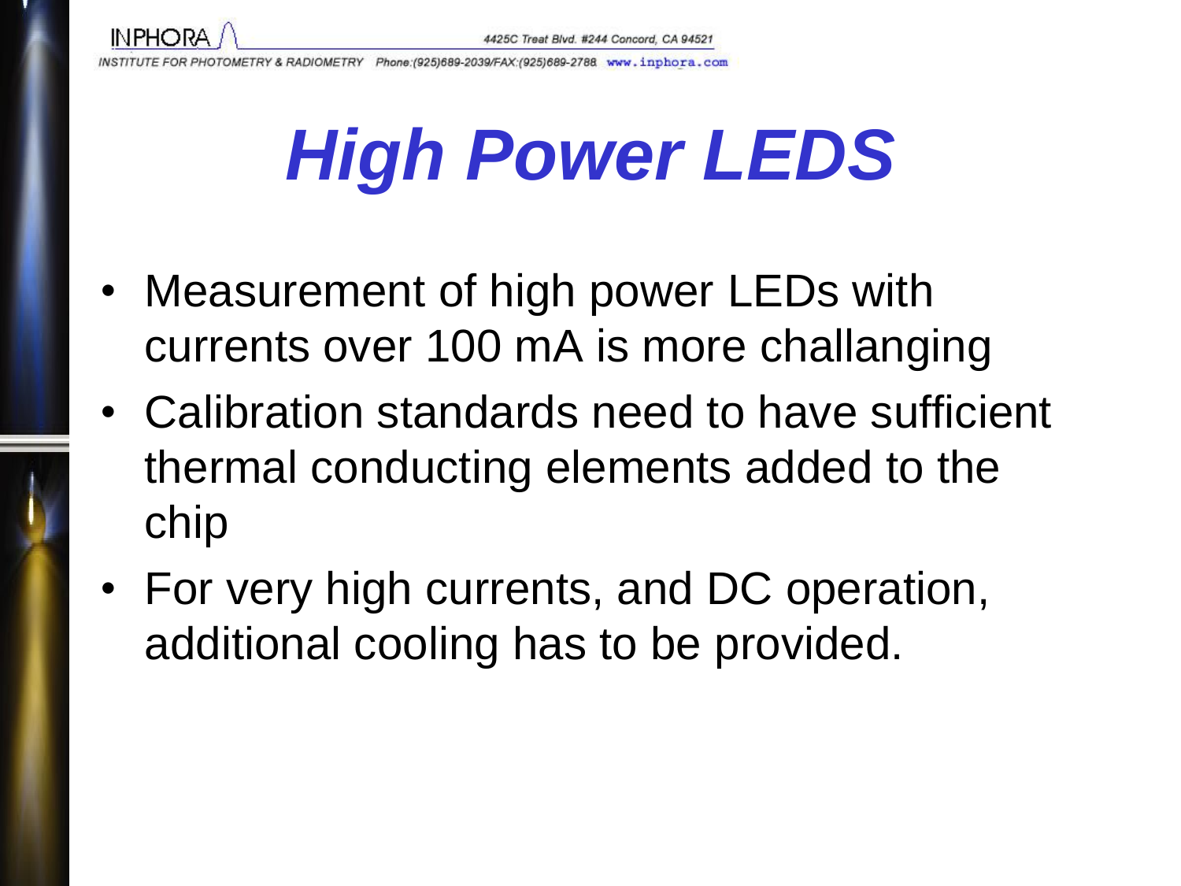# *High Power LEDS*

- Measurement of high power LEDs with currents over 100 mA is more challanging
- Calibration standards need to have sufficient thermal conducting elements added to the chip
- For very high currents, and DC operation, additional cooling has to be provided.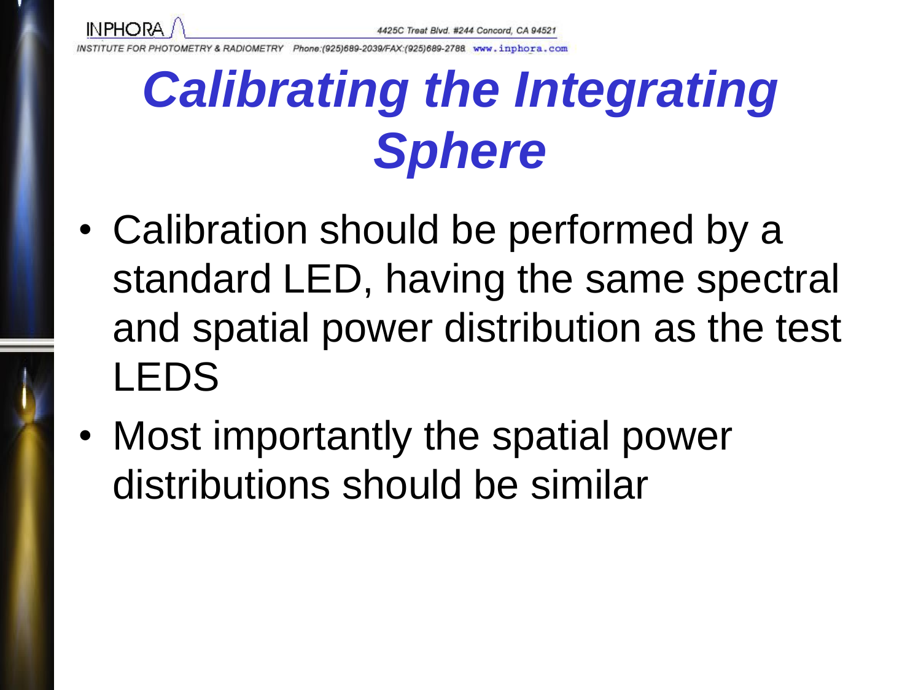# *Calibrating the Integrating Sphere*

- Calibration should be performed by a standard LED, having the same spectral and spatial power distribution as the test LEDS
- Most importantly the spatial power distributions should be similar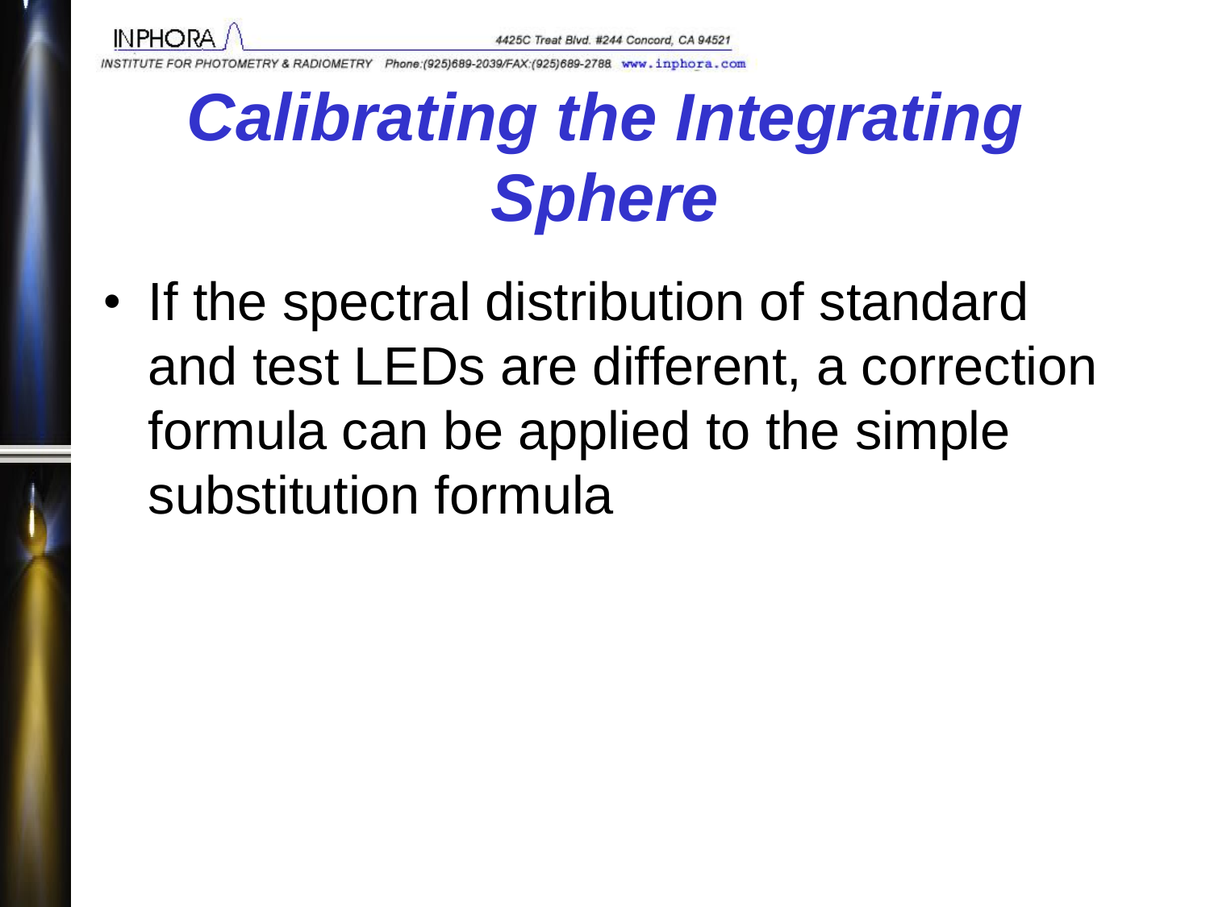# Calibrating the Integrating Sphere

- If the spectral distribution of standard and test LEDs are different, a correction formula can be applied to the simple substitution formula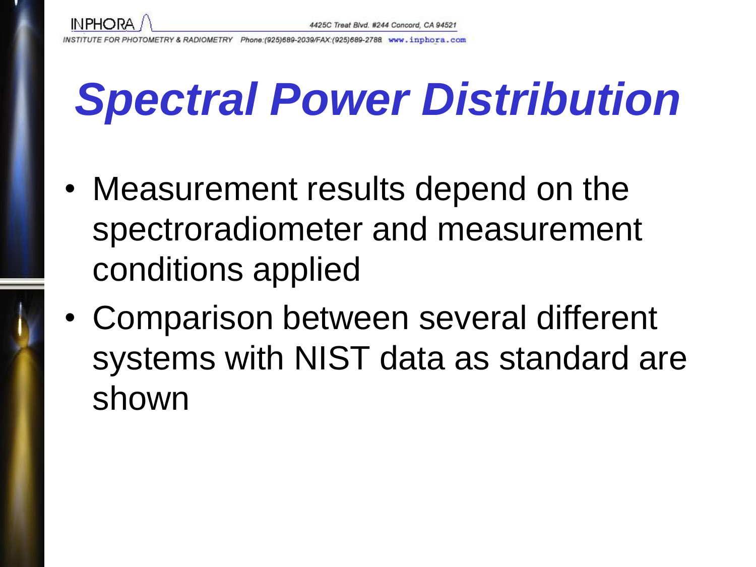# Spectral Power Distribution

- Measurement results depend on the spectroradiometer and measurement conditions applied
- Comparison between several different systems with NIST data as standard are shown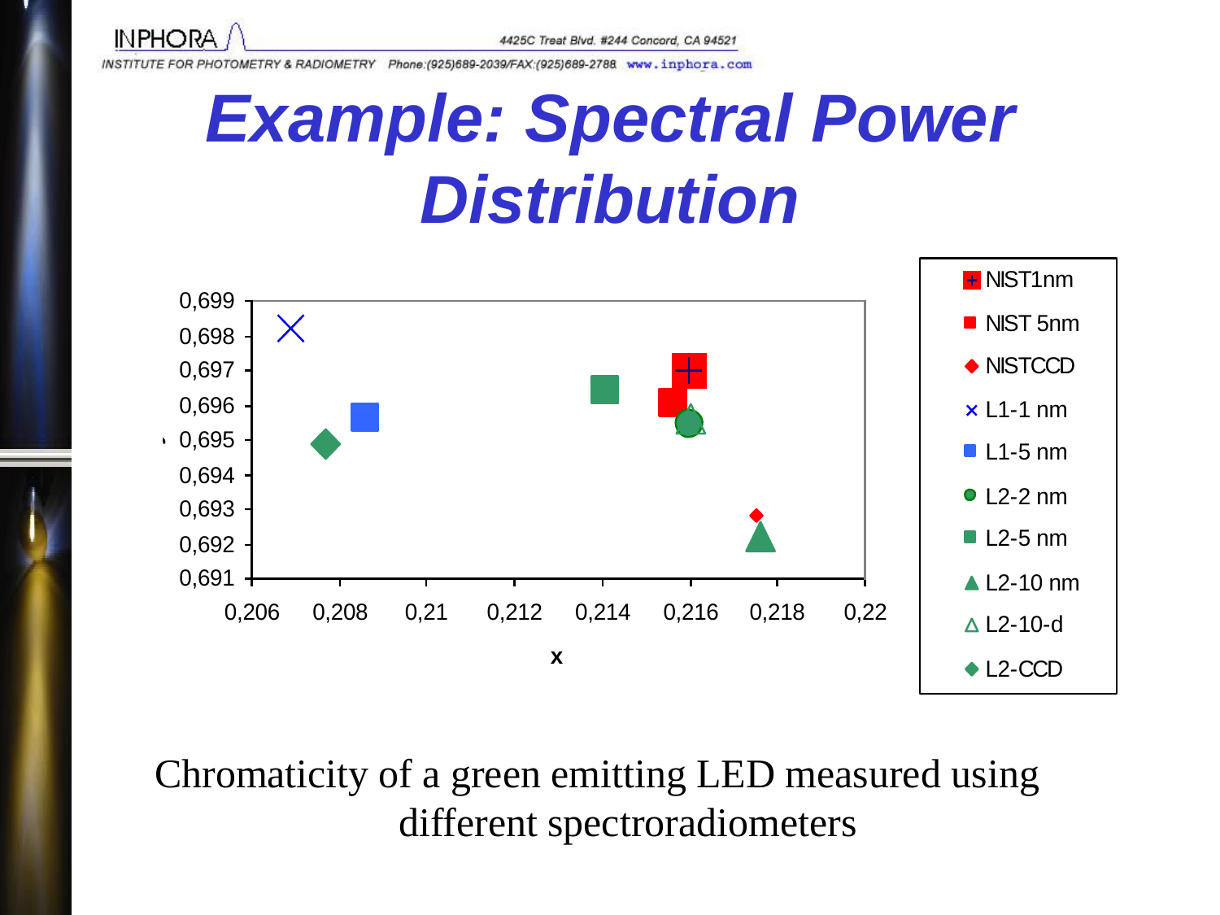# Example: Spectral Power Distribution

Chromaticity of a green emitting LED measured using different spectroradiometers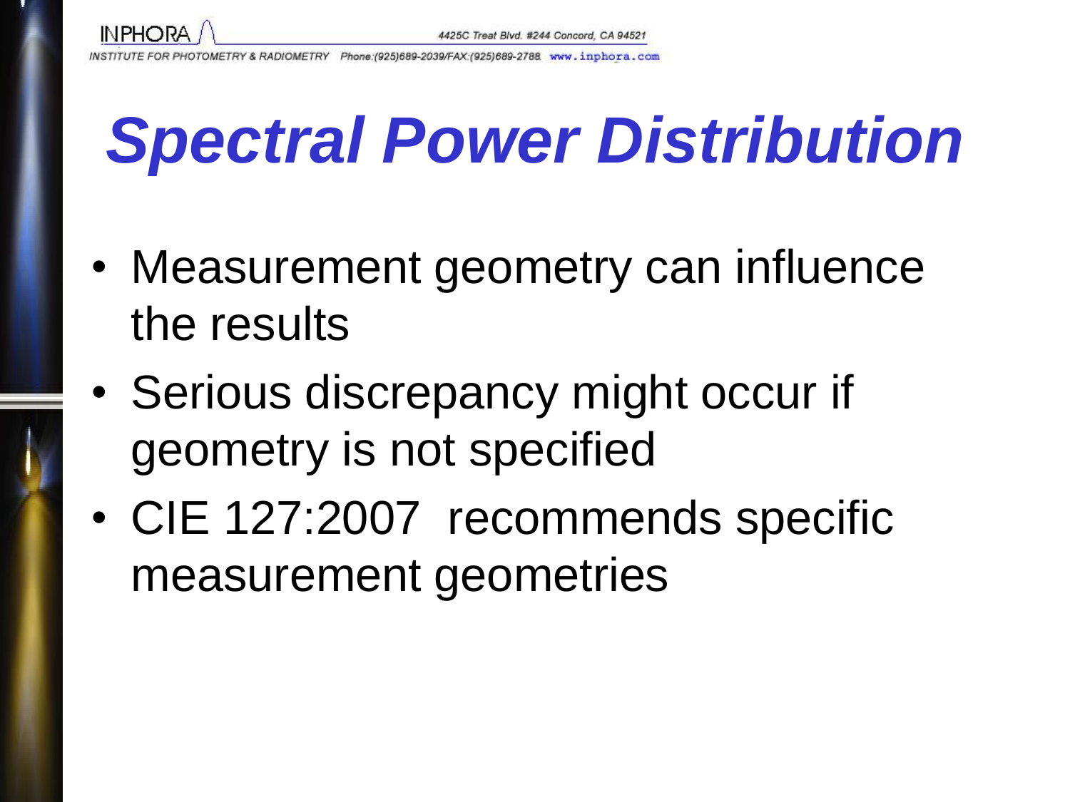# *Spectral Power Distribution*

- Measurement geometry can influence the results
- Serious discrepancy might occur if geometry is not specified
- CIE 127:2007 recommends specific measurement geometries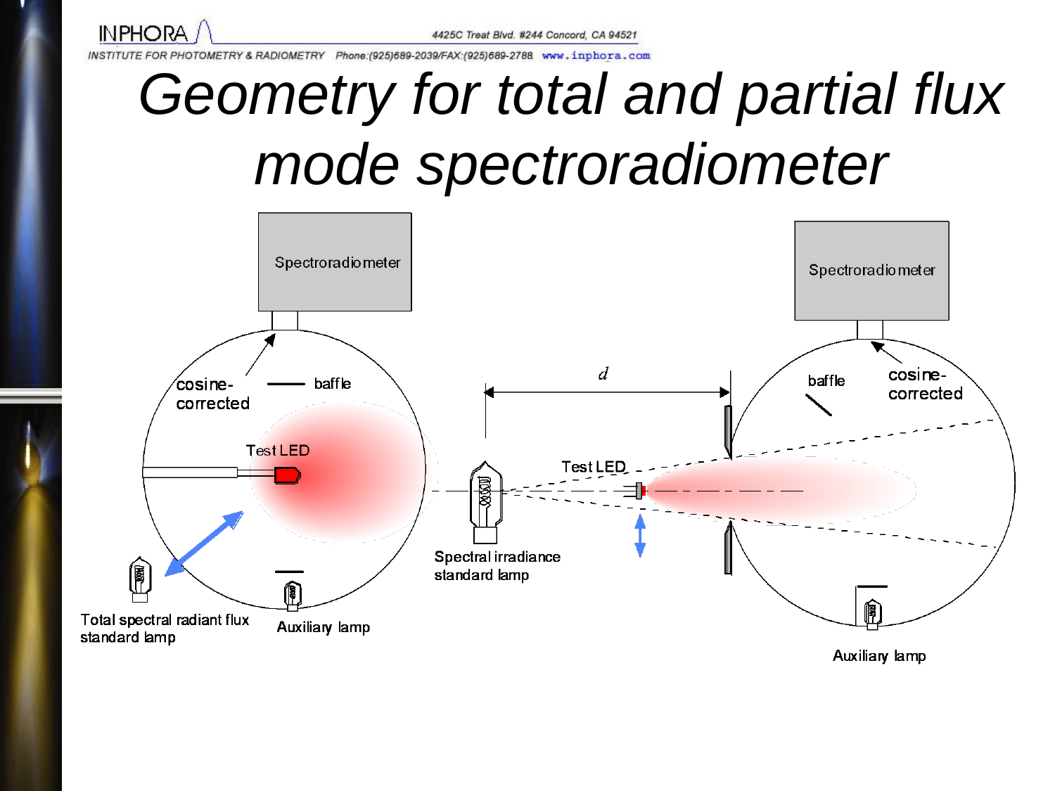# Geometry for total and partial flux mode spectroradiometer

Spectroradiometer

cosine-corrected

baffle

Test LED

Total spectral radiant flux standard lamp

Auxiliary lamp

$d$

Spectral irradiance standard lamp

Test LED

Spectroradiometer

baffle

cosine-corrected

Auxiliary lamp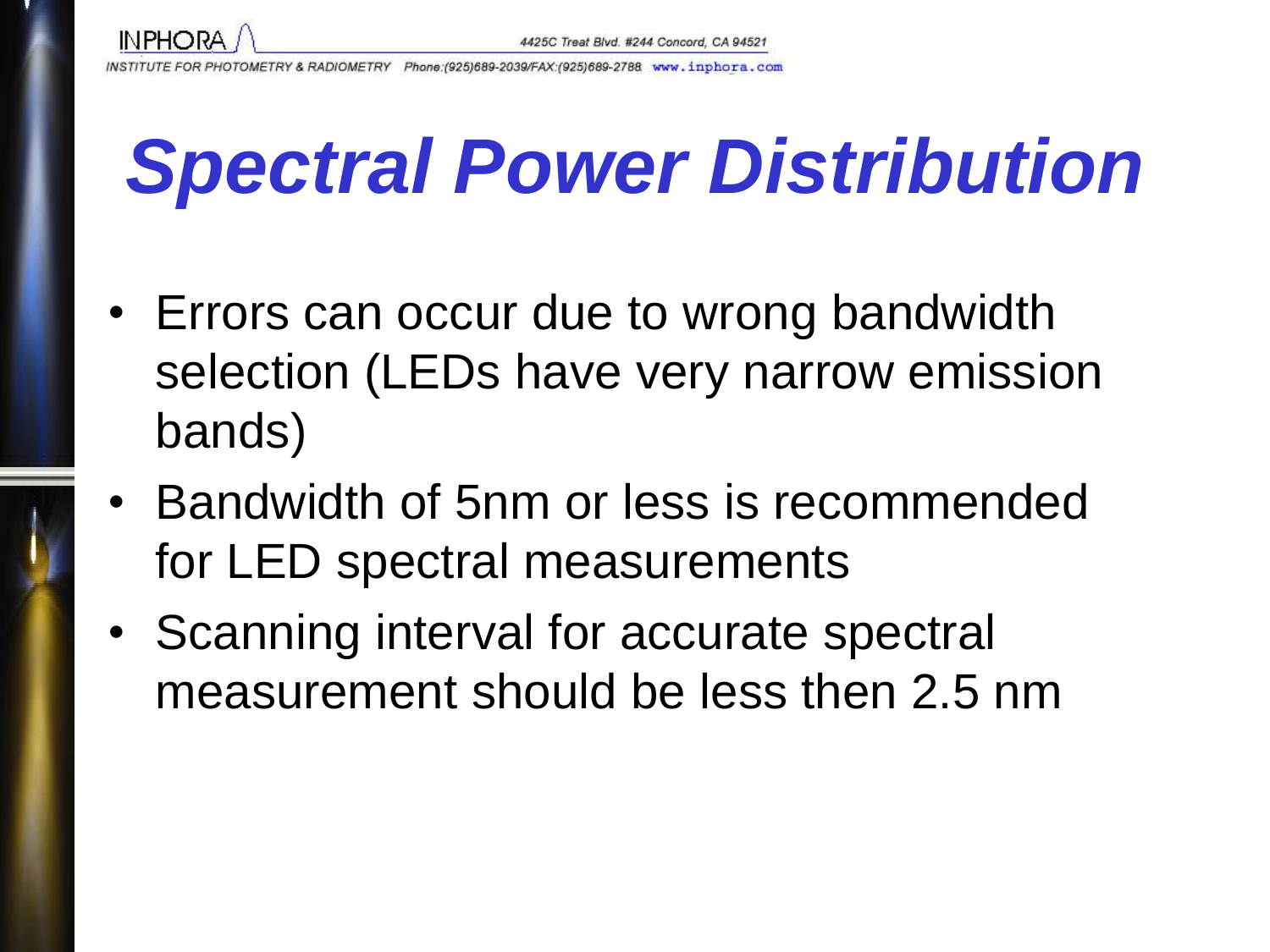# Spectral Power Distribution

- Errors can occur due to wrong bandwidth selection (LEDs have very narrow emission bands)
- Bandwidth of 5nm or less is recommended for LED spectral measurements
- Scanning interval for accurate spectral measurement should be less then 2.5 nm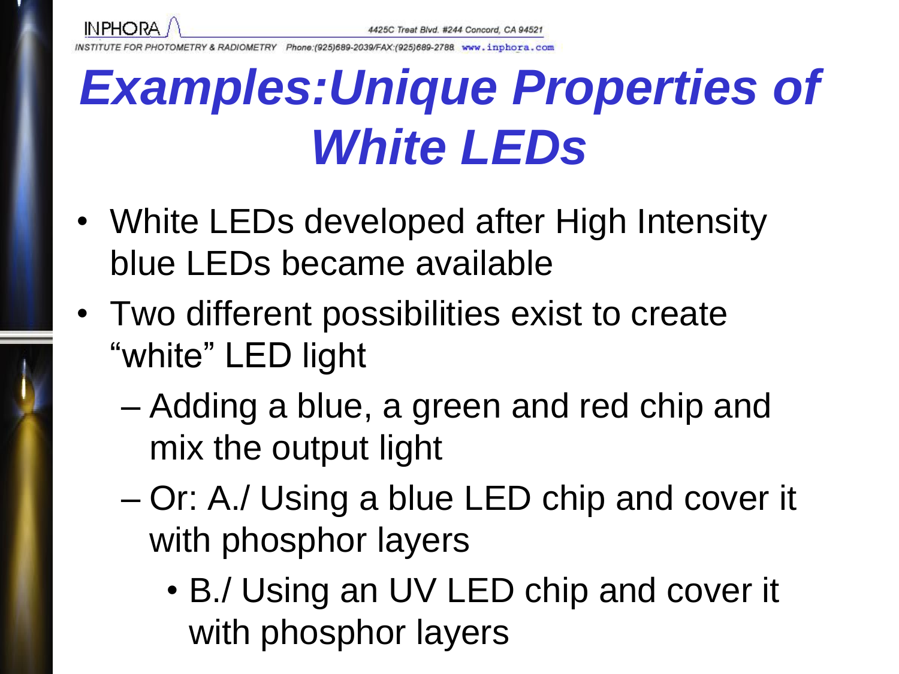# *Examples:Unique Properties of White LEDs*

- White LEDs developed after High Intensity blue LEDs became available
- Two different possibilities exist to create “white” LED light
  - Adding a blue, a green and red chip and mix the output light
  - Or: A./ Using a blue LED chip and cover it with phosphor layers
    - B./ Using an UV LED chip and cover it with phosphor layers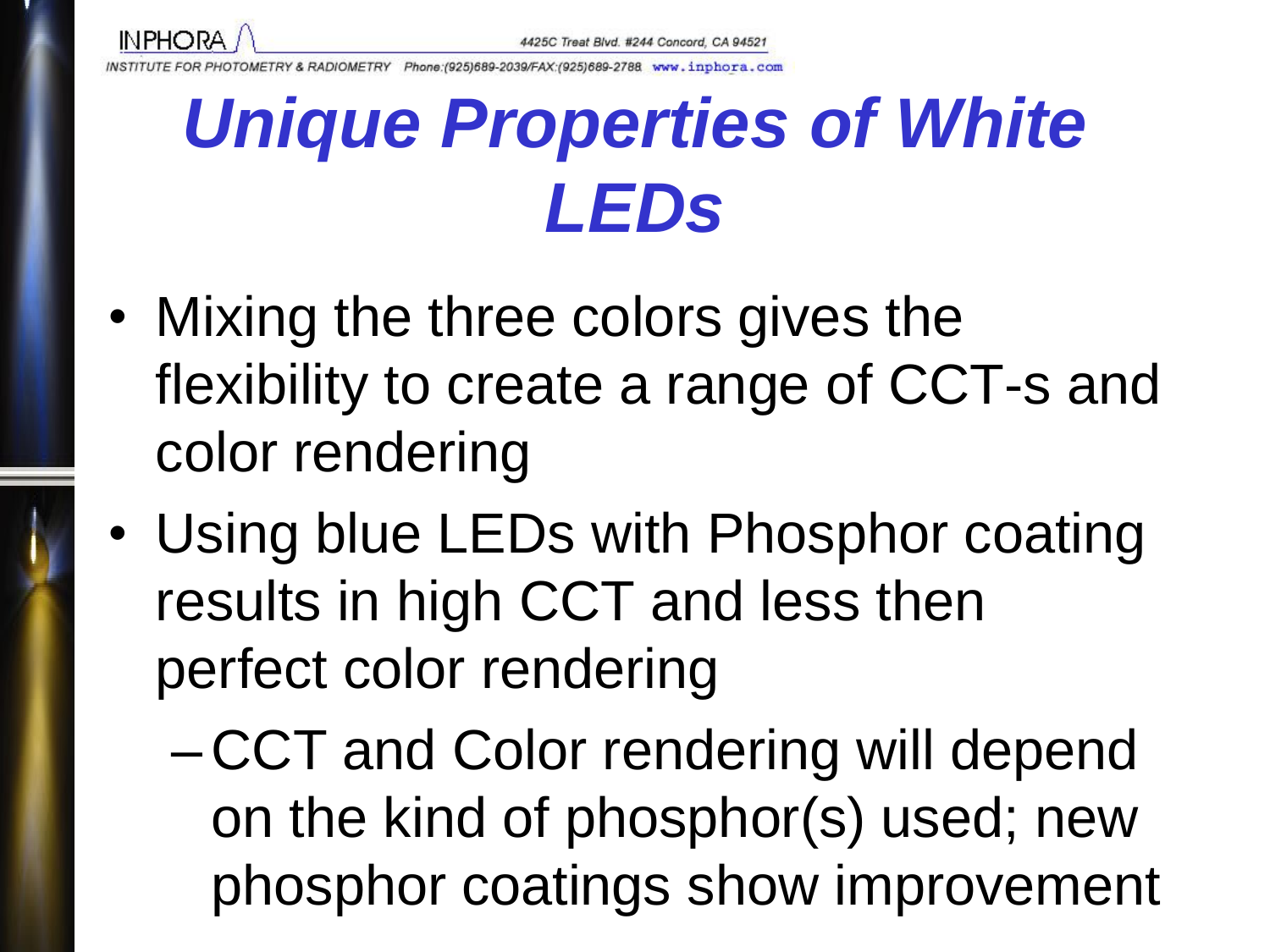# Unique Properties of White LEDs

- Mixing the three colors gives the flexibility to create a range of CCT-s and color rendering
- Using blue LEDs with Phosphor coating results in high CCT and less then perfect color rendering
  - CCT and Color rendering will depend on the kind of phosphor(s) used; new phosphor coatings show improvement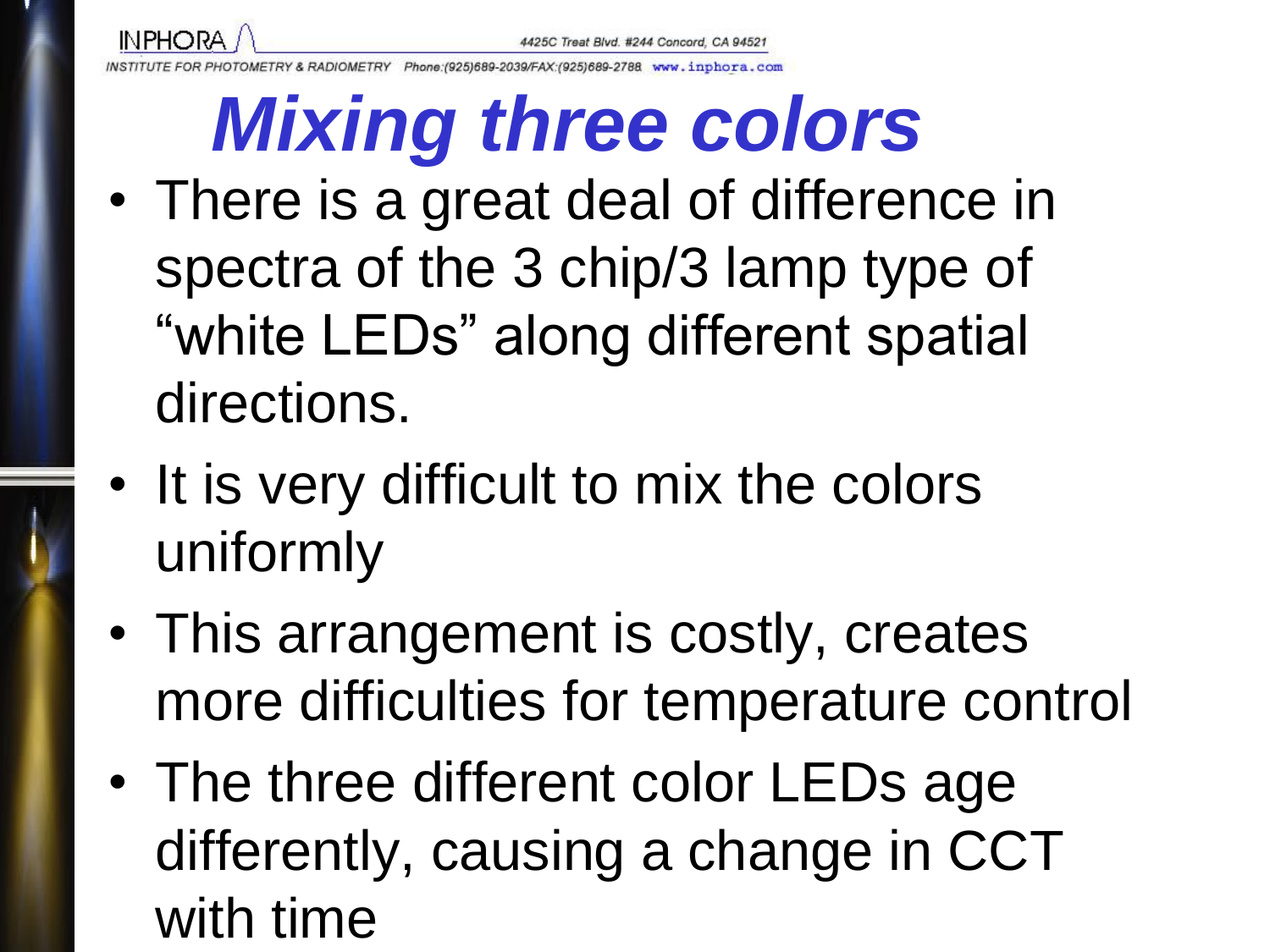# Mixing three colors

- There is a great deal of difference in spectra of the 3 chip/3 lamp type of "white LEDs" along different spatial directions.
- It is very difficult to mix the colors uniformly
- This arrangement is costly, creates more difficulties for temperature control
- The three different color LEDs age differently, causing a change in CCT with time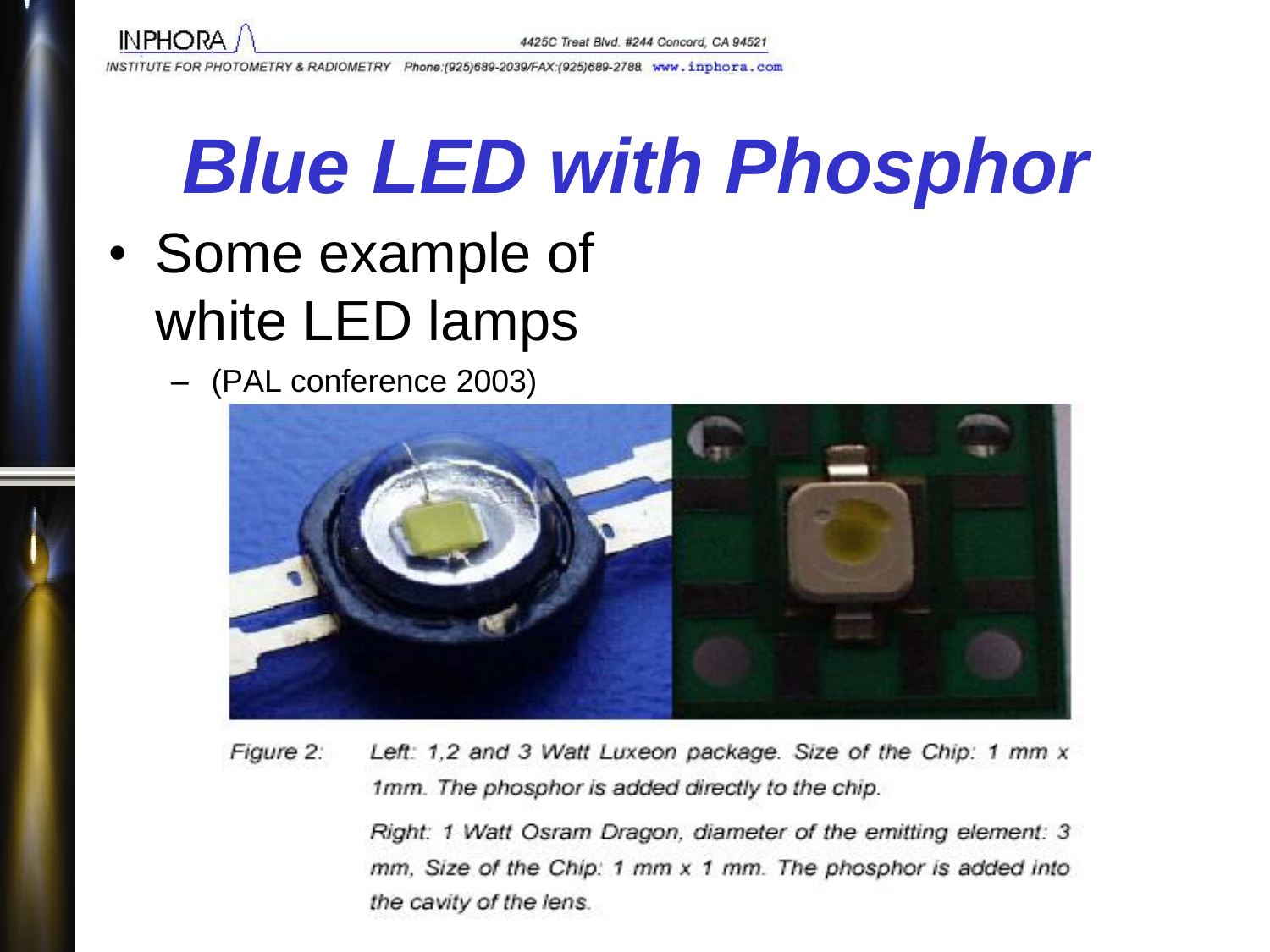# Blue LED with Phosphor

- Some example of white LED lamps
  - (PAL conference 2003)

Figure 2: Left: 1,2 and 3 Watt Luxeon package. Size of the Chip: 1 mm x 1mm. The phosphor is added directly to the chip.

Right: 1 Watt Osram Dragon, diameter of the emitting element: 3 mm, Size of the Chip: 1 mm x 1 mm. The phosphor is added into the cavity of the lens.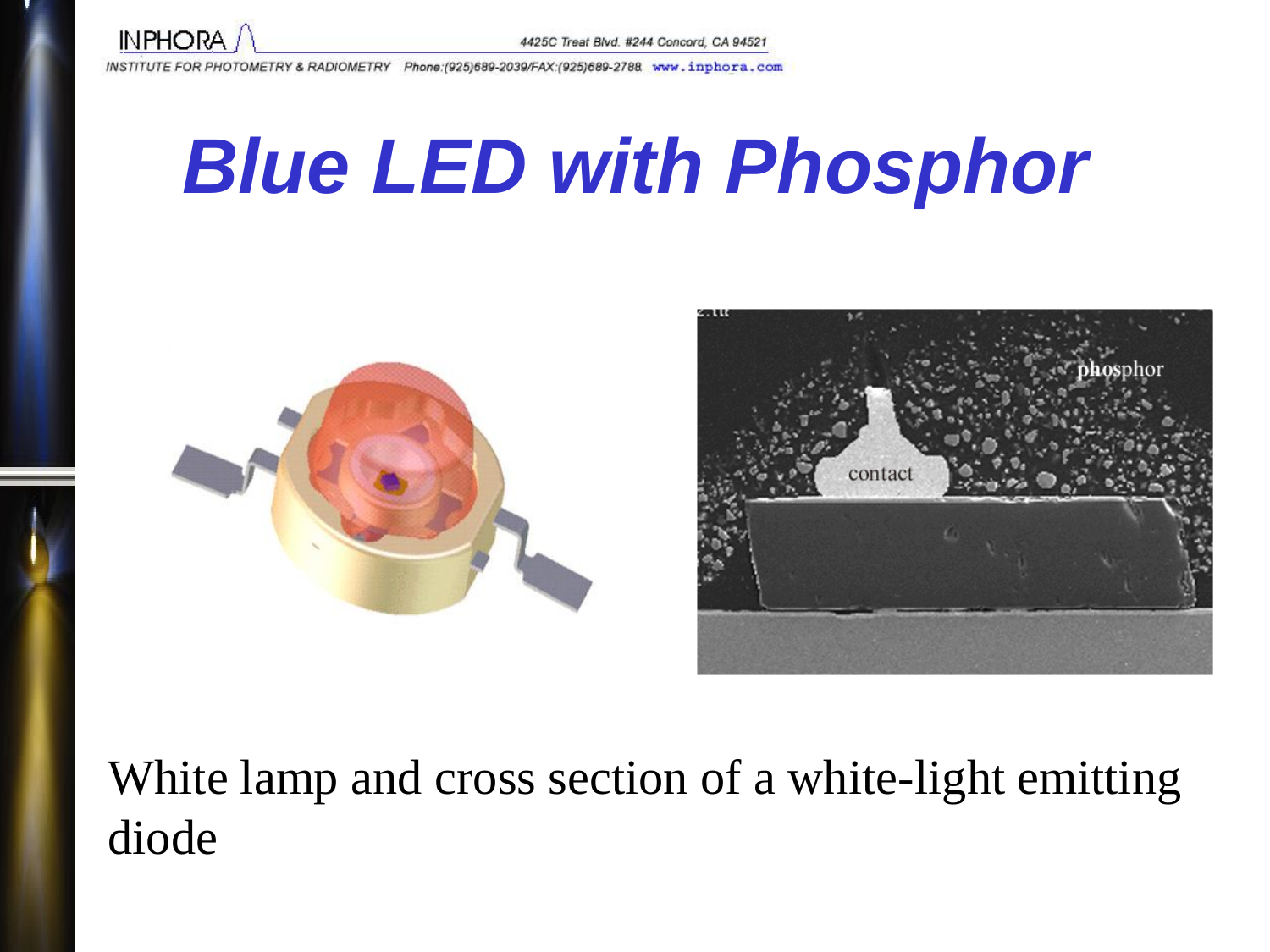# Blue LED with Phosphor

White lamp and cross section of a white-light emitting diode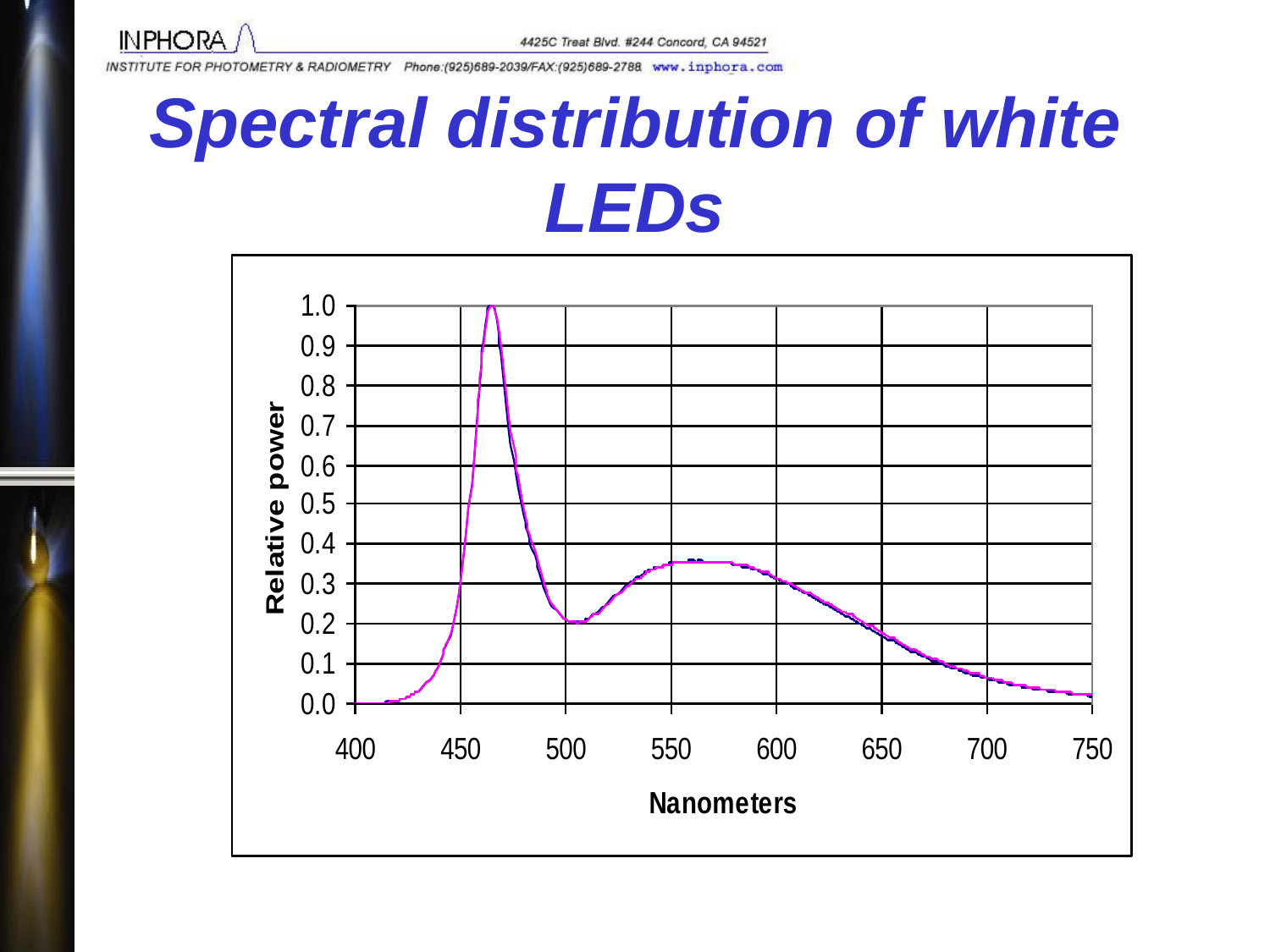# Spectral distribution of white LEDs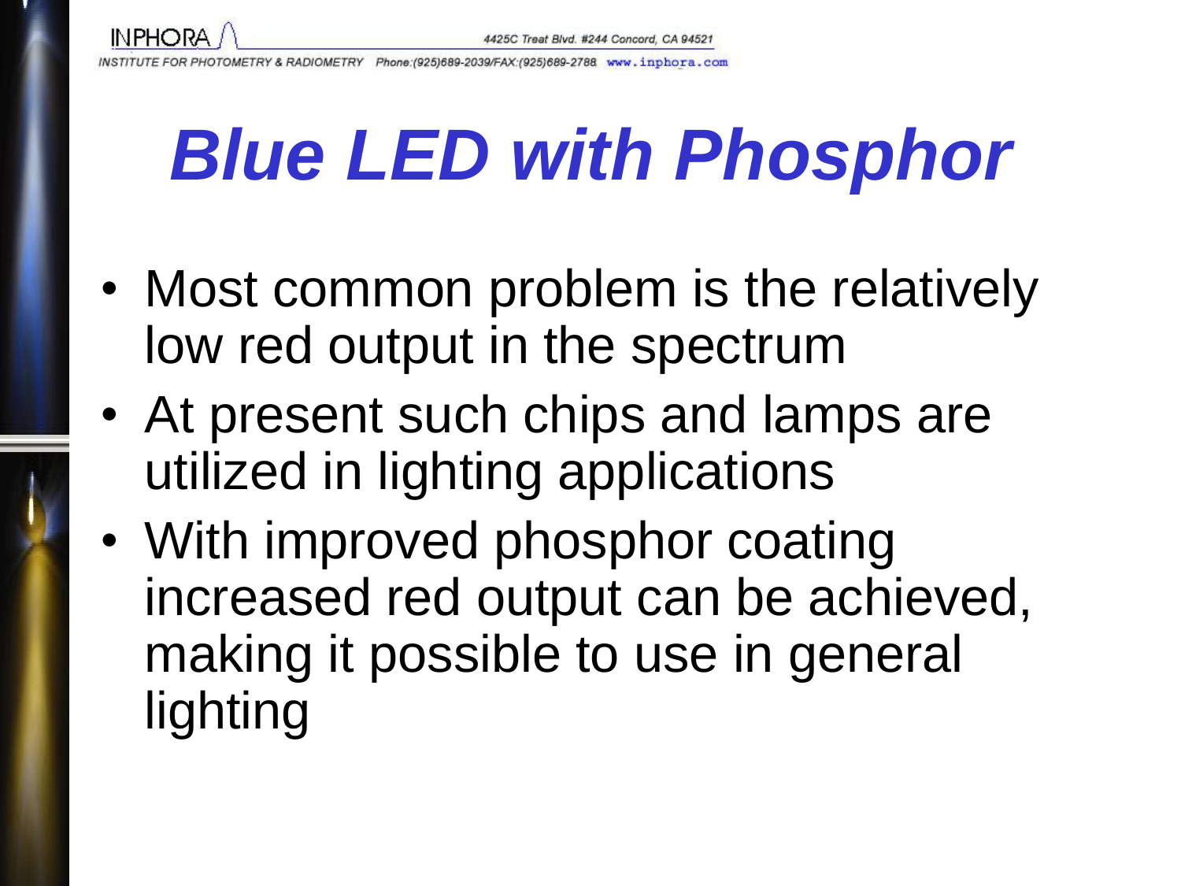# Blue LED with Phosphor

- Most common problem is the relatively low red output in the spectrum
- At present such chips and lamps are utilized in lighting applications
- With improved phosphor coating increased red output can be achieved, making it possible to use in general lighting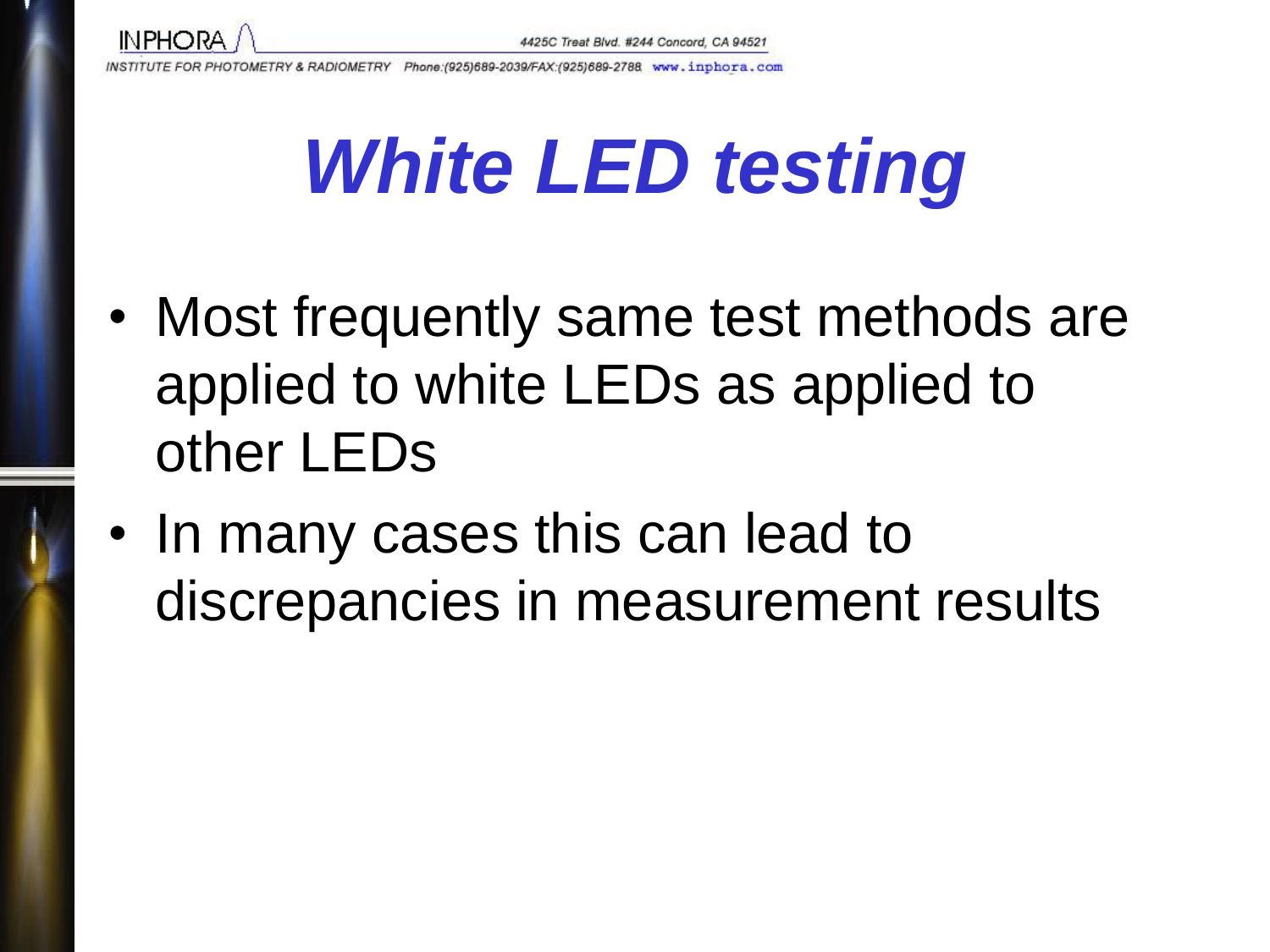# *White LED testing*

- Most frequently same test methods are applied to white LEDs as applied to other LEDs
- In many cases this can lead to discrepancies in measurement results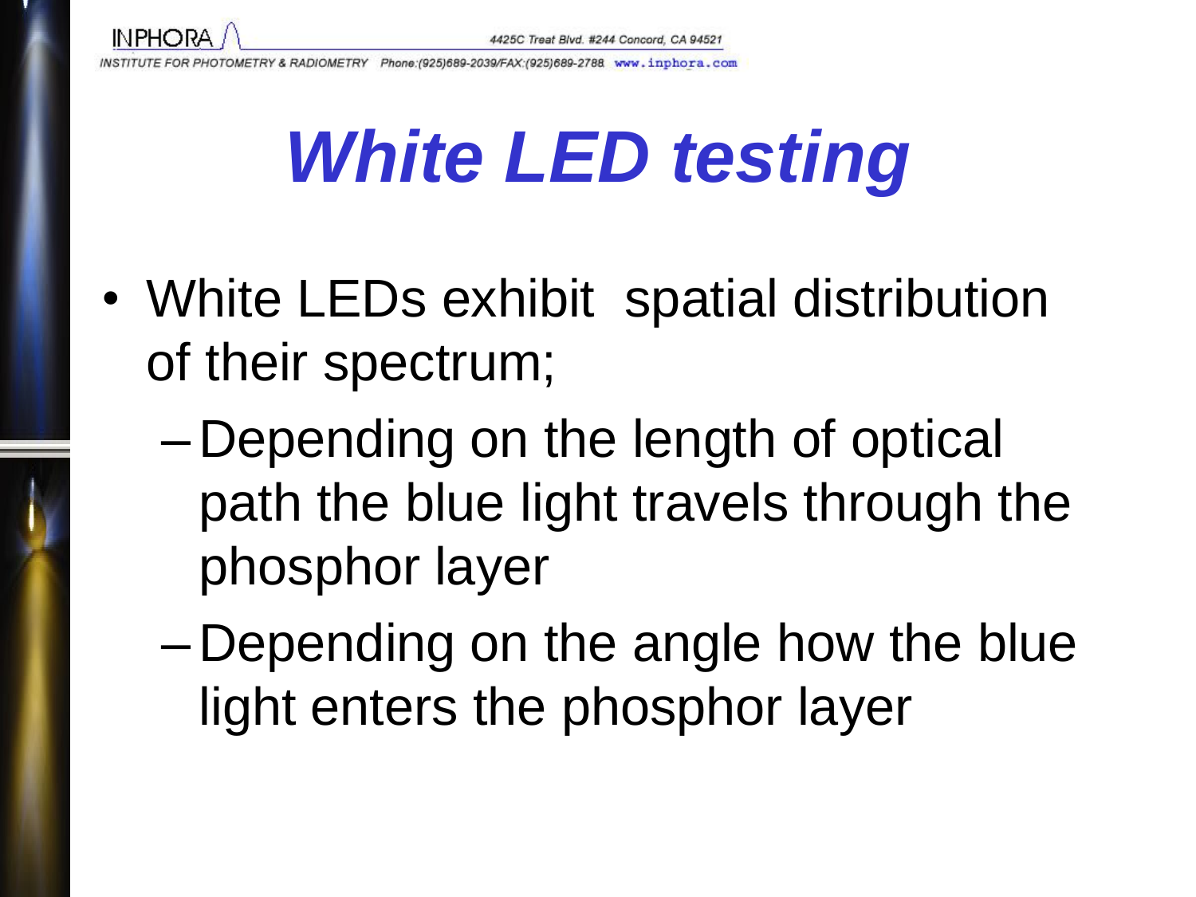# *White LED testing*

- White LEDs exhibit  spatial distribution of their spectrum;
  - Depending on the length of optical path the blue light travels through the phosphor layer
  - Depending on the angle how the blue light enters the phosphor layer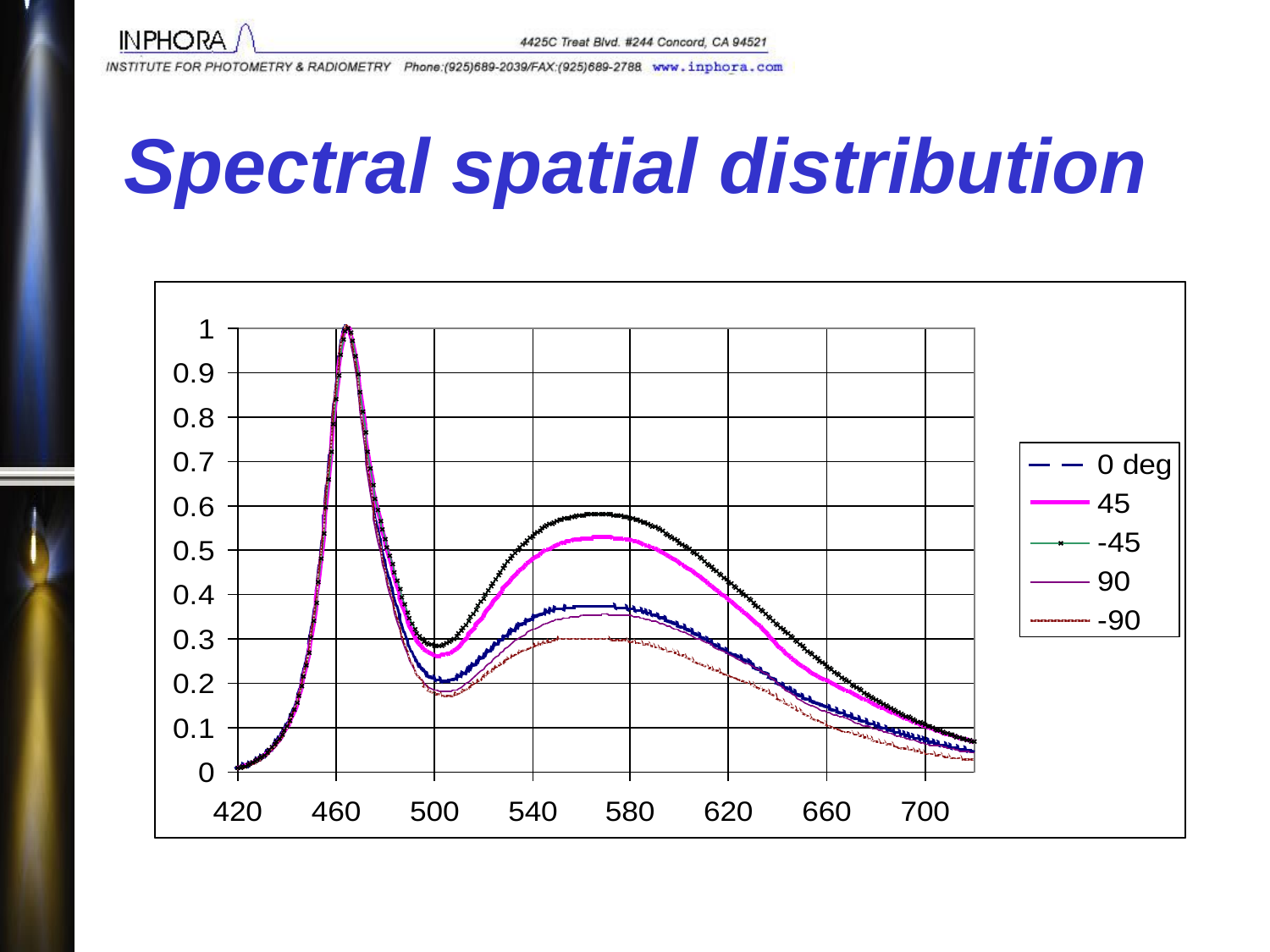# Spectral spatial distribution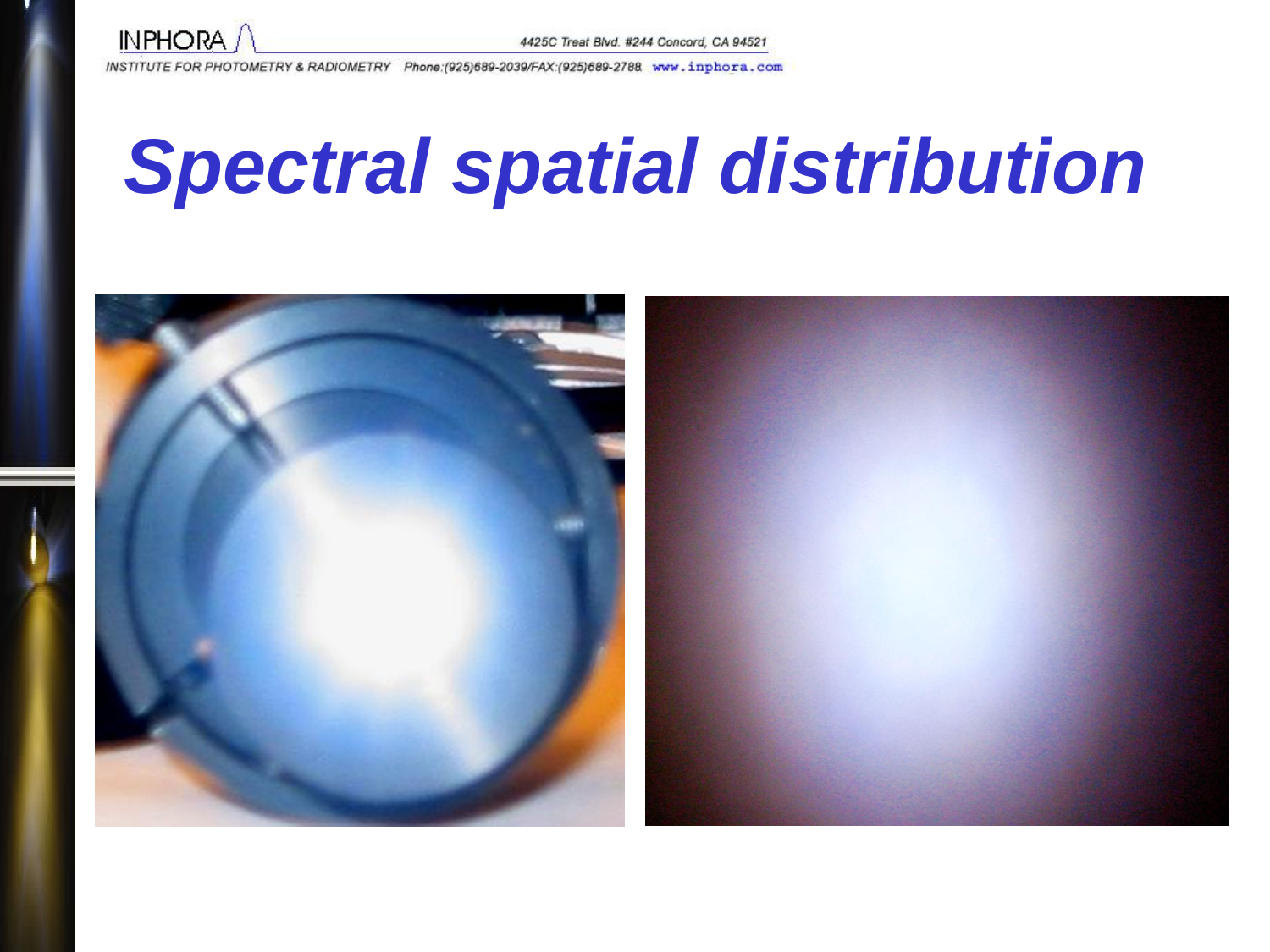# Spectral spatial distribution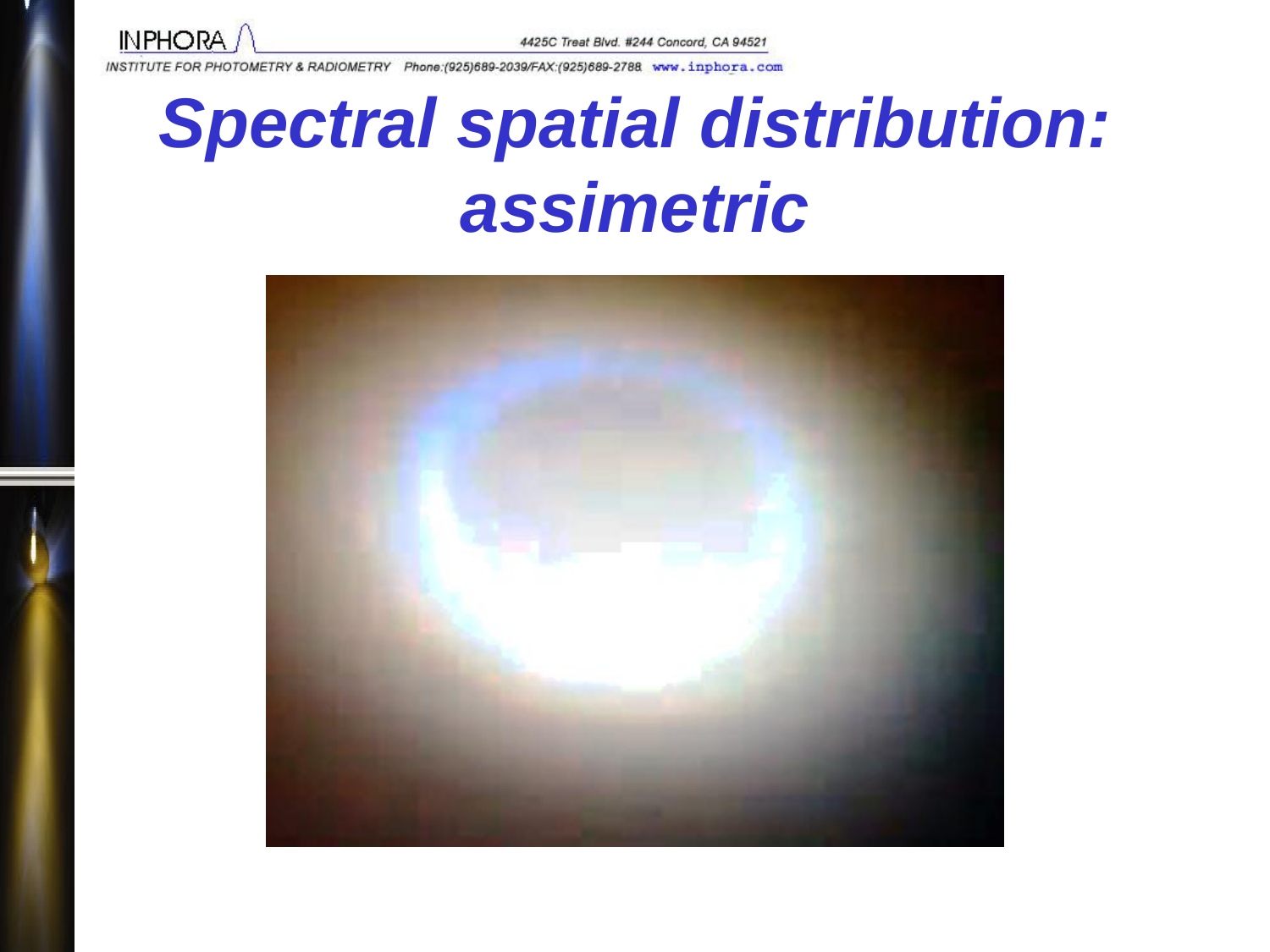# Spectral spatial distribution: assimetric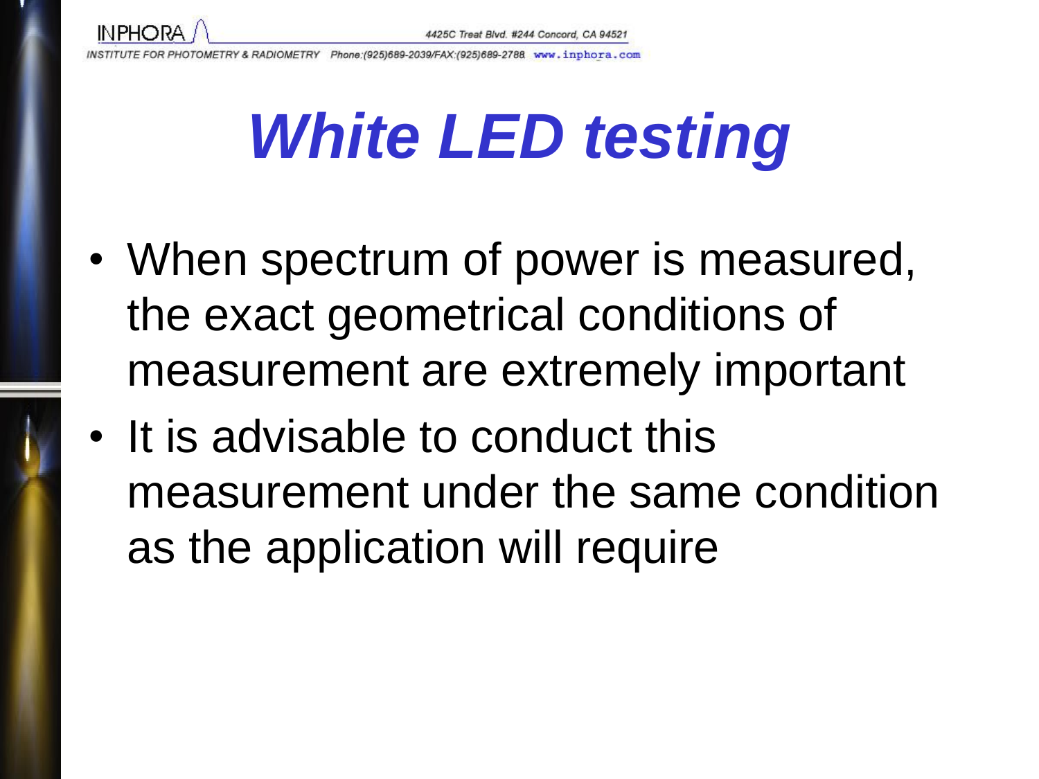# *White LED testing*

- When spectrum of power is measured, the exact geometrical conditions of measurement are extremely important
- It is advisable to conduct this measurement under the same condition as the application will require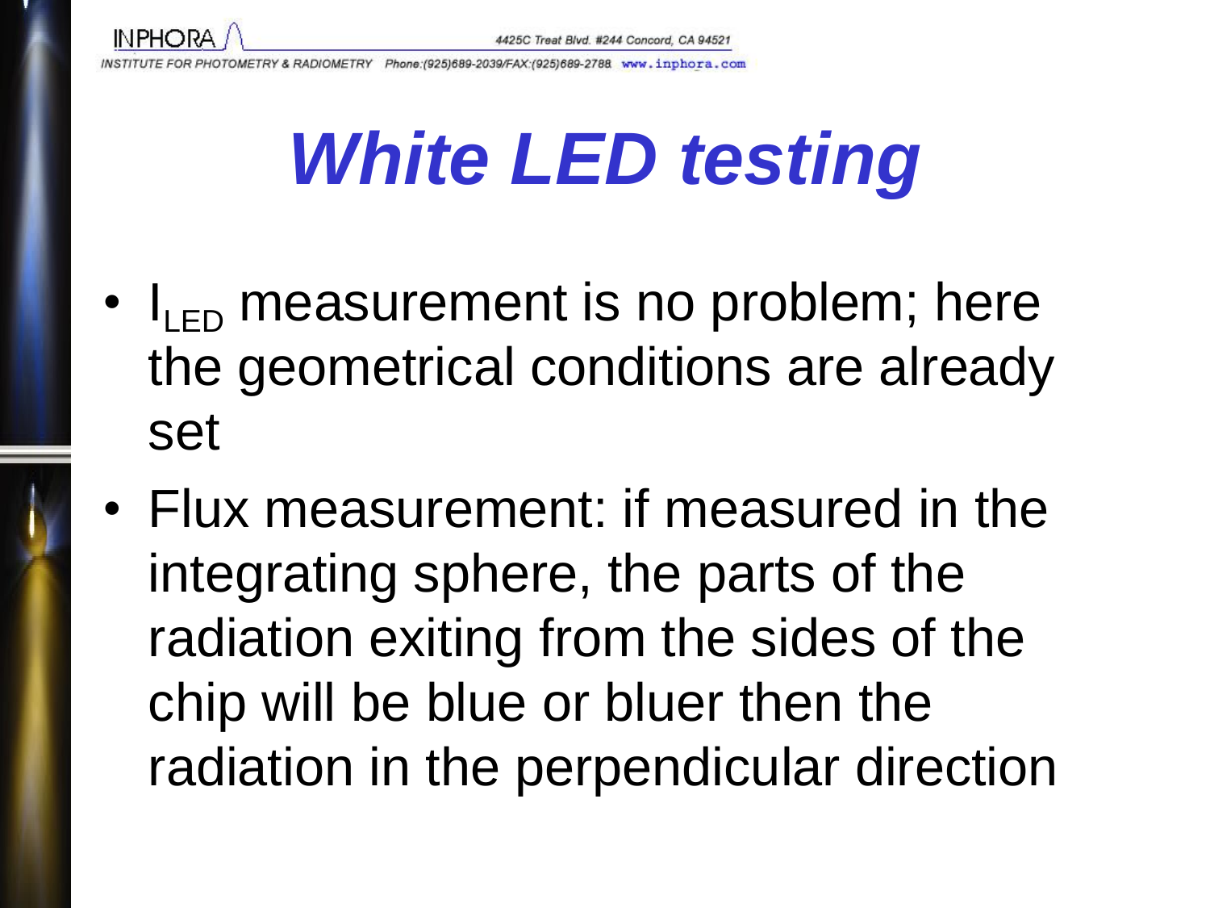# *White LED testing*

- $I_{LED}$ measurement is no problem; here the geometrical conditions are already set
- Flux measurement: if measured in the integrating sphere, the parts of the radiation exiting from the sides of the chip will be blue or bluer then the radiation in the perpendicular direction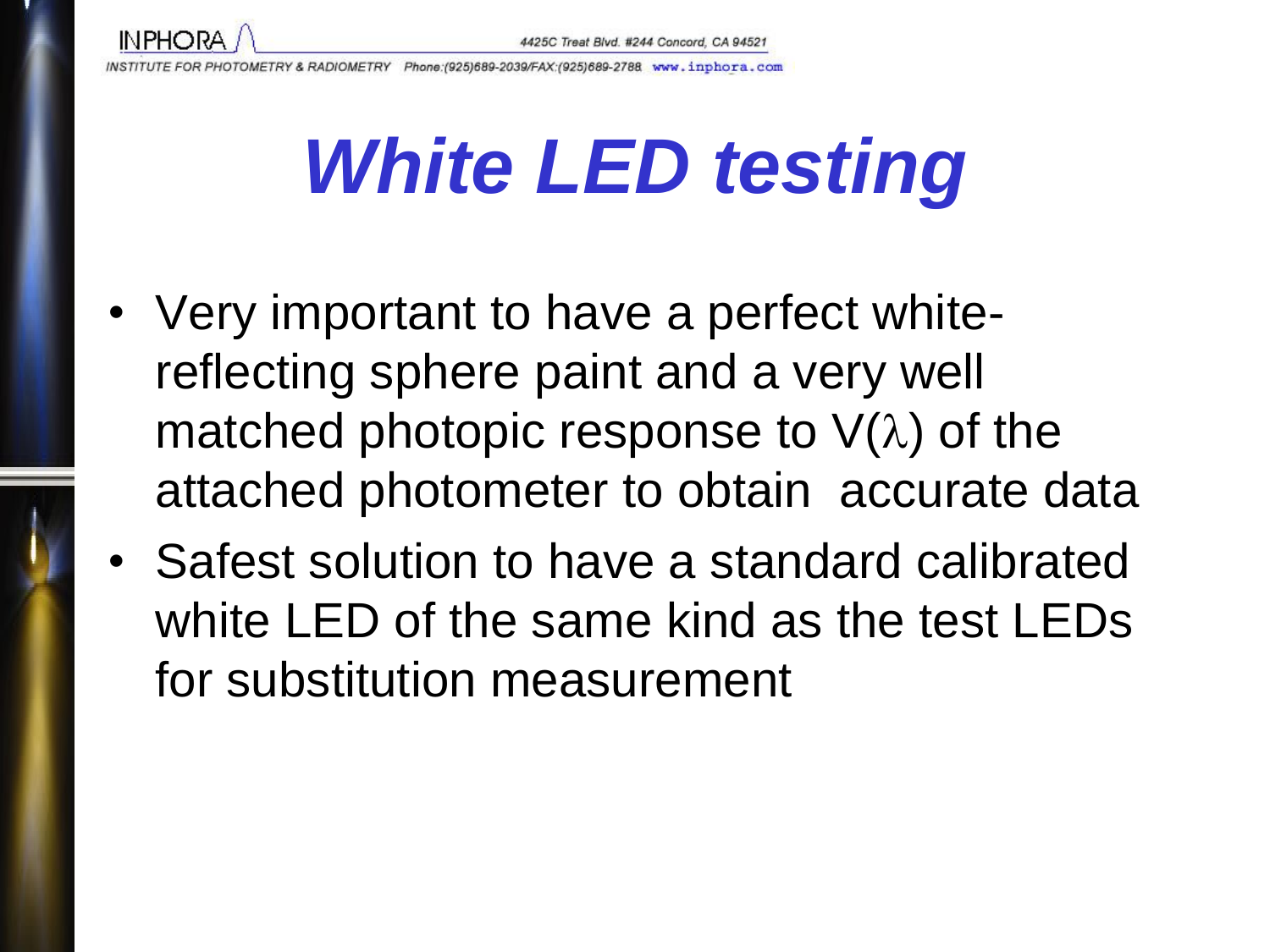# *White LED testing*

- Very important to have a perfect white-reflecting sphere paint and a very well matched photopic response to V($\lambda$) of the attached photometer to obtain accurate data
- Safest solution to have a standard calibrated white LED of the same kind as the test LEDs for substitution measurement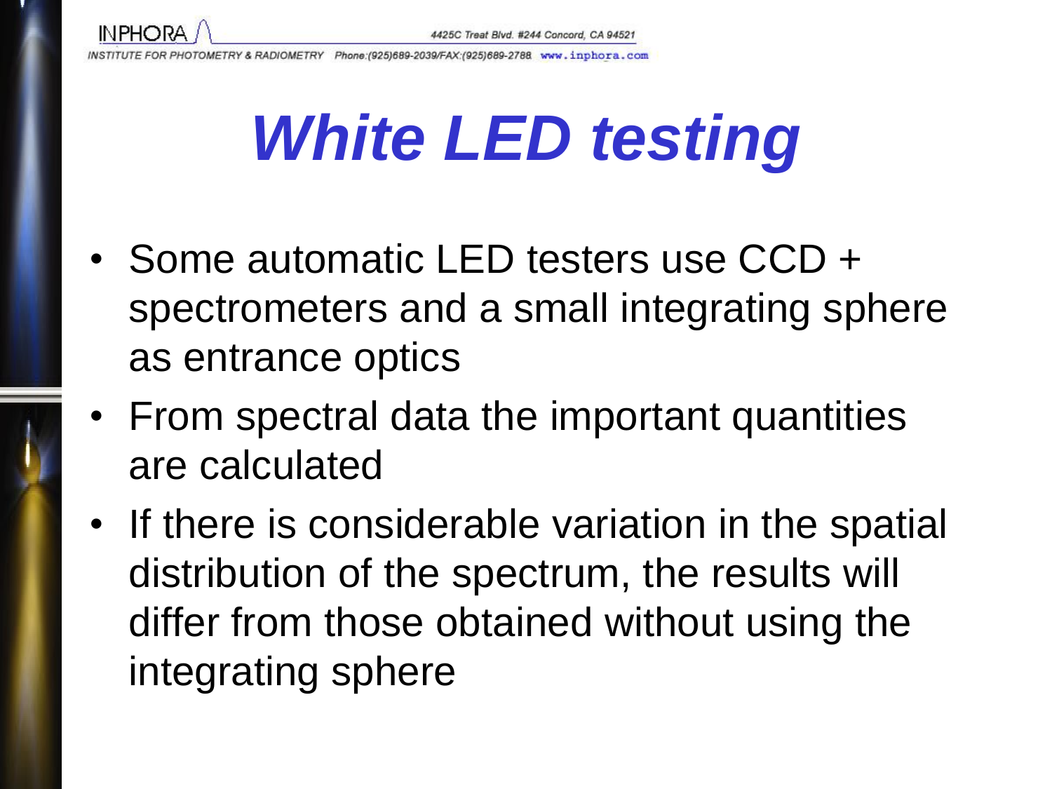# White LED testing

- Some automatic LED testers use CCD + spectrometers and a small integrating sphere as entrance optics
- From spectral data the important quantities are calculated
- If there is considerable variation in the spatial distribution of the spectrum, the results will differ from those obtained without using the integrating sphere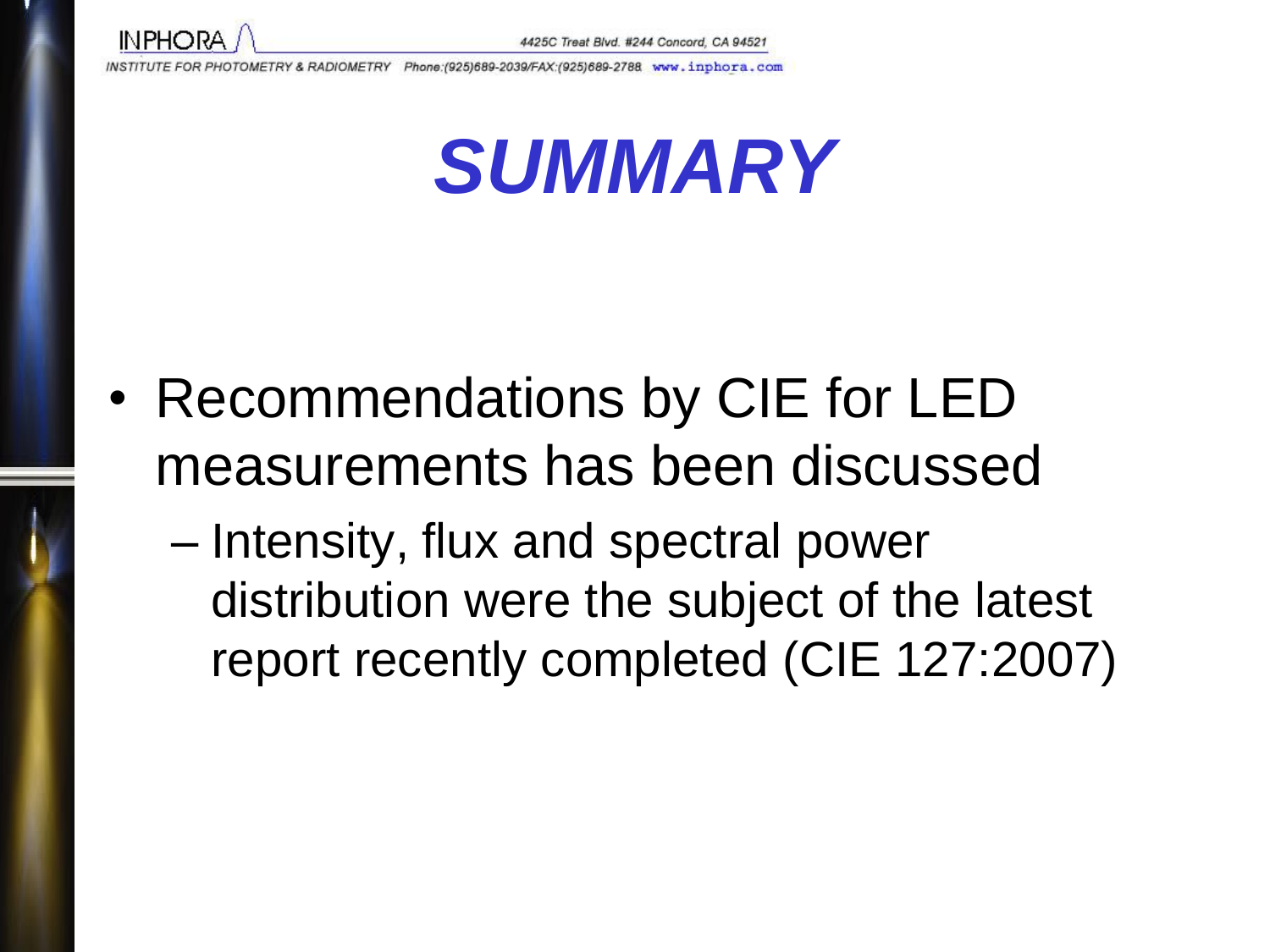# SUMMARY

- Recommendations by CIE for LED measurements has been discussed
  - Intensity, flux and spectral power distribution were the subject of the latest report recently completed (CIE 127:2007)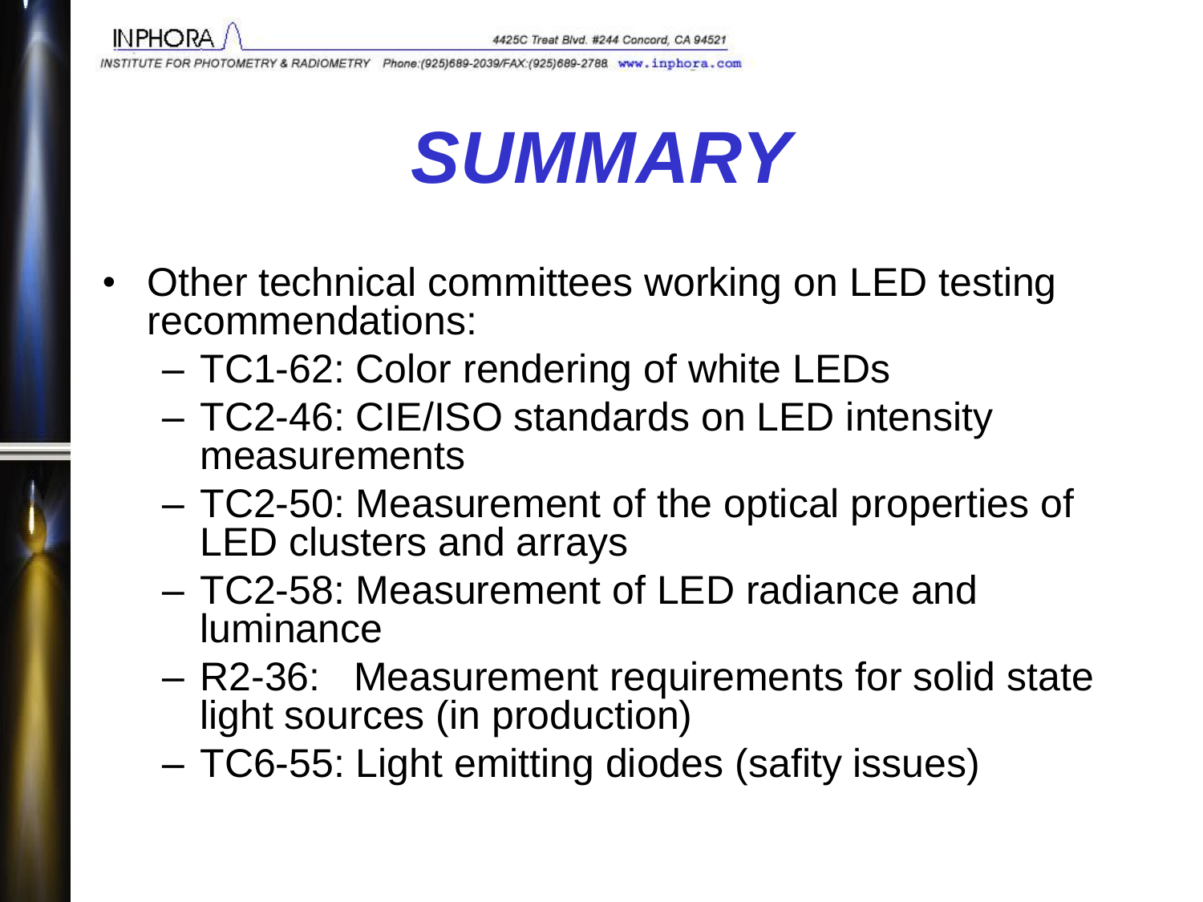# SUMMARY

- Other technical committees working on LED testing recommendations:
  - TC1-62: Color rendering of white LEDs
  - TC2-46: CIE/ISO standards on LED intensity measurements
  - TC2-50: Measurement of the optical properties of LED clusters and arrays
  - TC2-58: Measurement of LED radiance and luminance
  - R2-36: Measurement requirements for solid state light sources (in production)
  - TC6-55: Light emitting diodes (safity issues)